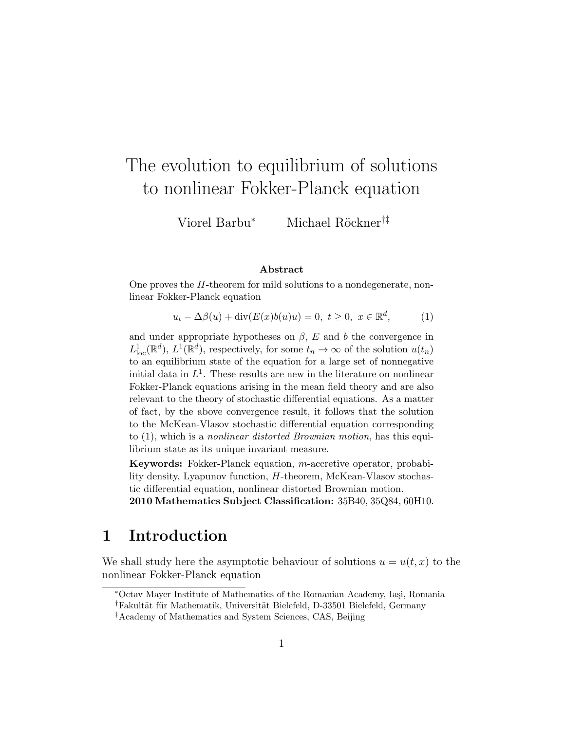# The evolution to equilibrium of solutions to nonlinear Fokker-Planck equation

Viorel Barbu[*]  Michael Röckner[†‡]

### Abstract

One proves the $H$-theorem for mild solutions to a nondegenerate, nonlinear Fokker-Planck equation

$$u_t - \Delta\beta(u) + \mathrm{div}(E(x)b(u)u) = 0,\ t \geq 0,\ x \in \mathbb{R}^d, \tag{1}$$

and under appropriate hypotheses on $\beta$, $E$ and $b$ the convergence in $L^1_{\mathrm{loc}}(\mathbb{R}^d)$, $L^1(\mathbb{R}^d)$, respectively, for some $t_n \to \infty$ of the solution $u(t_n)$ to an equilibrium state of the equation for a large set of nonnegative initial data in $L^1$. These results are new in the literature on nonlinear Fokker-Planck equations arising in the mean field theory and are also relevant to the theory of stochastic differential equations. As a matter of fact, by the above convergence result, it follows that the solution to the McKean-Vlasov stochastic differential equation corresponding to (1), which is a *nonlinear distorted Brownian motion*, has this equilibrium state as its unique invariant measure.

**Keywords:** Fokker-Planck equation, $m$-accretive operator, probability density, Lyapunov function, $H$-theorem, McKean-Vlasov stochastic differential equation, nonlinear distorted Brownian motion.
**2010 Mathematics Subject Classification:** 35B40, 35Q84, 60H10.

## 1 Introduction

We shall study here the asymptotic behaviour of solutions $u = u(t,x)$ to the nonlinear Fokker-Planck equation

[*] Octav Mayer Institute of Mathematics of the Romanian Academy, Iaşi, Romania
[†] Fakultät für Mathematik, Universität Bielefeld, D-33501 Bielefeld, Germany
[‡] Academy of Mathematics and System Sciences, CAS, Beijing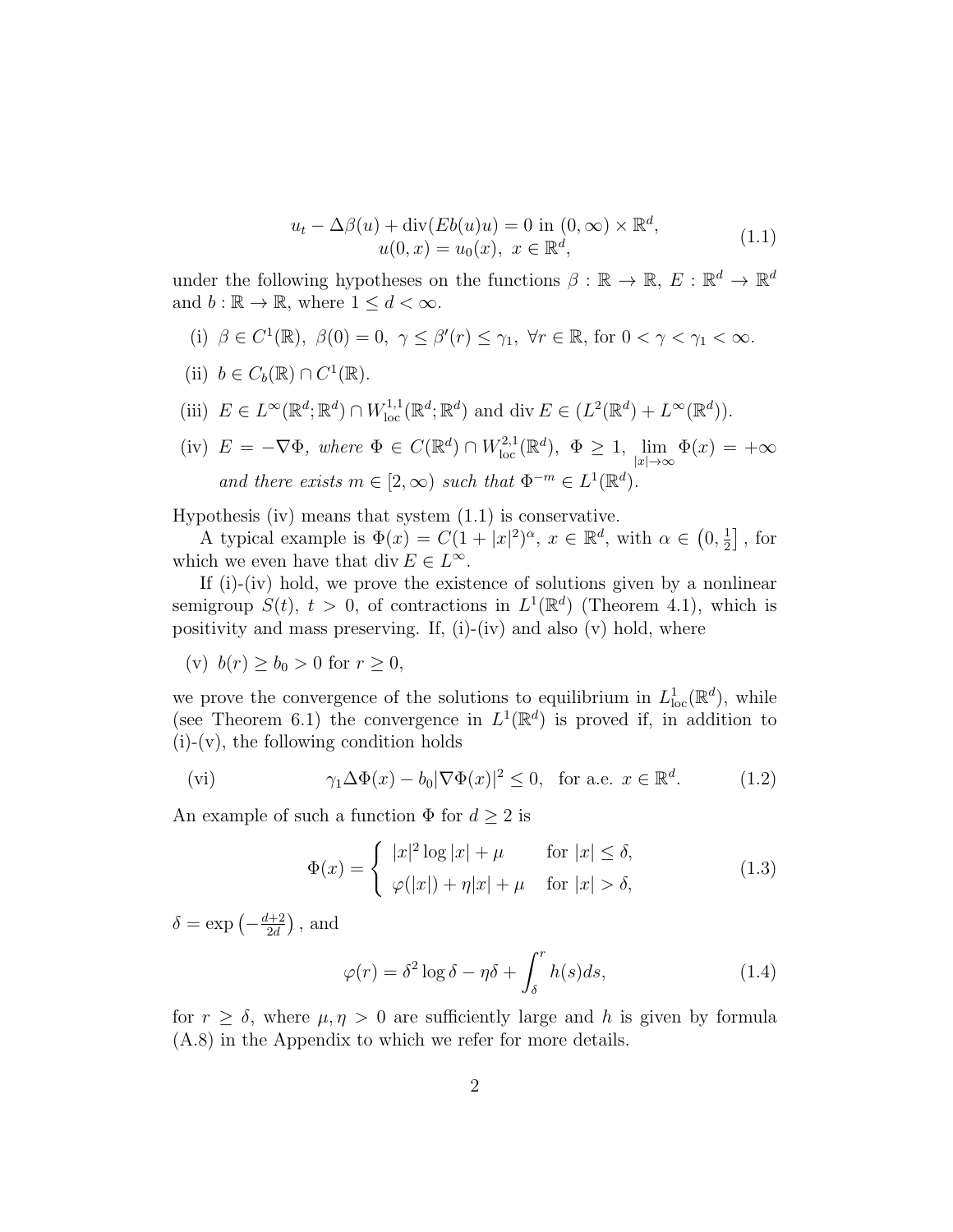$$
\begin{aligned}
&u_t - \Delta\beta(u) + \operatorname{div}(Eb(u)u) = 0 \text{ in } (0,\infty)\times\mathbb{R}^d,\\
&u(0,x) = u_0(x),\ x\in\mathbb{R}^d,
\end{aligned}
\tag{1.1}
$$

under the following hypotheses on the functions $\beta:\mathbb{R}\to\mathbb{R}$, $E:\mathbb{R}^d\to\mathbb{R}^d$ and $b:\mathbb{R}\to\mathbb{R}$, where $1\le d<\infty$.

- (i) $\beta\in C^1(\mathbb{R})$, $\beta(0)=0$, $\gamma\le\beta'(r)\le\gamma_1$, $\forall r\in\mathbb{R}$, for $0<\gamma<\gamma_1<\infty$.
- (ii) $b\in C_b(\mathbb{R})\cap C^1(\mathbb{R})$.
- (iii) $E\in L^\infty(\mathbb{R}^d;\mathbb{R}^d)\cap W^{1,1}_{\rm loc}(\mathbb{R}^d;\mathbb{R}^d)$ and $\operatorname{div} E\in(L^2(\mathbb{R}^d)+L^\infty(\mathbb{R}^d))$.
- (iv) $E=-\nabla\Phi$, *where* $\Phi\in C(\mathbb{R}^d)\cap W^{2,1}_{\rm loc}(\mathbb{R}^d)$, $\Phi\ge1$, $\lim\limits_{|x|\to\infty}\Phi(x)=+\infty$ *and there exists* $m\in[2,\infty)$ *such that* $\Phi^{-m}\in L^1(\mathbb{R}^d)$.

Hypothesis (iv) means that system (1.1) is conservative.

A typical example is $\Phi(x)=C(1+|x|^2)^\alpha$, $x\in\mathbb{R}^d$, with $\alpha\in\left(0,\frac12\right]$, for which we even have that $\operatorname{div}E\in L^\infty$.

If (i)-(iv) hold, we prove the existence of solutions given by a nonlinear semigroup $S(t)$, $t>0$, of contractions in $L^1(\mathbb{R}^d)$ (Theorem 4.1), which is positivity and mass preserving. If, (i)-(iv) and also (v) hold, where

- (v) $b(r)\ge b_0>0$ for $r\ge0$,

we prove the convergence of the solutions to equilibrium in $L^1_{\rm loc}(\mathbb{R}^d)$, while (see Theorem 6.1) the convergence in $L^1(\mathbb{R}^d)$ is proved if, in addition to (i)-(v), the following condition holds

$$
\text{(vi)}\qquad \gamma_1\Delta\Phi(x)-b_0|\nabla\Phi(x)|^2\le0,\quad\text{for a.e. } x\in\mathbb{R}^d. \tag{1.2}
$$

An example of such a function $\Phi$ for $d\ge2$ is

$$
\Phi(x)=\begin{cases}|x|^2\log|x|+\mu & \text{for } |x|\le\delta,\\ \varphi(|x|)+\eta|x|+\mu & \text{for } |x|>\delta,\end{cases} \tag{1.3}
$$

$\delta=\exp\left(-\frac{d+2}{2d}\right)$, and

$$
\varphi(r)=\delta^2\log\delta-\eta\delta+\int_\delta^r h(s)ds, \tag{1.4}
$$

for $r\ge\delta$, where $\mu,\eta>0$ are sufficiently large and $h$ is given by formula (A.8) in the Appendix to which we refer for more details.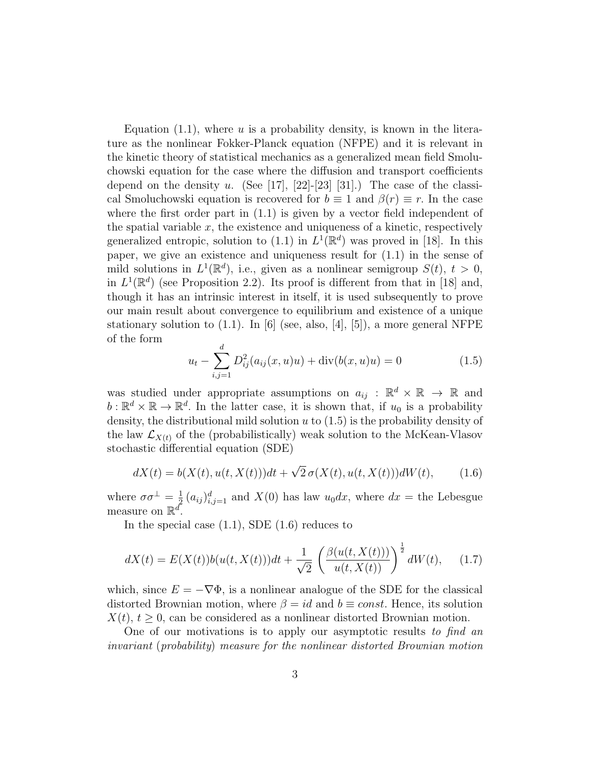Equation (1.1), where $u$ is a probability density, is known in the literature as the nonlinear Fokker-Planck equation (NFPE) and it is relevant in the kinetic theory of statistical mechanics as a generalized mean field Smoluchowski equation for the case where the diffusion and transport coefficients depend on the density $u$. (See [17], [22]-[23] [31].) The case of the classical Smoluchowski equation is recovered for $b \equiv 1$ and $\beta(r) \equiv r$. In the case where the first order part in (1.1) is given by a vector field independent of the spatial variable $x$, the existence and uniqueness of a kinetic, respectively generalized entropic, solution to (1.1) in $L^1(\mathbb{R}^d)$ was proved in [18]. In this paper, we give an existence and uniqueness result for (1.1) in the sense of mild solutions in $L^1(\mathbb{R}^d)$, i.e., given as a nonlinear semigroup $S(t)$, $t > 0$, in $L^1(\mathbb{R}^d)$ (see Proposition 2.2). Its proof is different from that in [18] and, though it has an intrinsic interest in itself, it is used subsequently to prove our main result about convergence to equilibrium and existence of a unique stationary solution to (1.1). In [6] (see, also, [4], [5]), a more general NFPE of the form

$$u_t - \sum_{i,j=1}^{d} D_{ij}^2(a_{ij}(x,u)u) + \mathrm{div}(b(x,u)u) = 0 \tag{1.5}$$

was studied under appropriate assumptions on $a_{ij} : \mathbb{R}^d \times \mathbb{R} \to \mathbb{R}$ and $b : \mathbb{R}^d \times \mathbb{R} \to \mathbb{R}^d$. In the latter case, it is shown that, if $u_0$ is a probability density, the distributional mild solution $u$ to (1.5) is the probability density of the law $\mathcal{L}_{X(t)}$ of the (probabilistically) weak solution to the McKean-Vlasov stochastic differential equation (SDE)

$$dX(t) = b(X(t), u(t, X(t)))dt + \sqrt{2}\,\sigma(X(t), u(t, X(t)))dW(t), \tag{1.6}$$

where $\sigma\sigma^{\perp} = \frac{1}{2}\,(a_{ij})_{i,j=1}^{d}$ and $X(0)$ has law $u_0 dx$, where $dx =$ the Lebesgue measure on $\mathbb{R}^d$.

In the special case (1.1), SDE (1.6) reduces to

$$dX(t) = E(X(t))b(u(t, X(t)))dt + \frac{1}{\sqrt{2}}\left(\frac{\beta(u(t, X(t)))}{u(t, X(t))}\right)^{\frac{1}{2}} dW(t), \tag{1.7}$$

which, since $E = -\nabla\Phi$, is a nonlinear analogue of the SDE for the classical distorted Brownian motion, where $\beta = id$ and $b \equiv const$. Hence, its solution $X(t)$, $t \geq 0$, can be considered as a nonlinear distorted Brownian motion.

One of our motivations is to apply our asymptotic results *to find an invariant (probability) measure for the nonlinear distorted Brownian motion*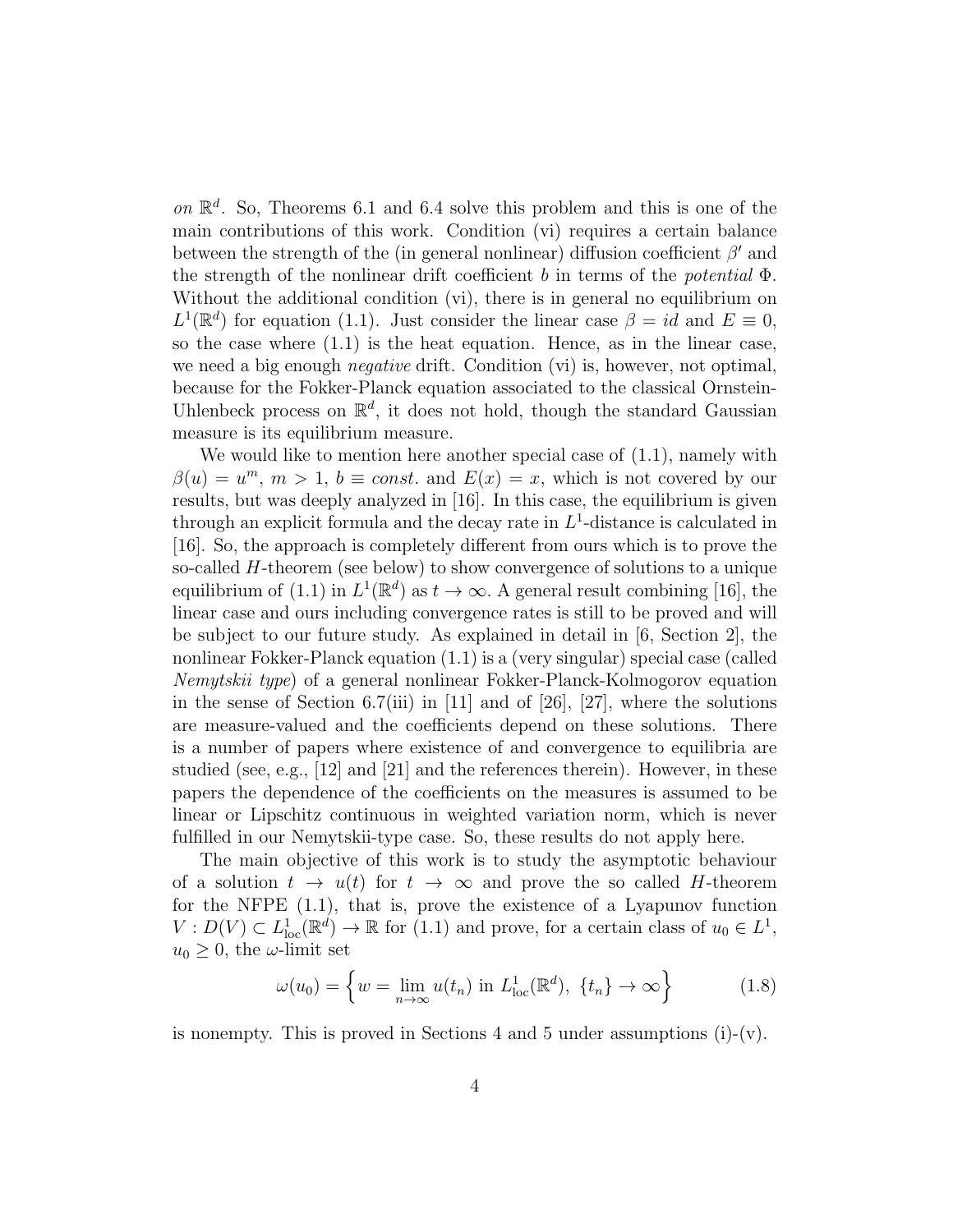*on* $\mathbb{R}^d$. So, Theorems 6.1 and 6.4 solve this problem and this is one of the main contributions of this work. Condition (vi) requires a certain balance between the strength of the (in general nonlinear) diffusion coefficient $\beta'$ and the strength of the nonlinear drift coefficient $b$ in terms of the *potential* $\Phi$. Without the additional condition (vi), there is in general no equilibrium on $L^1(\mathbb{R}^d)$ for equation (1.1). Just consider the linear case $\beta = id$ and $E \equiv 0$, so the case where (1.1) is the heat equation. Hence, as in the linear case, we need a big enough *negative* drift. Condition (vi) is, however, not optimal, because for the Fokker-Planck equation associated to the classical Ornstein-Uhlenbeck process on $\mathbb{R}^d$, it does not hold, though the standard Gaussian measure is its equilibrium measure.

We would like to mention here another special case of (1.1), namely with $\beta(u) = u^m$, $m > 1$, $b \equiv const.$ and $E(x) = x$, which is not covered by our results, but was deeply analyzed in [16]. In this case, the equilibrium is given through an explicit formula and the decay rate in $L^1$-distance is calculated in [16]. So, the approach is completely different from ours which is to prove the so-called $H$-theorem (see below) to show convergence of solutions to a unique equilibrium of (1.1) in $L^1(\mathbb{R}^d)$ as $t \to \infty$. A general result combining [16], the linear case and ours including convergence rates is still to be proved and will be subject to our future study. As explained in detail in [6, Section 2], the nonlinear Fokker-Planck equation (1.1) is a (very singular) special case (called *Nemytskii type*) of a general nonlinear Fokker-Planck-Kolmogorov equation in the sense of Section 6.7(iii) in [11] and of [26], [27], where the solutions are measure-valued and the coefficients depend on these solutions. There is a number of papers where existence of and convergence to equilibria are studied (see, e.g., [12] and [21] and the references therein). However, in these papers the dependence of the coefficients on the measures is assumed to be linear or Lipschitz continuous in weighted variation norm, which is never fulfilled in our Nemytskii-type case. So, these results do not apply here.

The main objective of this work is to study the asymptotic behaviour of a solution $t \to u(t)$ for $t \to \infty$ and prove the so called $H$-theorem for the NFPE (1.1), that is, prove the existence of a Lyapunov function $V : D(V) \subset L^1_{\text{loc}}(\mathbb{R}^d) \to \mathbb{R}$ for (1.1) and prove, for a certain class of $u_0 \in L^1$, $u_0 \geq 0$, the $\omega$-limit set

$$\omega(u_0) = \left\{ w = \lim_{n\to\infty} u(t_n) \text{ in } L^1_{\text{loc}}(\mathbb{R}^d),\ \{t_n\} \to \infty \right\} \tag{1.8}$$

is nonempty. This is proved in Sections 4 and 5 under assumptions (i)-(v).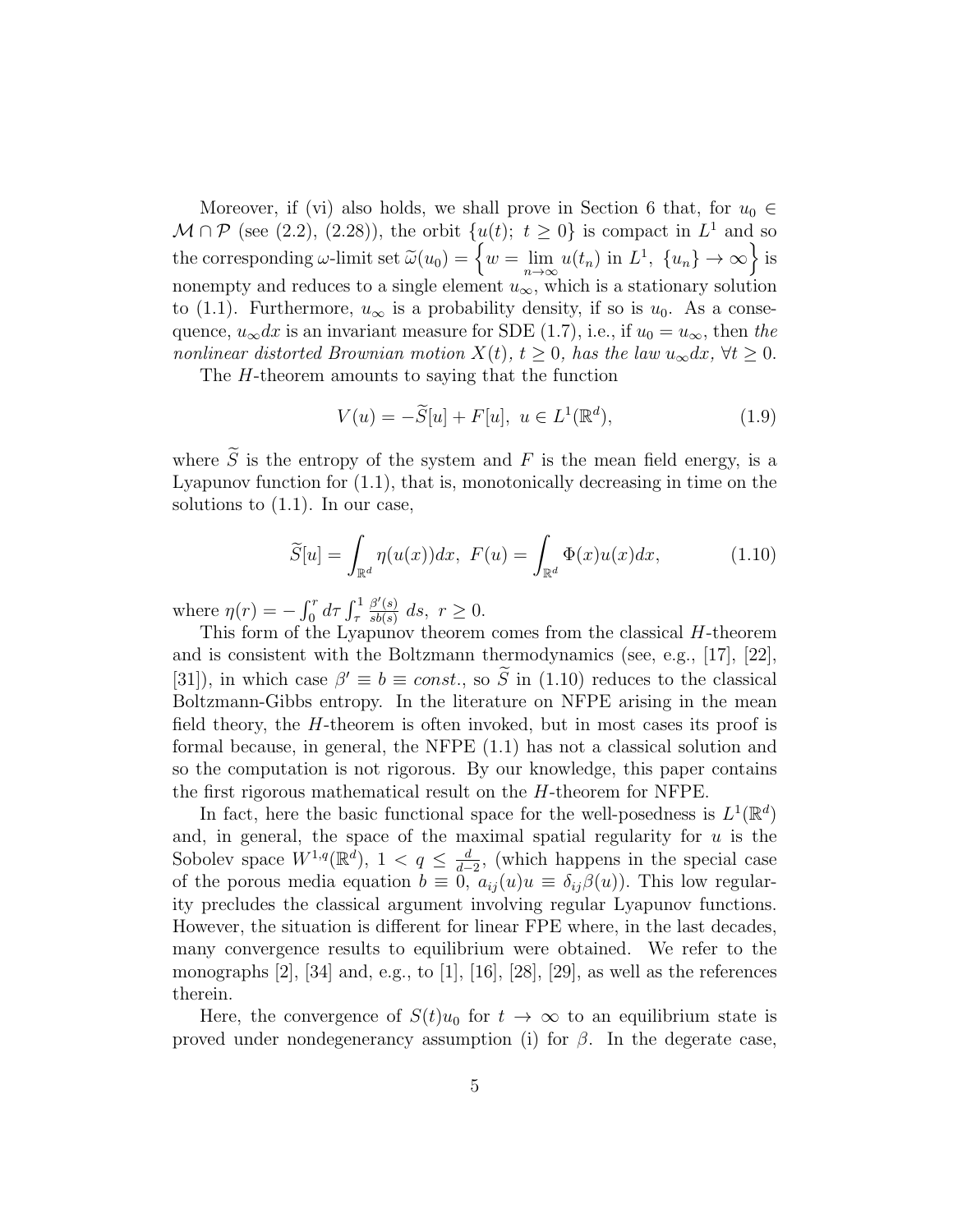Moreover, if (vi) also holds, we shall prove in Section 6 that, for $u_0 \in \mathcal{M} \cap \mathcal{P}$ (see (2.2), (2.28)), the orbit $\{u(t);\ t \geq 0\}$ is compact in $L^1$ and so the corresponding $\omega$-limit set $\widetilde{\omega}(u_0) = \left\{ w = \lim_{n\to\infty} u(t_n) \text{ in } L^1,\ \{u_n\} \to \infty \right\}$ is nonempty and reduces to a single element $u_\infty$, which is a stationary solution to (1.1). Furthermore, $u_\infty$ is a probability density, if so is $u_0$. As a consequence, $u_\infty dx$ is an invariant measure for SDE (1.7), i.e., if $u_0 = u_\infty$, then *the nonlinear distorted Brownian motion $X(t)$, $t \geq 0$, has the law $u_\infty dx$, $\forall t \geq 0$.*

The $H$-theorem amounts to saying that the function

$$V(u) = -\widetilde{S}[u] + F[u],\ u \in L^1(\mathbb{R}^d), \tag{1.9}$$

where $\widetilde{S}$ is the entropy of the system and $F$ is the mean field energy, is a Lyapunov function for (1.1), that is, monotonically decreasing in time on the solutions to (1.1). In our case,

$$\widetilde{S}[u] = \int_{\mathbb{R}^d} \eta(u(x))dx,\ F(u) = \int_{\mathbb{R}^d} \Phi(x)u(x)dx, \tag{1.10}$$

where $\eta(r) = -\int_0^r d\tau \int_\tau^1 \frac{\beta'(s)}{sb(s)}\, ds,\ r \geq 0.$

This form of the Lyapunov theorem comes from the classical $H$-theorem and is consistent with the Boltzmann thermodynamics (see, e.g., [17], [22], [31]), in which case $\beta' \equiv b \equiv const.$, so $\widetilde{S}$ in (1.10) reduces to the classical Boltzmann-Gibbs entropy. In the literature on NFPE arising in the mean field theory, the $H$-theorem is often invoked, but in most cases its proof is formal because, in general, the NFPE (1.1) has not a classical solution and so the computation is not rigorous. By our knowledge, this paper contains the first rigorous mathematical result on the $H$-theorem for NFPE.

In fact, here the basic functional space for the well-posedness is $L^1(\mathbb{R}^d)$ and, in general, the space of the maximal spatial regularity for $u$ is the Sobolev space $W^{1,q}(\mathbb{R}^d)$, $1 < q \leq \frac{d}{d-2}$, (which happens in the special case of the porous media equation $b \equiv 0$, $a_{ij}(u)u \equiv \delta_{ij}\beta(u)$). This low regularity precludes the classical argument involving regular Lyapunov functions. However, the situation is different for linear FPE where, in the last decades, many convergence results to equilibrium were obtained. We refer to the monographs [2], [34] and, e.g., to [1], [16], [28], [29], as well as the references therein.

Here, the convergence of $S(t)u_0$ for $t \to \infty$ to an equilibrium state is proved under nondegenerancy assumption (i) for $\beta$. In the degerate case,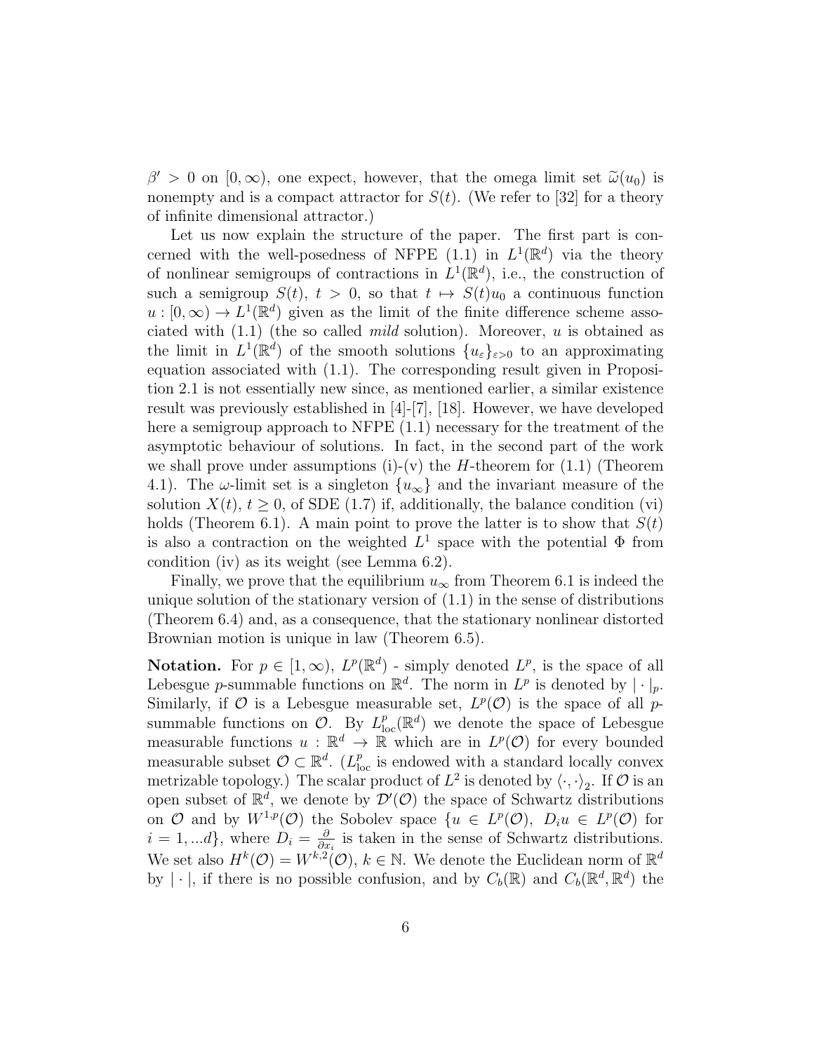$\beta' > 0$ on $[0, \infty)$, one expect, however, that the omega limit set $\widetilde{\omega}(u_0)$ is nonempty and is a compact attractor for $S(t)$. (We refer to [32] for a theory of infinite dimensional attractor.)

Let us now explain the structure of the paper. The first part is concerned with the well-posedness of NFPE (1.1) in $L^1(\mathbb{R}^d)$ via the theory of nonlinear semigroups of contractions in $L^1(\mathbb{R}^d)$, i.e., the construction of such a semigroup $S(t)$, $t > 0$, so that $t \mapsto S(t)u_0$ a continuous function $u : [0, \infty) \to L^1(\mathbb{R}^d)$ given as the limit of the finite difference scheme associated with (1.1) (the so called *mild* solution). Moreover, $u$ is obtained as the limit in $L^1(\mathbb{R}^d)$ of the smooth solutions $\{u_\varepsilon\}_{\varepsilon>0}$ to an approximating equation associated with (1.1). The corresponding result given in Proposition 2.1 is not essentially new since, as mentioned earlier, a similar existence result was previously established in [4]-[7], [18]. However, we have developed here a semigroup approach to NFPE (1.1) necessary for the treatment of the asymptotic behaviour of solutions. In fact, in the second part of the work we shall prove under assumptions (i)-(v) the $H$-theorem for (1.1) (Theorem 4.1). The $\omega$-limit set is a singleton $\{u_\infty\}$ and the invariant measure of the solution $X(t)$, $t \geq 0$, of SDE (1.7) if, additionally, the balance condition (vi) holds (Theorem 6.1). A main point to prove the latter is to show that $S(t)$ is also a contraction on the weighted $L^1$ space with the potential $\Phi$ from condition (iv) as its weight (see Lemma 6.2).

Finally, we prove that the equilibrium $u_\infty$ from Theorem 6.1 is indeed the unique solution of the stationary version of (1.1) in the sense of distributions (Theorem 6.4) and, as a consequence, that the stationary nonlinear distorted Brownian motion is unique in law (Theorem 6.5).

**Notation.** For $p \in [1, \infty)$, $L^p(\mathbb{R}^d)$ - simply denoted $L^p$, is the space of all Lebesgue $p$-summable functions on $\mathbb{R}^d$. The norm in $L^p$ is denoted by $|\cdot|_p$. Similarly, if $\mathcal{O}$ is a Lebesgue measurable set, $L^p(\mathcal{O})$ is the space of all $p$-summable functions on $\mathcal{O}$. By $L^p_{\rm loc}(\mathbb{R}^d)$ we denote the space of Lebesgue measurable functions $u : \mathbb{R}^d \to \mathbb{R}$ which are in $L^p(\mathcal{O})$ for every bounded measurable subset $\mathcal{O} \subset \mathbb{R}^d$. ($L^p_{\rm loc}$ is endowed with a standard locally convex metrizable topology.) The scalar product of $L^2$ is denoted by $\langle \cdot, \cdot \rangle_2$. If $\mathcal{O}$ is an open subset of $\mathbb{R}^d$, we denote by $\mathcal{D}'(\mathcal{O})$ the space of Schwartz distributions on $\mathcal{O}$ and by $W^{1,p}(\mathcal{O})$ the Sobolev space $\{u \in L^p(\mathcal{O}),\ D_i u \in L^p(\mathcal{O})$ for $i = 1, ...d\}$, where $D_i = \frac{\partial}{\partial x_i}$ is taken in the sense of Schwartz distributions. We set also $H^k(\mathcal{O}) = W^{k,2}(\mathcal{O})$, $k \in \mathbb{N}$. We denote the Euclidean norm of $\mathbb{R}^d$ by $|\cdot|$, if there is no possible confusion, and by $C_b(\mathbb{R})$ and $C_b(\mathbb{R}^d, \mathbb{R}^d)$ the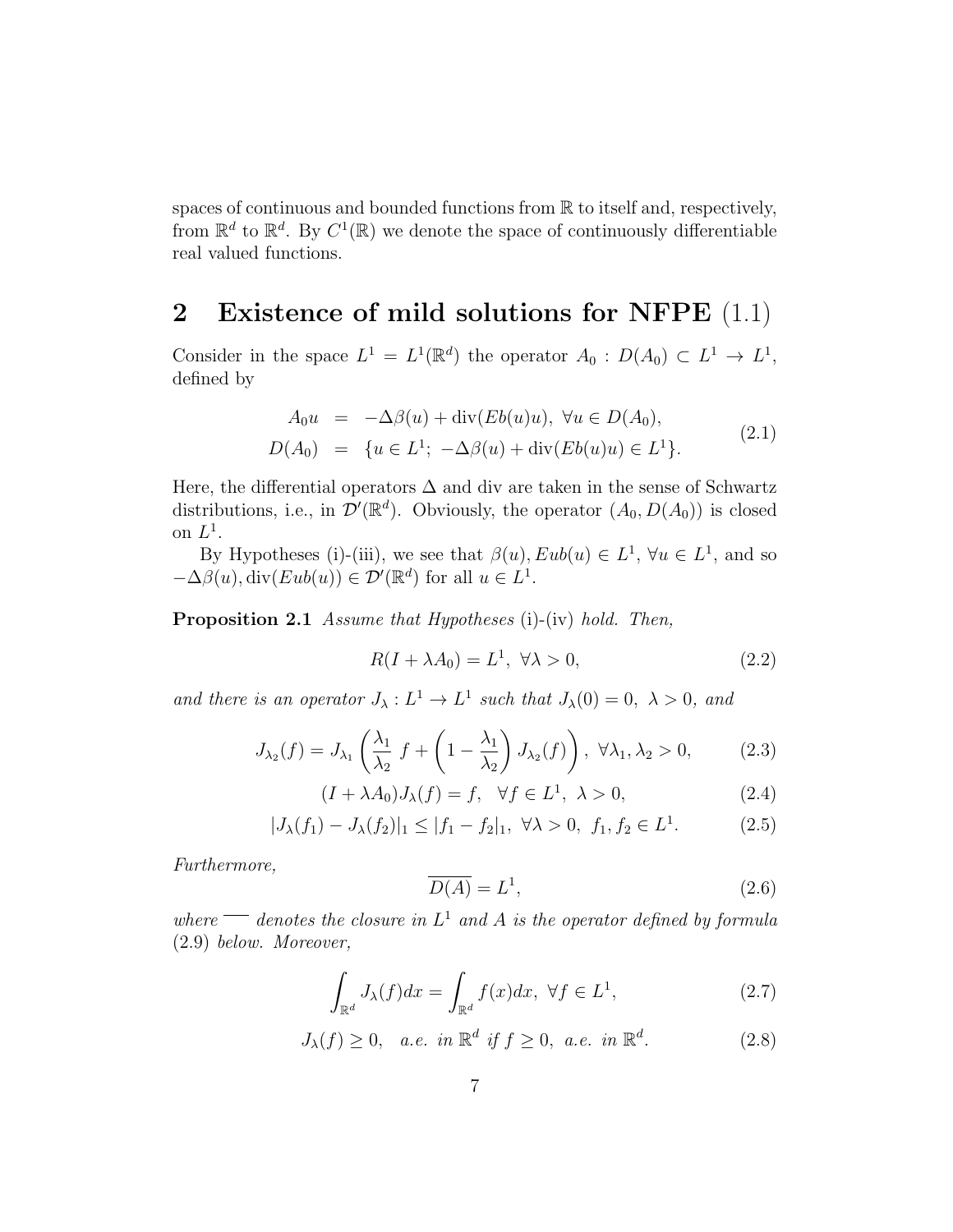spaces of continuous and bounded functions from $\mathbb{R}$ to itself and, respectively, from $\mathbb{R}^d$ to $\mathbb{R}^d$. By $C^1(\mathbb{R})$ we denote the space of continuously differentiable real valued functions.

## 2 Existence of mild solutions for NFPE (1.1)

Consider in the space $L^1 = L^1(\mathbb{R}^d)$ the operator $A_0 : D(A_0) \subset L^1 \to L^1$, defined by

$$
\begin{aligned}
A_0 u &= -\Delta\beta(u) + \operatorname{div}(Eb(u)u),\ \forall u \in D(A_0),\\
D(A_0) &= \{u \in L^1;\ -\Delta\beta(u) + \operatorname{div}(Eb(u)u) \in L^1\}.
\end{aligned}
\tag{2.1}
$$

Here, the differential operators $\Delta$ and div are taken in the sense of Schwartz distributions, i.e., in $\mathcal{D}'(\mathbb{R}^d)$. Obviously, the operator $(A_0, D(A_0))$ is closed on $L^1$.

By Hypotheses (i)-(iii), we see that $\beta(u), Eub(u) \in L^1$, $\forall u \in L^1$, and so $-\Delta\beta(u), \operatorname{div}(Eub(u)) \in \mathcal{D}'(\mathbb{R}^d)$ for all $u \in L^1$.

**Proposition 2.1** *Assume that Hypotheses* (i)-(iv) *hold. Then,*

$$
R(I + \lambda A_0) = L^1,\ \forall \lambda > 0,
\tag{2.2}
$$

*and there is an operator $J_\lambda : L^1 \to L^1$ such that $J_\lambda(0) = 0$, $\lambda > 0$, and*

$$
J_{\lambda_2}(f) = J_{\lambda_1}\left(\frac{\lambda_1}{\lambda_2}\, f + \left(1 - \frac{\lambda_1}{\lambda_2}\right) J_{\lambda_2}(f)\right),\ \forall \lambda_1, \lambda_2 > 0,
\tag{2.3}
$$

$$
(I + \lambda A_0) J_\lambda(f) = f,\quad \forall f \in L^1,\ \lambda > 0,
\tag{2.4}
$$

$$
|J_\lambda(f_1) - J_\lambda(f_2)|_1 \le |f_1 - f_2|_1,\ \forall \lambda > 0,\ f_1, f_2 \in L^1.
\tag{2.5}
$$

*Furthermore,*

$$
\overline{D(A)} = L^1,
\tag{2.6}
$$

*where $\overline{\phantom{xx}}$ denotes the closure in $L^1$ and $A$ is the operator defined by formula* (2.9) *below. Moreover,*

$$
\int_{\mathbb{R}^d} J_\lambda(f)dx = \int_{\mathbb{R}^d} f(x)dx,\ \forall f \in L^1,
\tag{2.7}
$$

$$
J_\lambda(f) \ge 0,\quad a.e.\ in\ \mathbb{R}^d\ if\ f \ge 0,\ a.e.\ in\ \mathbb{R}^d.
\tag{2.8}
$$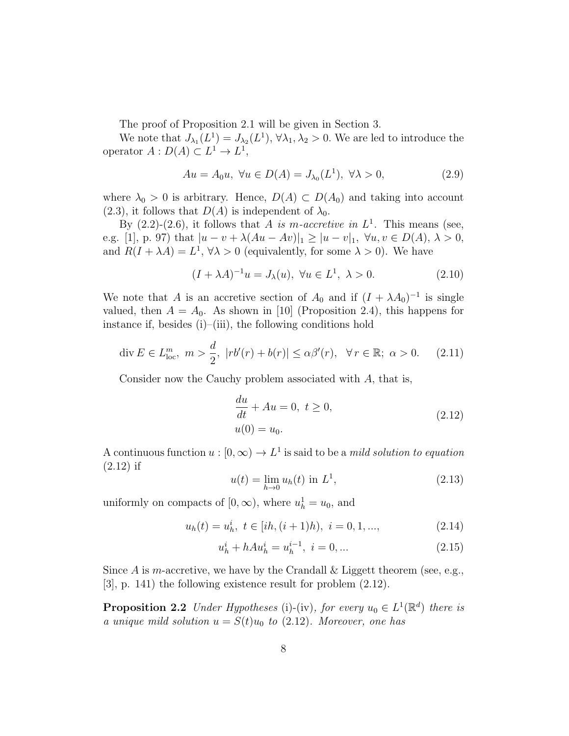The proof of Proposition 2.1 will be given in Section 3.

We note that $J_{\lambda_1}(L^1) = J_{\lambda_2}(L^1)$, $\forall \lambda_1, \lambda_2 > 0$. We are led to introduce the operator $A : D(A) \subset L^1 \to L^1$,

$$Au = A_0 u, \ \forall u \in D(A) = J_{\lambda_0}(L^1), \ \forall \lambda > 0, \tag{2.9}$$

where $\lambda_0 > 0$ is arbitrary. Hence, $D(A) \subset D(A_0)$ and taking into account (2.3), it follows that $D(A)$ is independent of $\lambda_0$.

By (2.2)-(2.6), it follows that $A$ *is m-accretive in* $L^1$. This means (see, e.g. [1], p. 97) that $|u - v + \lambda(Au - Av)|_1 \geq |u - v|_1$, $\forall u, v \in D(A)$, $\lambda > 0$, and $R(I + \lambda A) = L^1$, $\forall \lambda > 0$ (equivalently, for some $\lambda > 0$). We have

$$(I + \lambda A)^{-1} u = J_\lambda(u), \ \forall u \in L^1, \ \lambda > 0. \tag{2.10}$$

We note that $A$ is an accretive section of $A_0$ and if $(I + \lambda A_0)^{-1}$ is single valued, then $A = A_0$. As shown in [10] (Proposition 2.4), this happens for instance if, besides (i)–(iii), the following conditions hold

$$\operatorname{div} E \in L^m_{\rm loc}, \ m > \frac{d}{2}, \ |rb'(r) + b(r)| \leq \alpha \beta'(r), \ \ \forall\, r \in \mathbb{R}; \ \alpha > 0. \tag{2.11}$$

Consider now the Cauchy problem associated with $A$, that is,

$$\begin{aligned} &\frac{du}{dt} + Au = 0, \ t \geq 0, \\ &u(0) = u_0. \end{aligned} \tag{2.12}$$

A continuous function $u : [0, \infty) \to L^1$ is said to be a *mild solution to equation* (2.12) if

$$u(t) = \lim_{h \to 0} u_h(t) \text{ in } L^1, \tag{2.13}$$

uniformly on compacts of $[0, \infty)$, where $u_h^1 = u_0$, and

$$u_h(t) = u_h^i, \ t \in [ih, (i+1)h), \ i = 0, 1, ..., \tag{2.14}$$

$$u_h^i + hAu_h^i = u_h^{i-1}, \ i = 0, ... \tag{2.15}$$

Since $A$ is $m$-accretive, we have by the Crandall & Liggett theorem (see, e.g., [3], p. 141) the following existence result for problem (2.12).

**Proposition 2.2** *Under Hypotheses* (i)-(iv)*, for every* $u_0 \in L^1(\mathbb{R}^d)$ *there is a unique mild solution* $u = S(t)u_0$ *to* (2.12)*. Moreover, one has*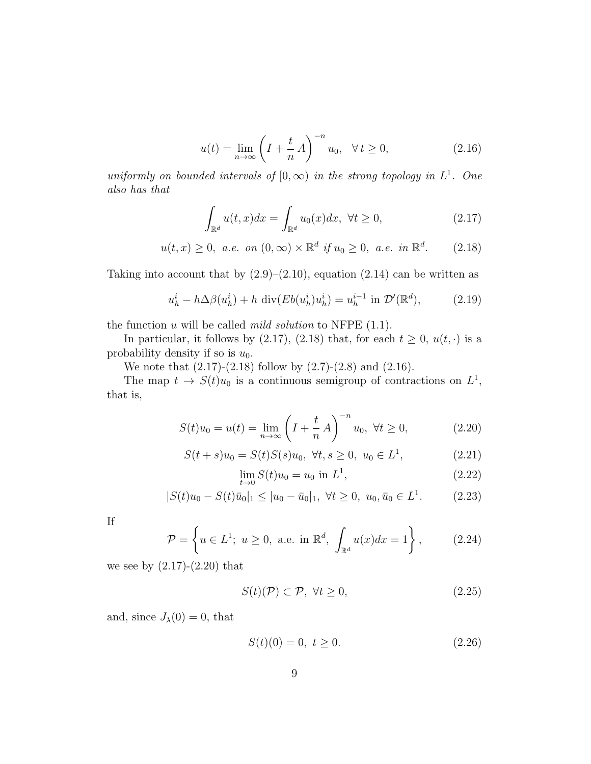$$u(t) = \lim_{n\to\infty} \left( I + \frac{t}{n} A \right)^{-n} u_0, \quad \forall\, t \geq 0, \tag{2.16}$$

*uniformly on bounded intervals of $[0,\infty)$ in the strong topology in $L^1$. One also has that*

$$\int_{\mathbb{R}^d} u(t,x)dx = \int_{\mathbb{R}^d} u_0(x)dx, \ \forall t \geq 0, \tag{2.17}$$

$$u(t,x) \geq 0, \ \ a.e. \ on \ (0,\infty)\times\mathbb{R}^d \ if \, u_0 \geq 0, \ \ a.e. \ in \ \mathbb{R}^d. \tag{2.18}$$

Taking into account that by (2.9)–(2.10), equation (2.14) can be written as

$$u^i_h - h\Delta\beta(u^i_h) + h \ \mathrm{div}(Eb(u^i_h)u^i_h) = u^{i-1}_h \text{ in } \mathcal{D}'(\mathbb{R}^d), \tag{2.19}$$

the function $u$ will be called *mild solution* to NFPE (1.1).

In particular, it follows by (2.17), (2.18) that, for each $t \geq 0$, $u(t,\cdot)$ is a probability density if so is $u_0$.

We note that (2.17)-(2.18) follow by (2.7)-(2.8) and (2.16).

The map $t \to S(t)u_0$ is a continuous semigroup of contractions on $L^1$, that is,

$$S(t)u_0 = u(t) = \lim_{n\to\infty} \left( I + \frac{t}{n} A \right)^{-n} u_0, \ \forall t \geq 0, \tag{2.20}$$

$$S(t+s)u_0 = S(t)S(s)u_0, \ \forall t,s \geq 0, \ u_0 \in L^1, \tag{2.21}$$

$$\lim_{t\to 0} S(t)u_0 = u_0 \text{ in } L^1, \tag{2.22}$$

$$|S(t)u_0 - S(t)\bar{u}_0|_1 \leq |u_0 - \bar{u}_0|_1, \ \forall t \geq 0, \ u_0, \bar{u}_0 \in L^1. \tag{2.23}$$

If

$$\mathcal{P} = \left\{ u \in L^1; \ u \geq 0, \text{ a.e. in } \mathbb{R}^d, \ \int_{\mathbb{R}^d} u(x)dx = 1 \right\}, \tag{2.24}$$

we see by (2.17)-(2.20) that

$$S(t)(\mathcal{P}) \subset \mathcal{P}, \ \forall t \geq 0, \tag{2.25}$$

and, since $J_\lambda(0) = 0$, that

$$S(t)(0) = 0, \ t \geq 0. \tag{2.26}$$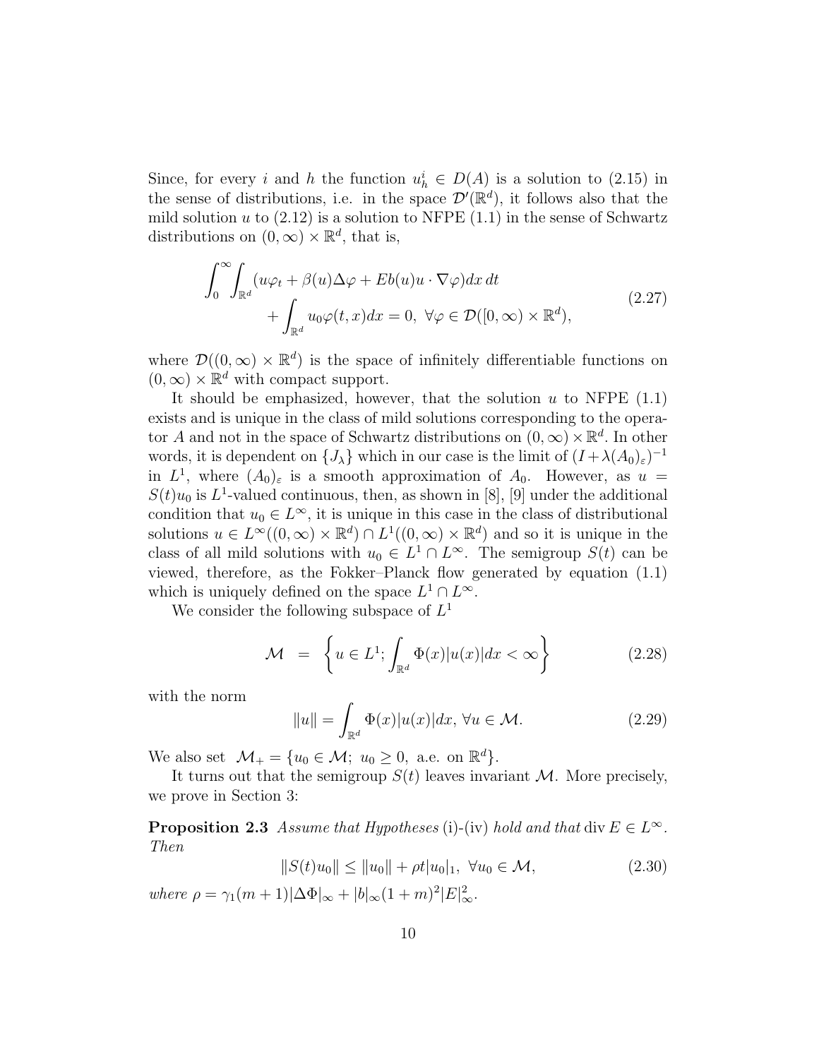Since, for every $i$ and $h$ the function $u_h^i \in D(A)$ is a solution to (2.15) in the sense of distributions, i.e. in the space $\mathcal{D}'(\mathbb{R}^d)$, it follows also that the mild solution $u$ to (2.12) is a solution to NFPE (1.1) in the sense of Schwartz distributions on $(0, \infty) \times \mathbb{R}^d$, that is,

$$
\begin{aligned}
\int_0^\infty \int_{\mathbb{R}^d} (u\varphi_t + \beta(u)\Delta\varphi + Eb(u)u \cdot \nabla\varphi) dx\, dt& \\
+ \int_{\mathbb{R}^d} u_0 \varphi(t, x) dx = 0,\ \forall \varphi \in \mathcal{D}([0, \infty) \times \mathbb{R}^d),&
\end{aligned}
\tag{2.27}
$$

where $\mathcal{D}((0, \infty) \times \mathbb{R}^d)$ is the space of infinitely differentiable functions on $(0, \infty) \times \mathbb{R}^d$ with compact support.

It should be emphasized, however, that the solution $u$ to NFPE (1.1) exists and is unique in the class of mild solutions corresponding to the operator $A$ and not in the space of Schwartz distributions on $(0, \infty) \times \mathbb{R}^d$. In other words, it is dependent on $\{J_\lambda\}$ which in our case is the limit of $(I + \lambda(A_0)_\varepsilon)^{-1}$ in $L^1$, where $(A_0)_\varepsilon$ is a smooth approximation of $A_0$. However, as $u = S(t)u_0$ is $L^1$-valued continuous, then, as shown in [8], [9] under the additional condition that $u_0 \in L^\infty$, it is unique in this case in the class of distributional solutions $u \in L^\infty((0, \infty) \times \mathbb{R}^d) \cap L^1((0, \infty) \times \mathbb{R}^d)$ and so it is unique in the class of all mild solutions with $u_0 \in L^1 \cap L^\infty$. The semigroup $S(t)$ can be viewed, therefore, as the Fokker–Planck flow generated by equation (1.1) which is uniquely defined on the space $L^1 \cap L^\infty$.

We consider the following subspace of $L^1$

$$
\mathcal{M} \ = \ \left\{ u \in L^1; \int_{\mathbb{R}^d} \Phi(x)|u(x)|dx < \infty \right\} \tag{2.28}
$$

with the norm

$$
\|u\| = \int_{\mathbb{R}^d} \Phi(x)|u(x)|dx,\ \forall u \in \mathcal{M}. \tag{2.29}
$$

We also set $\mathcal{M}_+ = \{u_0 \in \mathcal{M};\ u_0 \geq 0, \text{ a.e. on } \mathbb{R}^d\}$.

It turns out that the semigroup $S(t)$ leaves invariant $\mathcal{M}$. More precisely, we prove in Section 3:

**Proposition 2.3** *Assume that Hypotheses* (i)-(iv) *hold and that* $\operatorname{div} E \in L^\infty$. *Then*

$$
\|S(t)u_0\| \leq \|u_0\| + \rho t |u_0|_1,\ \forall u_0 \in \mathcal{M}, \tag{2.30}
$$

*where* $\rho = \gamma_1(m+1)|\Delta\Phi|_\infty + |b|_\infty(1+m)^2|E|_\infty^2$.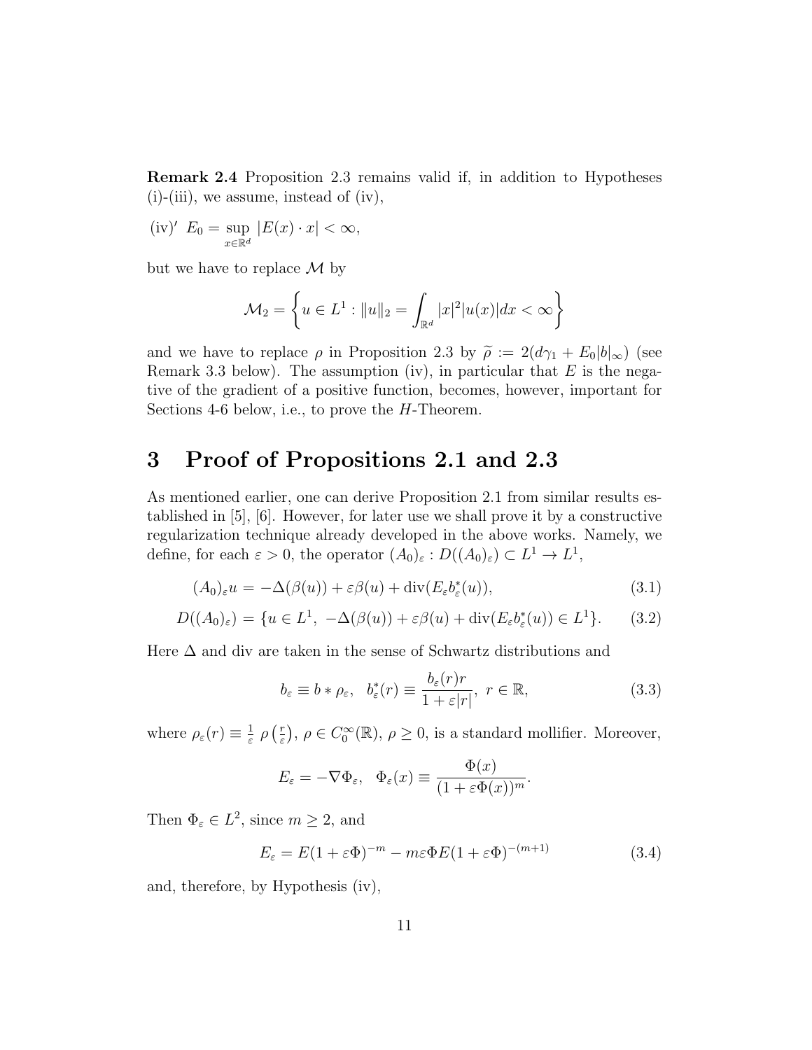**Remark 2.4** Proposition 2.3 remains valid if, in addition to Hypotheses (i)-(iii), we assume, instead of (iv),

(iv)′ $E_0 = \sup_{x\in\mathbb{R}^d} |E(x)\cdot x| < \infty$,

but we have to replace $\mathcal{M}$ by

$$\mathcal{M}_2 = \left\{ u \in L^1 : \|u\|_2 = \int_{\mathbb{R}^d} |x|^2 |u(x)| dx < \infty \right\}$$

and we have to replace $\rho$ in Proposition 2.3 by $\widetilde{\rho} := 2(d\gamma_1 + E_0|b|_\infty)$ (see Remark 3.3 below). The assumption (iv), in particular that $E$ is the negative of the gradient of a positive function, becomes, however, important for Sections 4-6 below, i.e., to prove the $H$-Theorem.

# 3 Proof of Propositions 2.1 and 2.3

As mentioned earlier, one can derive Proposition 2.1 from similar results established in [5], [6]. However, for later use we shall prove it by a constructive regularization technique already developed in the above works. Namely, we define, for each $\varepsilon > 0$, the operator $(A_0)_\varepsilon : D((A_0)_\varepsilon) \subset L^1 \to L^1$,

$$(A_0)_\varepsilon u = -\Delta(\beta(u)) + \varepsilon\beta(u) + \mathrm{div}(E_\varepsilon b^*_\varepsilon(u)), \tag{3.1}$$

$$D((A_0)_\varepsilon) = \{u \in L^1,\ -\Delta(\beta(u)) + \varepsilon\beta(u) + \mathrm{div}(E_\varepsilon b^*_\varepsilon(u)) \in L^1\}. \tag{3.2}$$

Here $\Delta$ and div are taken in the sense of Schwartz distributions and

$$b_\varepsilon \equiv b * \rho_\varepsilon, \quad b^*_\varepsilon(r) \equiv \frac{b_\varepsilon(r)r}{1+\varepsilon|r|},\ r \in \mathbb{R}, \tag{3.3}$$

where $\rho_\varepsilon(r) \equiv \frac{1}{\varepsilon}\ \rho\left(\frac{r}{\varepsilon}\right)$, $\rho \in C^\infty_0(\mathbb{R})$, $\rho \geq 0$, is a standard mollifier. Moreover,

$$E_\varepsilon = -\nabla\Phi_\varepsilon, \quad \Phi_\varepsilon(x) \equiv \frac{\Phi(x)}{(1+\varepsilon\Phi(x))^m}.$$

Then $\Phi_\varepsilon \in L^2$, since $m \geq 2$, and

$$E_\varepsilon = E(1+\varepsilon\Phi)^{-m} - m\varepsilon\Phi E(1+\varepsilon\Phi)^{-(m+1)} \tag{3.4}$$

and, therefore, by Hypothesis (iv),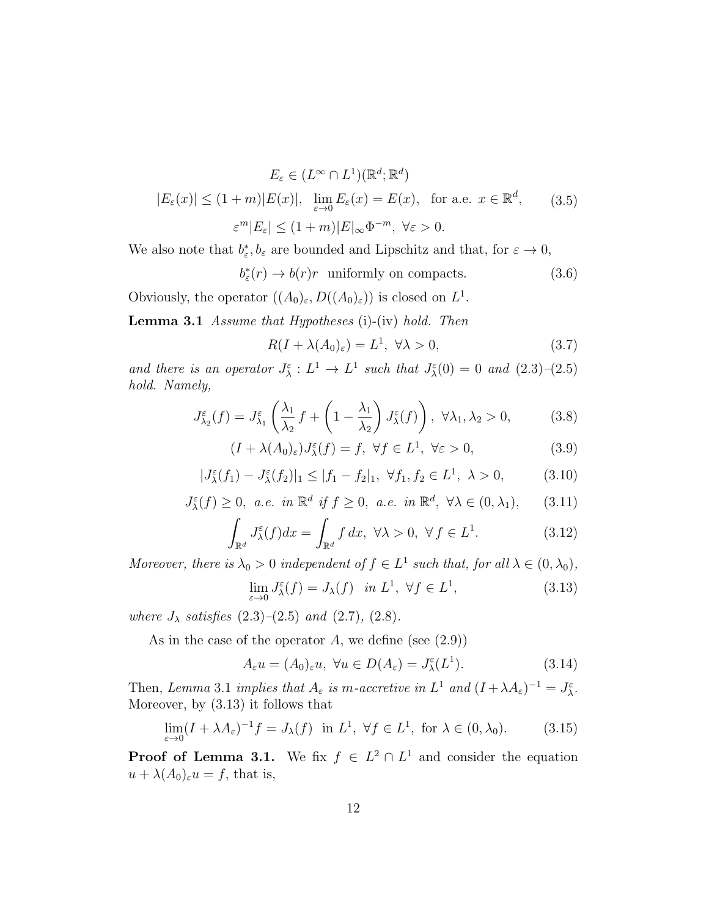$$
\begin{gathered}
E_\varepsilon \in (L^\infty \cap L^1)(\mathbb{R}^d;\mathbb{R}^d) \\
|E_\varepsilon(x)| \le (1+m)|E(x)|, \quad \lim_{\varepsilon\to 0} E_\varepsilon(x) = E(x), \quad \text{for a.e. } x\in\mathbb{R}^d, \\
\varepsilon^m |E_\varepsilon| \le (1+m)|E|_\infty \Phi^{-m}, \ \forall \varepsilon > 0.
\end{gathered}
\tag{3.5}
$$

We also note that $b^*_\varepsilon, b_\varepsilon$ are bounded and Lipschitz and that, for $\varepsilon \to 0$,

$$
b^*_\varepsilon(r) \to b(r)r \ \text{ uniformly on compacts.} \tag{3.6}
$$

Obviously, the operator $((A_0)_\varepsilon, D((A_0)_\varepsilon))$ is closed on $L^1$.

**Lemma 3.1** *Assume that Hypotheses* (i)-(iv) *hold. Then*

$$
R(I+\lambda(A_0)_\varepsilon) = L^1, \ \forall \lambda > 0, \tag{3.7}
$$

*and there is an operator $J^\varepsilon_\lambda : L^1 \to L^1$ such that $J^\varepsilon_\lambda(0) = 0$ and* (2.3)–(2.5) *hold. Namely,*

$$
J^\varepsilon_{\lambda_2}(f) = J^\varepsilon_{\lambda_1}\left(\frac{\lambda_1}{\lambda_2} f + \left(1 - \frac{\lambda_1}{\lambda_2}\right) J^\varepsilon_\lambda(f)\right), \ \forall \lambda_1, \lambda_2 > 0, \tag{3.8}
$$

$$
(I+\lambda(A_0)_\varepsilon) J^\varepsilon_\lambda(f) = f, \ \forall f \in L^1, \ \forall \varepsilon > 0, \tag{3.9}
$$

$$
|J^\varepsilon_\lambda(f_1) - J^\varepsilon_\lambda(f_2)|_1 \le |f_1 - f_2|_1, \ \forall f_1, f_2 \in L^1, \ \lambda > 0, \tag{3.10}
$$

$$
J^\varepsilon_\lambda(f) \ge 0, \ \text{a.e. in } \mathbb{R}^d \text{ if } f \ge 0, \ \text{a.e. in } \mathbb{R}^d, \ \forall \lambda \in (0, \lambda_1), \tag{3.11}
$$

$$
\int_{\mathbb{R}^d} J^\varepsilon_\lambda(f) dx = \int_{\mathbb{R}^d} f\, dx, \ \forall \lambda > 0, \ \forall f \in L^1. \tag{3.12}
$$

*Moreover, there is $\lambda_0 > 0$ independent of $f \in L^1$ such that, for all $\lambda \in (0, \lambda_0)$,*

$$
\lim_{\varepsilon \to 0} J^\varepsilon_\lambda(f) = J_\lambda(f) \ \text{ in } L^1, \ \forall f \in L^1, \tag{3.13}
$$

*where $J_\lambda$ satisfies* (2.3)–(2.5) *and* (2.7), (2.8).

As in the case of the operator $A$, we define (see (2.9))

$$
A_\varepsilon u = (A_0)_\varepsilon u, \ \forall u \in D(A_\varepsilon) = J^\varepsilon_\lambda(L^1). \tag{3.14}
$$

Then, *Lemma* 3.1 *implies that $A_\varepsilon$ is m-accretive in $L^1$ and $(I+\lambda A_\varepsilon)^{-1} = J^\varepsilon_\lambda$.* Moreover, by (3.13) it follows that

$$
\lim_{\varepsilon\to 0} (I+\lambda A_\varepsilon)^{-1} f = J_\lambda(f) \ \text{ in } L^1, \ \forall f \in L^1, \ \text{for } \lambda \in (0, \lambda_0). \tag{3.15}
$$

**Proof of Lemma 3.1.** We fix $f \in L^2 \cap L^1$ and consider the equation $u + \lambda(A_0)_\varepsilon u = f$, that is,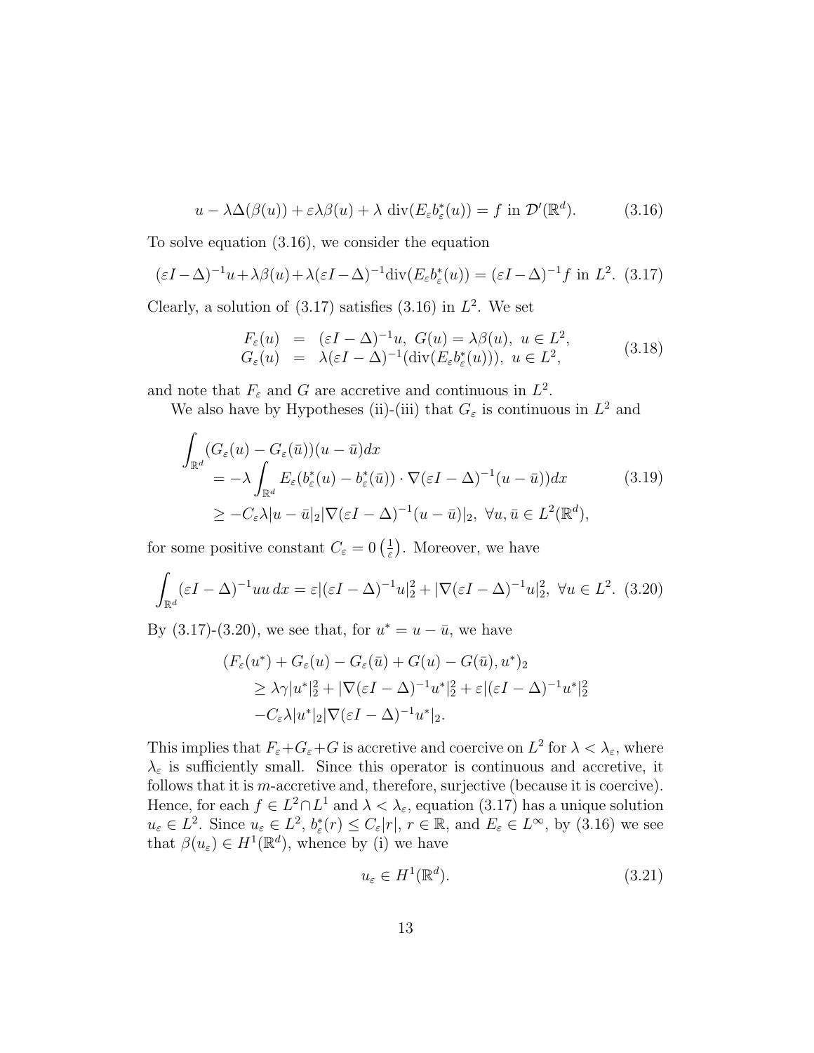$$u - \lambda\Delta(\beta(u)) + \varepsilon\lambda\beta(u) + \lambda \operatorname{div}(E_\varepsilon b^*_\varepsilon(u)) = f \text{ in } \mathcal{D}'(\mathbb{R}^d). \tag{3.16}$$

To solve equation (3.16), we consider the equation

$$(\varepsilon I - \Delta)^{-1}u + \lambda\beta(u) + \lambda(\varepsilon I - \Delta)^{-1}\operatorname{div}(E_\varepsilon b^*_\varepsilon(u)) = (\varepsilon I - \Delta)^{-1}f \text{ in } L^2. \tag{3.17}$$

Clearly, a solution of (3.17) satisfies (3.16) in $L^2$. We set

$$\begin{array}{rcl} F_\varepsilon(u) & = & (\varepsilon I - \Delta)^{-1}u,\ G(u) = \lambda\beta(u),\ u \in L^2, \\ G_\varepsilon(u) & = & \lambda(\varepsilon I - \Delta)^{-1}(\operatorname{div}(E_\varepsilon b^*_\varepsilon(u))),\ u \in L^2, \end{array} \tag{3.18}$$

and note that $F_\varepsilon$ and $G$ are accretive and continuous in $L^2$.

We also have by Hypotheses (ii)-(iii) that $G_\varepsilon$ is continuous in $L^2$ and

$$\begin{array}{l} \displaystyle\int_{\mathbb{R}^d} (G_\varepsilon(u) - G_\varepsilon(\bar{u}))(u - \bar{u})dx \\ \displaystyle\quad = -\lambda \int_{\mathbb{R}^d} E_\varepsilon(b^*_\varepsilon(u) - b^*_\varepsilon(\bar{u})) \cdot \nabla(\varepsilon I - \Delta)^{-1}(u - \bar{u}))dx \\ \quad \geq -C_\varepsilon\lambda|u - \bar{u}|_2|\nabla(\varepsilon I - \Delta)^{-1}(u - \bar{u})|_2,\ \forall u, \bar{u} \in L^2(\mathbb{R}^d), \end{array} \tag{3.19}$$

for some positive constant $C_\varepsilon = 0\left(\frac{1}{\varepsilon}\right)$. Moreover, we have

$$\int_{\mathbb{R}^d} (\varepsilon I - \Delta)^{-1}uu\, dx = \varepsilon|(\varepsilon I - \Delta)^{-1}u|_2^2 + |\nabla(\varepsilon I - \Delta)^{-1}u|_2^2,\ \forall u \in L^2. \tag{3.20}$$

By (3.17)-(3.20), we see that, for $u^* = u - \bar{u}$, we have

$$\begin{array}{l} (F_\varepsilon(u^*) + G_\varepsilon(u) - G_\varepsilon(\bar{u}) + G(u) - G(\bar{u}), u^*)_2 \\ \quad \geq \lambda\gamma|u^*|_2^2 + |\nabla(\varepsilon I - \Delta)^{-1}u^*|_2^2 + \varepsilon|(\varepsilon I - \Delta)^{-1}u^*|_2^2 \\ \quad -C_\varepsilon\lambda|u^*|_2|\nabla(\varepsilon I - \Delta)^{-1}u^*|_2. \end{array}$$

This implies that $F_\varepsilon + G_\varepsilon + G$ is accretive and coercive on $L^2$ for $\lambda < \lambda_\varepsilon$, where $\lambda_\varepsilon$ is sufficiently small. Since this operator is continuous and accretive, it follows that it is $m$-accretive and, therefore, surjective (because it is coercive). Hence, for each $f \in L^2 \cap L^1$ and $\lambda < \lambda_\varepsilon$, equation (3.17) has a unique solution $u_\varepsilon \in L^2$. Since $u_\varepsilon \in L^2$, $b^*_\varepsilon(r) \leq C_\varepsilon|r|$, $r \in \mathbb{R}$, and $E_\varepsilon \in L^\infty$, by (3.16) we see that $\beta(u_\varepsilon) \in H^1(\mathbb{R}^d)$, whence by (i) we have

$$u_\varepsilon \in H^1(\mathbb{R}^d). \tag{3.21}$$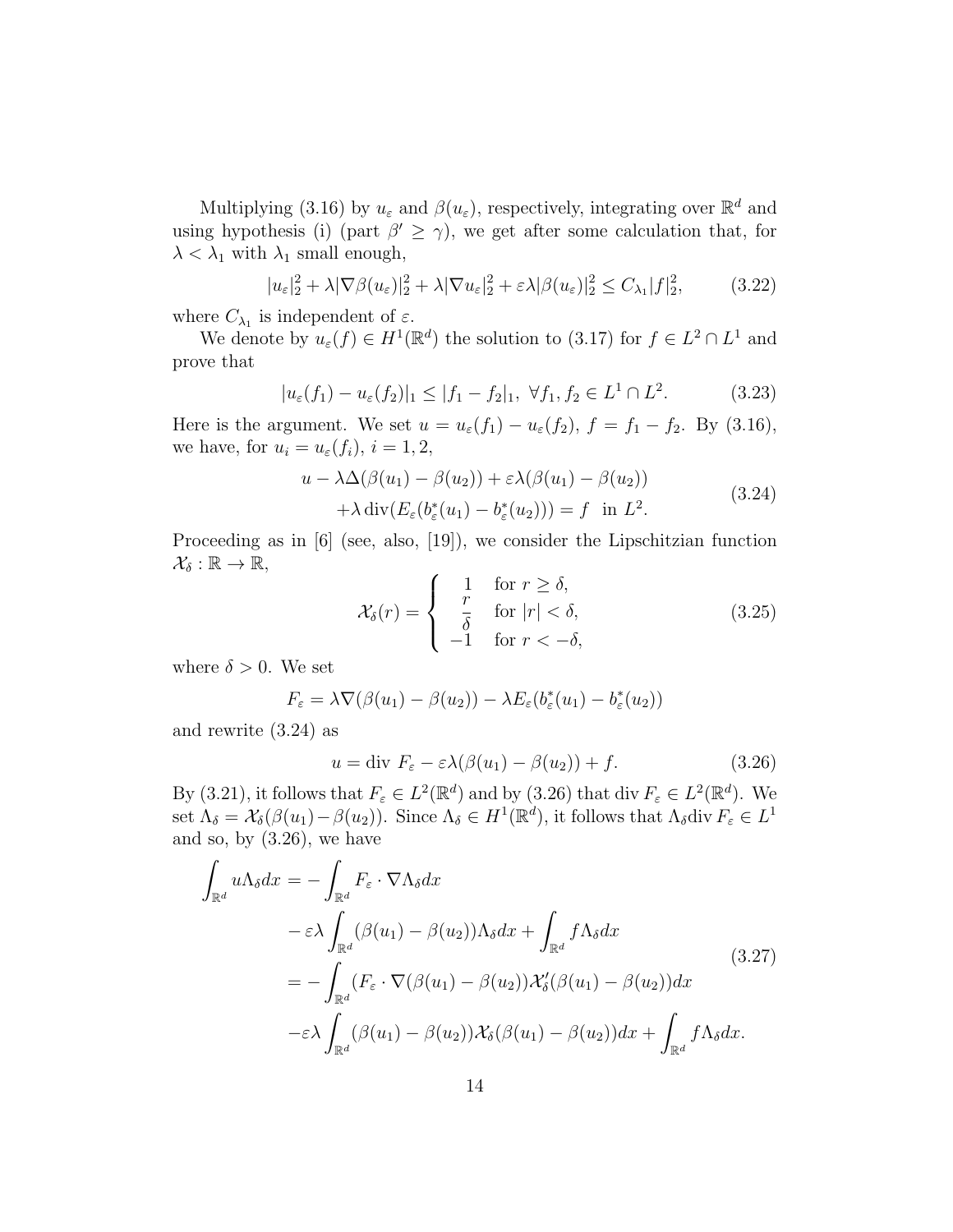Multiplying (3.16) by $u_\varepsilon$ and $\beta(u_\varepsilon)$, respectively, integrating over $\mathbb{R}^d$ and using hypothesis (i) (part $\beta' \geq \gamma$), we get after some calculation that, for $\lambda < \lambda_1$ with $\lambda_1$ small enough,

$$|u_\varepsilon|_2^2 + \lambda|\nabla\beta(u_\varepsilon)|_2^2 + \lambda|\nabla u_\varepsilon|_2^2 + \varepsilon\lambda|\beta(u_\varepsilon)|_2^2 \leq C_{\lambda_1}|f|_2^2, \tag{3.22}$$

where $C_{\lambda_1}$ is independent of $\varepsilon$.

We denote by $u_\varepsilon(f) \in H^1(\mathbb{R}^d)$ the solution to (3.17) for $f \in L^2 \cap L^1$ and prove that

$$|u_\varepsilon(f_1) - u_\varepsilon(f_2)|_1 \leq |f_1 - f_2|_1, \ \forall f_1, f_2 \in L^1 \cap L^2. \tag{3.23}$$

Here is the argument. We set $u = u_\varepsilon(f_1) - u_\varepsilon(f_2)$, $f = f_1 - f_2$. By (3.16), we have, for $u_i = u_\varepsilon(f_i)$, $i = 1, 2$,

$$\begin{aligned} u - \lambda\Delta(\beta(u_1) - \beta(u_2)) + \varepsilon\lambda(\beta(u_1) - \beta(u_2))& \\ +\lambda \operatorname{div}(E_\varepsilon(b_\varepsilon^*(u_1) - b_\varepsilon^*(u_2))) = f \ \text{ in } L^2.& \end{aligned} \tag{3.24}$$

Proceeding as in [6] (see, also, [19]), we consider the Lipschitzian function $\mathcal{X}_\delta : \mathbb{R} \to \mathbb{R}$,

$$\mathcal{X}_\delta(r) = \left\{ \begin{array}{cl} 1 & \text{for } r \geq \delta, \\ \dfrac{r}{\delta} & \text{for } |r| < \delta, \\ -1 & \text{for } r < -\delta, \end{array} \right. \tag{3.25}$$

where $\delta > 0$. We set

$$F_\varepsilon = \lambda\nabla(\beta(u_1) - \beta(u_2)) - \lambda E_\varepsilon(b_\varepsilon^*(u_1) - b_\varepsilon^*(u_2))$$

and rewrite (3.24) as

$$u = \operatorname{div} F_\varepsilon - \varepsilon\lambda(\beta(u_1) - \beta(u_2)) + f. \tag{3.26}$$

By (3.21), it follows that $F_\varepsilon \in L^2(\mathbb{R}^d)$ and by (3.26) that $\operatorname{div} F_\varepsilon \in L^2(\mathbb{R}^d)$. We set $\Lambda_\delta = \mathcal{X}_\delta(\beta(u_1) - \beta(u_2))$. Since $\Lambda_\delta \in H^1(\mathbb{R}^d)$, it follows that $\Lambda_\delta \operatorname{div} F_\varepsilon \in L^1$ and so, by (3.26), we have

$$\begin{aligned} \int_{\mathbb{R}^d} u\Lambda_\delta dx &= -\int_{\mathbb{R}^d} F_\varepsilon \cdot \nabla\Lambda_\delta dx \\ &\quad - \varepsilon\lambda \int_{\mathbb{R}^d} (\beta(u_1) - \beta(u_2))\Lambda_\delta dx + \int_{\mathbb{R}^d} f\Lambda_\delta dx \\ &= -\int_{\mathbb{R}^d} (F_\varepsilon \cdot \nabla(\beta(u_1) - \beta(u_2))\mathcal{X}_\delta'(\beta(u_1) - \beta(u_2))dx \\ &\quad -\varepsilon\lambda \int_{\mathbb{R}^d} (\beta(u_1) - \beta(u_2))\mathcal{X}_\delta(\beta(u_1) - \beta(u_2))dx + \int_{\mathbb{R}^d} f\Lambda_\delta dx. \end{aligned} \tag{3.27}$$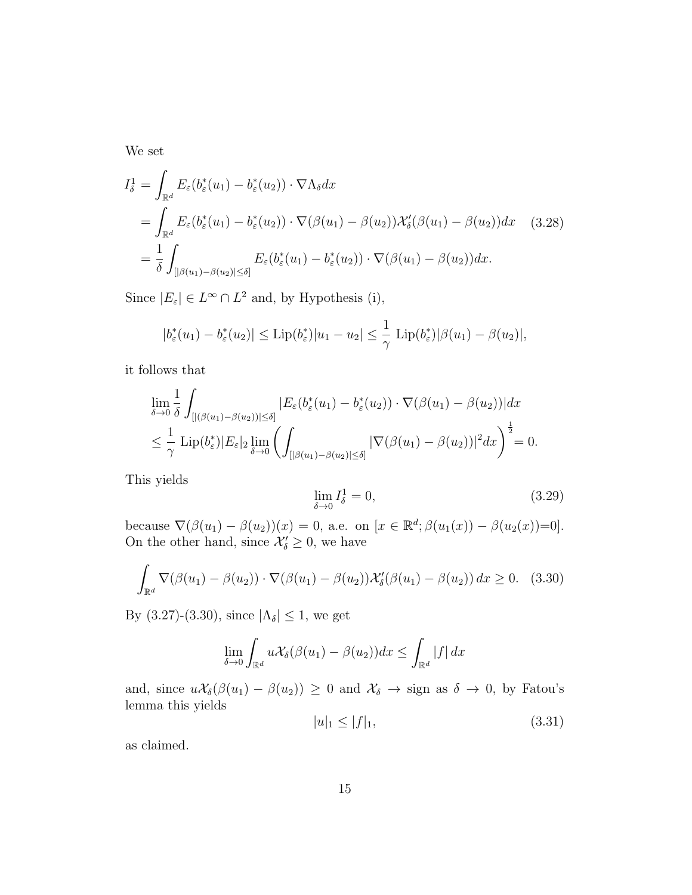We set

$$
\begin{aligned}
I_\delta^1 &= \int_{\mathbb{R}^d} E_\varepsilon(b_\varepsilon^*(u_1) - b_\varepsilon^*(u_2)) \cdot \nabla \Lambda_\delta dx \\
&= \int_{\mathbb{R}^d} E_\varepsilon(b_\varepsilon^*(u_1) - b_\varepsilon^*(u_2)) \cdot \nabla(\beta(u_1) - \beta(u_2)) \mathcal{X}_\delta'(\beta(u_1) - \beta(u_2)) dx \qquad (3.28) \\
&= \frac{1}{\delta} \int_{[|\beta(u_1) - \beta(u_2)| \le \delta]} E_\varepsilon(b_\varepsilon^*(u_1) - b_\varepsilon^*(u_2)) \cdot \nabla(\beta(u_1) - \beta(u_2)) dx.
\end{aligned}
$$

Since $|E_\varepsilon| \in L^\infty \cap L^2$ and, by Hypothesis (i),

$$
|b_\varepsilon^*(u_1) - b_\varepsilon^*(u_2)| \le \mathrm{Lip}(b_\varepsilon^*)|u_1 - u_2| \le \frac{1}{\gamma}\ \mathrm{Lip}(b_\varepsilon^*)|\beta(u_1) - \beta(u_2)|,
$$

it follows that

$$
\begin{aligned}
&\lim_{\delta \to 0} \frac{1}{\delta} \int_{[|(\beta(u_1) - \beta(u_2))| \le \delta]} |E_\varepsilon(b_\varepsilon^*(u_1) - b_\varepsilon^*(u_2)) \cdot \nabla(\beta(u_1) - \beta(u_2))| dx \\
&\le \frac{1}{\gamma}\ \mathrm{Lip}(b_\varepsilon^*)|E_\varepsilon|_2 \lim_{\delta \to 0} \left( \int_{[|\beta(u_1) - \beta(u_2)| \le \delta]} |\nabla(\beta(u_1) - \beta(u_2))|^2 dx \right)^{\frac{1}{2}} = 0.
\end{aligned}
$$

This yields

$$
\lim_{\delta \to 0} I_\delta^1 = 0, \qquad (3.29)
$$

because $\nabla(\beta(u_1) - \beta(u_2))(x) = 0$, a.e. on $[x \in \mathbb{R}^d; \beta(u_1(x)) - \beta(u_2(x)) = 0]$. On the other hand, since $\mathcal{X}_\delta' \ge 0$, we have

$$
\int_{\mathbb{R}^d} \nabla(\beta(u_1) - \beta(u_2)) \cdot \nabla(\beta(u_1) - \beta(u_2)) \mathcal{X}_\delta'(\beta(u_1) - \beta(u_2))\, dx \ge 0. \qquad (3.30)
$$

By (3.27)-(3.30), since $|\Lambda_\delta| \le 1$, we get

$$
\lim_{\delta \to 0} \int_{\mathbb{R}^d} u \mathcal{X}_\delta(\beta(u_1) - \beta(u_2)) dx \le \int_{\mathbb{R}^d} |f|\, dx
$$

and, since $u\mathcal{X}_\delta(\beta(u_1) - \beta(u_2)) \ge 0$ and $\mathcal{X}_\delta \to \mathrm{sign}$ as $\delta \to 0$, by Fatou's lemma this yields

$$
|u|_1 \le |f|_1, \qquad (3.31)
$$

as claimed.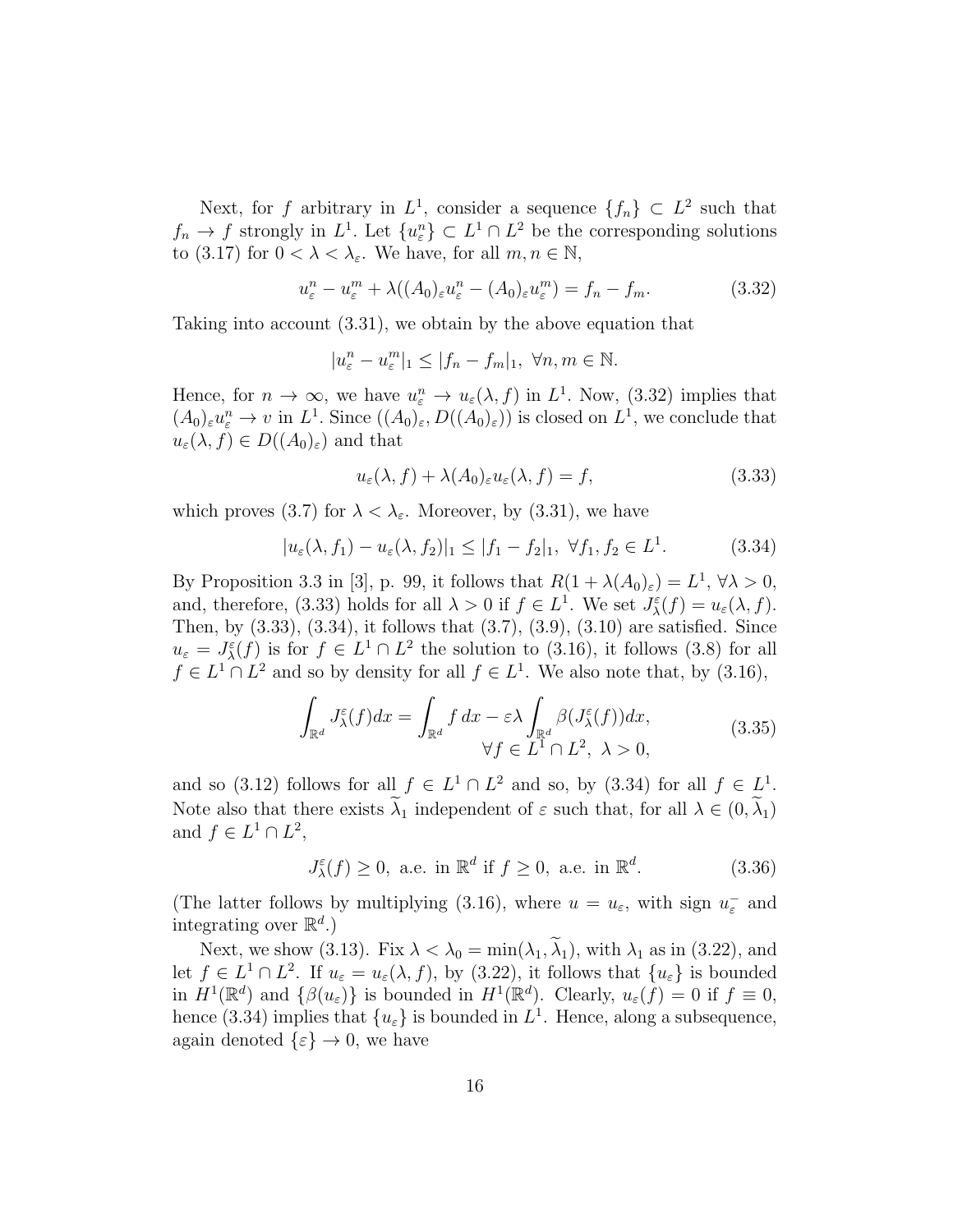Next, for $f$ arbitrary in $L^1$, consider a sequence $\{f_n\} \subset L^2$ such that $f_n \to f$ strongly in $L^1$. Let $\{u^n_\varepsilon\} \subset L^1 \cap L^2$ be the corresponding solutions to (3.17) for $0 < \lambda < \lambda_\varepsilon$. We have, for all $m, n \in \mathbb{N}$,

$$u^n_\varepsilon - u^m_\varepsilon + \lambda((A_0)_\varepsilon u^n_\varepsilon - (A_0)_\varepsilon u^m_\varepsilon) = f_n - f_m. \tag{3.32}$$

Taking into account (3.31), we obtain by the above equation that

$$|u^n_\varepsilon - u^m_\varepsilon|_1 \le |f_n - f_m|_1,\ \forall n, m \in \mathbb{N}.$$

Hence, for $n \to \infty$, we have $u^n_\varepsilon \to u_\varepsilon(\lambda, f)$ in $L^1$. Now, (3.32) implies that $(A_0)_\varepsilon u^n_\varepsilon \to v$ in $L^1$. Since $((A_0)_\varepsilon, D((A_0)_\varepsilon))$ is closed on $L^1$, we conclude that $u_\varepsilon(\lambda, f) \in D((A_0)_\varepsilon)$ and that

$$u_\varepsilon(\lambda, f) + \lambda(A_0)_\varepsilon u_\varepsilon(\lambda, f) = f, \tag{3.33}$$

which proves (3.7) for $\lambda < \lambda_\varepsilon$. Moreover, by (3.31), we have

$$|u_\varepsilon(\lambda, f_1) - u_\varepsilon(\lambda, f_2)|_1 \le |f_1 - f_2|_1,\ \forall f_1, f_2 \in L^1. \tag{3.34}$$

By Proposition 3.3 in [3], p. 99, it follows that $R(1 + \lambda(A_0)_\varepsilon) = L^1$, $\forall \lambda > 0$, and, therefore, (3.33) holds for all $\lambda > 0$ if $f \in L^1$. We set $J^\varepsilon_\lambda(f) = u_\varepsilon(\lambda, f)$. Then, by (3.33), (3.34), it follows that (3.7), (3.9), (3.10) are satisfied. Since $u_\varepsilon = J^\varepsilon_\lambda(f)$ is for $f \in L^1 \cap L^2$ the solution to (3.16), it follows (3.8) for all $f \in L^1 \cap L^2$ and so by density for all $f \in L^1$. We also note that, by (3.16),

$$\int_{\mathbb{R}^d} J^\varepsilon_\lambda(f)dx = \int_{\mathbb{R}^d} f\,dx - \varepsilon\lambda \int_{\mathbb{R}^d} \beta(J^\varepsilon_\lambda(f))dx, \qquad \forall f \in L^1 \cap L^2,\ \lambda > 0, \tag{3.35}$$

and so (3.12) follows for all $f \in L^1 \cap L^2$ and so, by (3.34) for all $f \in L^1$. Note also that there exists $\widetilde{\lambda}_1$ independent of $\varepsilon$ such that, for all $\lambda \in (0, \widetilde{\lambda}_1)$ and $f \in L^1 \cap L^2$,

$$J^\varepsilon_\lambda(f) \ge 0, \text{ a.e. in } \mathbb{R}^d \text{ if } f \ge 0, \text{ a.e. in } \mathbb{R}^d. \tag{3.36}$$

(The latter follows by multiplying (3.16), where $u = u_\varepsilon$, with $\operatorname{sign} u^-_\varepsilon$ and integrating over $\mathbb{R}^d$.)

Next, we show (3.13). Fix $\lambda < \lambda_0 = \min(\lambda_1, \widetilde{\lambda}_1)$, with $\lambda_1$ as in (3.22), and let $f \in L^1 \cap L^2$. If $u_\varepsilon = u_\varepsilon(\lambda, f)$, by (3.22), it follows that $\{u_\varepsilon\}$ is bounded in $H^1(\mathbb{R}^d)$ and $\{\beta(u_\varepsilon)\}$ is bounded in $H^1(\mathbb{R}^d)$. Clearly, $u_\varepsilon(f) = 0$ if $f \equiv 0$, hence (3.34) implies that $\{u_\varepsilon\}$ is bounded in $L^1$. Hence, along a subsequence, again denoted $\{\varepsilon\} \to 0$, we have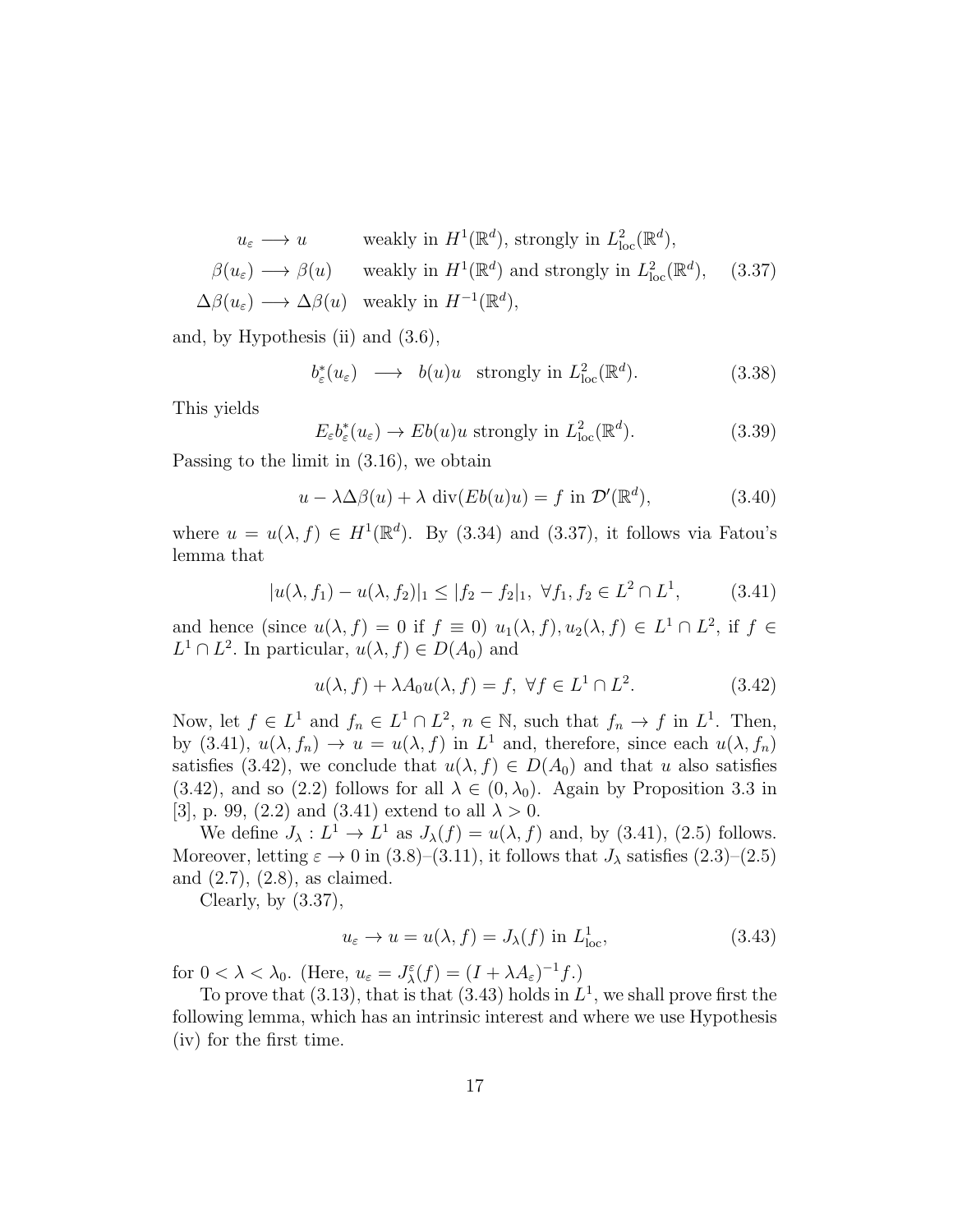$$
\begin{aligned}
u_\varepsilon &\longrightarrow u && \text{weakly in } H^1(\mathbb{R}^d),\text{ strongly in } L^2_{\rm loc}(\mathbb{R}^d),\\
\beta(u_\varepsilon) &\longrightarrow \beta(u) && \text{weakly in } H^1(\mathbb{R}^d) \text{ and strongly in } L^2_{\rm loc}(\mathbb{R}^d),\\
\Delta\beta(u_\varepsilon) &\longrightarrow \Delta\beta(u) && \text{weakly in } H^{-1}(\mathbb{R}^d),
\end{aligned}
\tag{3.37}
$$

and, by Hypothesis (ii) and (3.6),

$$
b^*_\varepsilon(u_\varepsilon) \quad\longrightarrow\quad b(u)u \quad \text{strongly in } L^2_{\rm loc}(\mathbb{R}^d). \tag{3.38}
$$

This yields

$$
E_\varepsilon b^*_\varepsilon(u_\varepsilon) \to Eb(u)u \text{ strongly in } L^2_{\rm loc}(\mathbb{R}^d). \tag{3.39}
$$

Passing to the limit in (3.16), we obtain

$$
u - \lambda\Delta\beta(u) + \lambda\ {\rm div}(Eb(u)u) = f \text{ in } \mathcal{D}'(\mathbb{R}^d), \tag{3.40}
$$

where $u = u(\lambda, f) \in H^1(\mathbb{R}^d)$. By (3.34) and (3.37), it follows via Fatou's lemma that

$$
|u(\lambda, f_1) - u(\lambda, f_2)|_1 \le |f_2 - f_2|_1,\ \forall f_1, f_2 \in L^2 \cap L^1, \tag{3.41}
$$

and hence (since $u(\lambda, f) = 0$ if $f \equiv 0$) $u_1(\lambda, f), u_2(\lambda, f) \in L^1 \cap L^2$, if $f \in L^1 \cap L^2$. In particular, $u(\lambda, f) \in D(A_0)$ and

$$
u(\lambda, f) + \lambda A_0 u(\lambda, f) = f,\ \forall f \in L^1 \cap L^2. \tag{3.42}
$$

Now, let $f \in L^1$ and $f_n \in L^1 \cap L^2$, $n \in \mathbb{N}$, such that $f_n \to f$ in $L^1$. Then, by (3.41), $u(\lambda, f_n) \to u = u(\lambda, f)$ in $L^1$ and, therefore, since each $u(\lambda, f_n)$ satisfies (3.42), we conclude that $u(\lambda, f) \in D(A_0)$ and that $u$ also satisfies (3.42), and so (2.2) follows for all $\lambda \in (0, \lambda_0)$. Again by Proposition 3.3 in [3], p. 99, (2.2) and (3.41) extend to all $\lambda > 0$.

We define $J_\lambda : L^1 \to L^1$ as $J_\lambda(f) = u(\lambda, f)$ and, by (3.41), (2.5) follows. Moreover, letting $\varepsilon \to 0$ in (3.8)–(3.11), it follows that $J_\lambda$ satisfies (2.3)–(2.5) and (2.7), (2.8), as claimed.

Clearly, by (3.37),

$$
u_\varepsilon \to u = u(\lambda, f) = J_\lambda(f) \text{ in } L^1_{\rm loc}, \tag{3.43}
$$

for $0 < \lambda < \lambda_0$. (Here, $u_\varepsilon = J^\varepsilon_\lambda(f) = (I + \lambda A_\varepsilon)^{-1} f$.)

To prove that (3.13), that is that (3.43) holds in $L^1$, we shall prove first the following lemma, which has an intrinsic interest and where we use Hypothesis (iv) for the first time.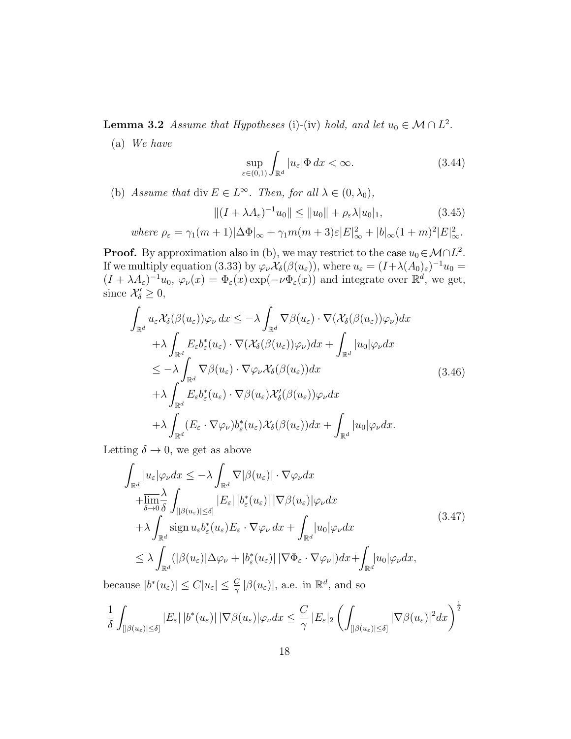**Lemma 3.2** *Assume that Hypotheses* (i)-(iv) *hold, and let* $u_0 \in \mathcal{M} \cap L^2$.

(a) *We have*

$$\sup_{\varepsilon \in (0,1)} \int_{\mathbb{R}^d} |u_\varepsilon| \Phi \, dx < \infty. \tag{3.44}$$

(b) *Assume that* $\operatorname{div} E \in L^\infty$. *Then, for all* $\lambda \in (0, \lambda_0)$,

$$\|(I + \lambda A_\varepsilon)^{-1} u_0\| \leq \|u_0\| + \rho_\varepsilon \lambda |u_0|_1, \tag{3.45}$$

*where* $\rho_\varepsilon = \gamma_1(m+1)|\Delta\Phi|_\infty + \gamma_1 m(m+3)\varepsilon |E|^2_\infty + |b|_\infty (1+m)^2 |E|^2_\infty$.

**Proof.** By approximation also in (b), we may restrict to the case $u_0 \in \mathcal{M} \cap L^2$. If we multiply equation (3.33) by $\varphi_\nu \mathcal{X}_\delta(\beta(u_\varepsilon))$, where $u_\varepsilon = (I + \lambda (A_0)_\varepsilon)^{-1} u_0 = (I + \lambda A_\varepsilon)^{-1} u_0$, $\varphi_\nu(x) = \Phi_\varepsilon(x) \exp(-\nu \Phi_\varepsilon(x))$ and integrate over $\mathbb{R}^d$, we get, since $\mathcal{X}'_\delta \geq 0$,

$$\begin{aligned}
\int_{\mathbb{R}^d} u_\varepsilon \mathcal{X}_\delta(\beta(u_\varepsilon)) \varphi_\nu \, dx &\leq -\lambda \int_{\mathbb{R}^d} \nabla \beta(u_\varepsilon) \cdot \nabla (\mathcal{X}_\delta(\beta(u_\varepsilon)) \varphi_\nu) dx \\
&\quad + \lambda \int_{\mathbb{R}^d} E_\varepsilon b^*_\varepsilon(u_\varepsilon) \cdot \nabla (\mathcal{X}_\delta(\beta(u_\varepsilon)) \varphi_\nu) dx + \int_{\mathbb{R}^d} |u_0| \varphi_\nu dx \\
&\leq -\lambda \int_{\mathbb{R}^d} \nabla \beta(u_\varepsilon) \cdot \nabla \varphi_\nu \mathcal{X}_\delta(\beta(u_\varepsilon)) dx \\
&\quad + \lambda \int_{\mathbb{R}^d} E_\varepsilon b^*_\varepsilon(u_\varepsilon) \cdot \nabla \beta(u_\varepsilon) \mathcal{X}'_\delta(\beta(u_\varepsilon)) \varphi_\nu dx \\
&\quad + \lambda \int_{\mathbb{R}^d} (E_\varepsilon \cdot \nabla \varphi_\nu) b^*_\varepsilon(u_\varepsilon) \mathcal{X}_\delta(\beta(u_\varepsilon)) dx + \int_{\mathbb{R}^d} |u_0| \varphi_\nu dx.
\end{aligned} \tag{3.46}$$

Letting $\delta \to 0$, we get as above

$$\begin{aligned}
\int_{\mathbb{R}^d} |u_\varepsilon| \varphi_\nu dx &\leq -\lambda \int_{\mathbb{R}^d} \nabla |\beta(u_\varepsilon)| \cdot \nabla \varphi_\nu dx \\
&\quad + \overline{\lim_{\delta \to 0}} \frac{\lambda}{\delta} \int_{[|\beta(u_\varepsilon)| \leq \delta]} |E_\varepsilon| \, |b^*_\varepsilon(u_\varepsilon)| \, |\nabla \beta(u_\varepsilon)| \varphi_\nu dx \\
&\quad + \lambda \int_{\mathbb{R}^d} \operatorname{sign} u_\varepsilon b^*_\varepsilon(u_\varepsilon) E_\varepsilon \cdot \nabla \varphi_\nu \, dx + \int_{\mathbb{R}^d} |u_0| \varphi_\nu dx \\
&\leq \lambda \int_{\mathbb{R}^d} (|\beta(u_\varepsilon)| \Delta \varphi_\nu + |b^*_\varepsilon(u_\varepsilon)| \, |\nabla \Phi_\varepsilon \cdot \nabla \varphi_\nu|) dx + \int_{\mathbb{R}^d} |u_0| \varphi_\nu dx,
\end{aligned} \tag{3.47}$$

because $|b^*(u_\varepsilon)| \leq C |u_\varepsilon| \leq \frac{C}{\gamma} |\beta(u_\varepsilon)|$, a.e. in $\mathbb{R}^d$, and so

$$\frac{1}{\delta} \int_{[|\beta(u_\varepsilon)| \leq \delta]} |E_\varepsilon| \, |b^*(u_\varepsilon)| \, |\nabla \beta(u_\varepsilon)| \varphi_\nu dx \leq \frac{C}{\gamma} |E_\varepsilon|_2 \left( \int_{[|\beta(u_\varepsilon)| \leq \delta]} |\nabla \beta(u_\varepsilon)|^2 dx \right)^{\frac{1}{2}}$$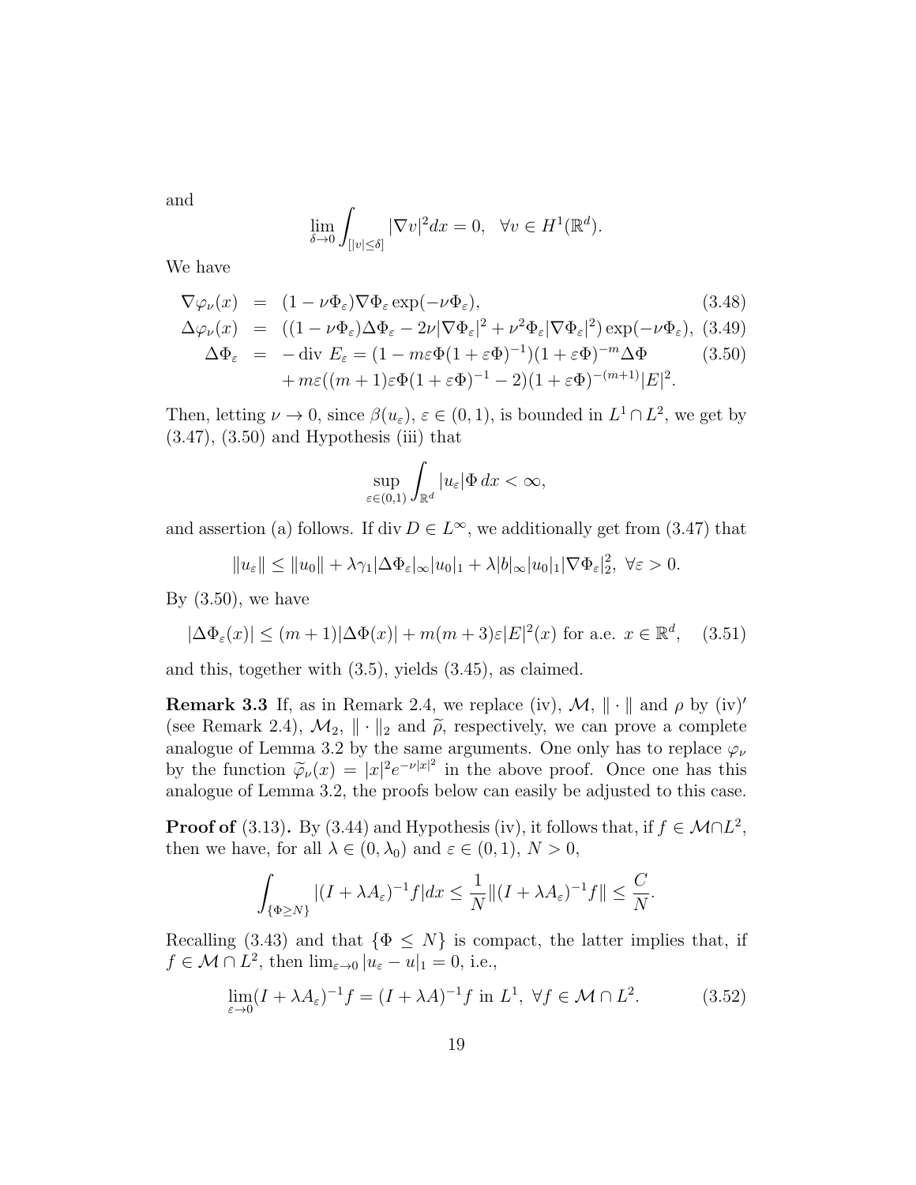and

$$\lim_{\delta\to 0}\int_{[|v|\le\delta]}|\nabla v|^2dx=0,\quad \forall v\in H^1(\mathbb{R}^d).$$

We have

$$\begin{aligned}
\nabla\varphi_\nu(x) &= (1-\nu\Phi_\varepsilon)\nabla\Phi_\varepsilon\exp(-\nu\Phi_\varepsilon), &(3.48)\\
\Delta\varphi_\nu(x) &= ((1-\nu\Phi_\varepsilon)\Delta\Phi_\varepsilon-2\nu|\nabla\Phi_\varepsilon|^2+\nu^2\Phi_\varepsilon|\nabla\Phi_\varepsilon|^2)\exp(-\nu\Phi_\varepsilon), &(3.49)\\
\Delta\Phi_\varepsilon &= -\operatorname{div}E_\varepsilon=(1-m\varepsilon\Phi(1+\varepsilon\Phi)^{-1})(1+\varepsilon\Phi)^{-m}\Delta\Phi &(3.50)\\
&\quad +m\varepsilon((m+1)\varepsilon\Phi(1+\varepsilon\Phi)^{-1}-2)(1+\varepsilon\Phi)^{-(m+1)}|E|^2.
\end{aligned}$$

Then, letting $\nu\to 0$, since $\beta(u_\varepsilon)$, $\varepsilon\in(0,1)$, is bounded in $L^1\cap L^2$, we get by (3.47), (3.50) and Hypothesis (iii) that

$$\sup_{\varepsilon\in(0,1)}\int_{\mathbb{R}^d}|u_\varepsilon|\Phi\,dx<\infty,$$

and assertion (a) follows. If $\operatorname{div}D\in L^\infty$, we additionally get from (3.47) that

$$\|u_\varepsilon\|\le\|u_0\|+\lambda\gamma_1|\Delta\Phi_\varepsilon|_\infty|u_0|_1+\lambda|b|_\infty|u_0|_1|\nabla\Phi_\varepsilon|_2^2,\ \forall\varepsilon>0.$$

By (3.50), we have

$$|\Delta\Phi_\varepsilon(x)|\le(m+1)|\Delta\Phi(x)|+m(m+3)\varepsilon|E|^2(x)\text{ for a.e. }x\in\mathbb{R}^d,\quad (3.51)$$

and this, together with (3.5), yields (3.45), as claimed.

**Remark 3.3** If, as in Remark 2.4, we replace (iv), $\mathcal{M}$, $\|\cdot\|$ and $\rho$ by (iv)$'$ (see Remark 2.4), $\mathcal{M}_2$, $\|\cdot\|_2$ and $\widetilde{\rho}$, respectively, we can prove a complete analogue of Lemma 3.2 by the same arguments. One only has to replace $\varphi_\nu$ by the function $\widetilde{\varphi}_\nu(x)=|x|^2e^{-\nu|x|^2}$ in the above proof. Once one has this analogue of Lemma 3.2, the proofs below can easily be adjusted to this case.

**Proof of** (3.13)**.** By (3.44) and Hypothesis (iv), it follows that, if $f\in\mathcal{M}\cap L^2$, then we have, for all $\lambda\in(0,\lambda_0)$ and $\varepsilon\in(0,1)$, $N>0$,

$$\int_{\{\Phi\ge N\}}|(I+\lambda A_\varepsilon)^{-1}f|dx\le\frac{1}{N}\|(I+\lambda A_\varepsilon)^{-1}f\|\le\frac{C}{N}.$$

Recalling (3.43) and that $\{\Phi\le N\}$ is compact, the latter implies that, if $f\in\mathcal{M}\cap L^2$, then $\lim_{\varepsilon\to 0}|u_\varepsilon-u|_1=0$, i.e.,

$$\lim_{\varepsilon\to 0}(I+\lambda A_\varepsilon)^{-1}f=(I+\lambda A)^{-1}f\text{ in }L^1,\ \forall f\in\mathcal{M}\cap L^2.\quad (3.52)$$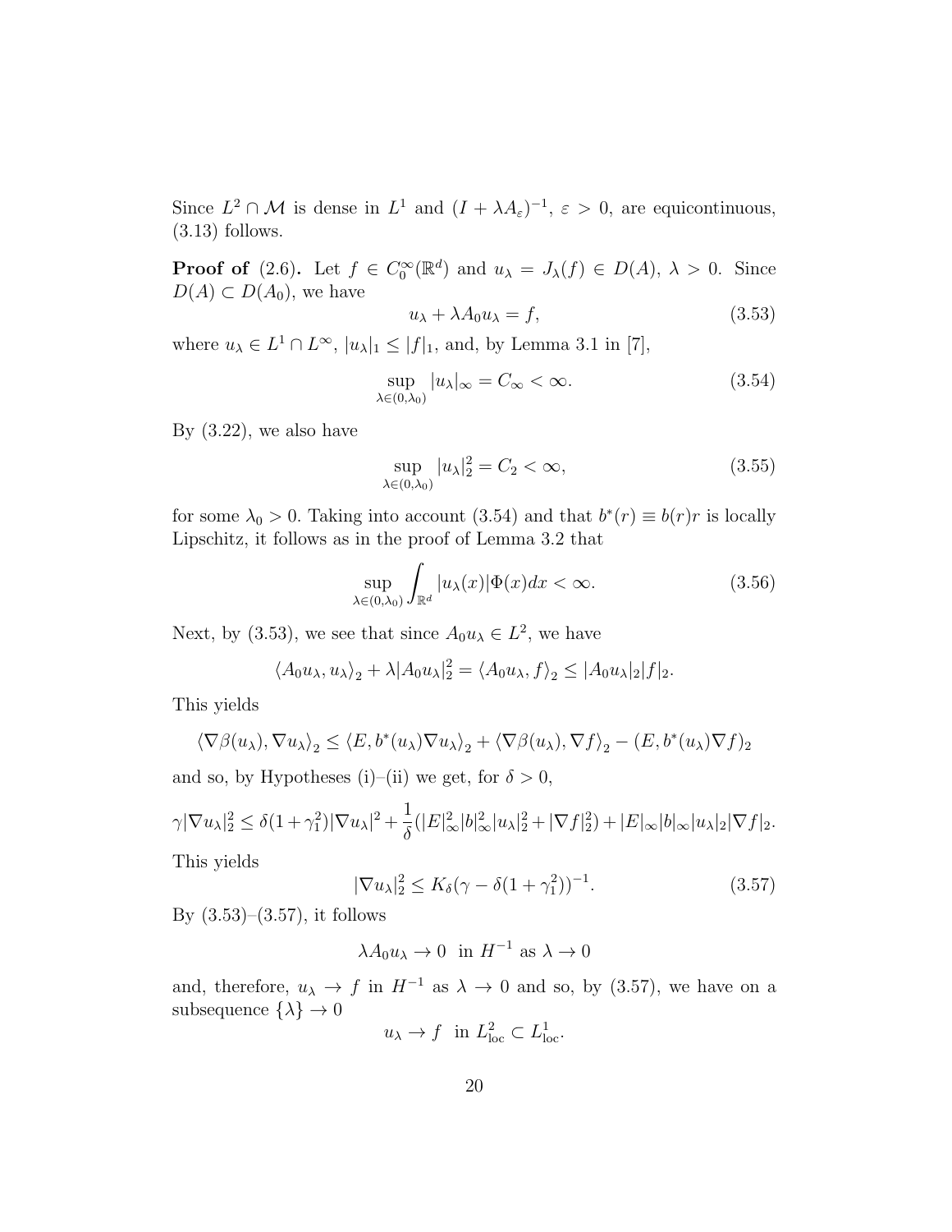Since $L^2 \cap \mathcal{M}$ is dense in $L^1$ and $(I + \lambda A_\varepsilon)^{-1}$, $\varepsilon > 0$, are equicontinuous, (3.13) follows.

**Proof of** (2.6)**.** Let $f \in C_0^\infty(\mathbb{R}^d)$ and $u_\lambda = J_\lambda(f) \in D(A)$, $\lambda > 0$. Since $D(A) \subset D(A_0)$, we have

$$u_\lambda + \lambda A_0 u_\lambda = f, \tag{3.53}$$

where $u_\lambda \in L^1 \cap L^\infty$, $|u_\lambda|_1 \le |f|_1$, and, by Lemma 3.1 in [7],

$$\sup_{\lambda \in (0,\lambda_0)} |u_\lambda|_\infty = C_\infty < \infty. \tag{3.54}$$

By (3.22), we also have

$$\sup_{\lambda \in (0,\lambda_0)} |u_\lambda|_2^2 = C_2 < \infty, \tag{3.55}$$

for some $\lambda_0 > 0$. Taking into account (3.54) and that $b^*(r) \equiv b(r)r$ is locally Lipschitz, it follows as in the proof of Lemma 3.2 that

$$\sup_{\lambda \in (0,\lambda_0)} \int_{\mathbb{R}^d} |u_\lambda(x)| \Phi(x) dx < \infty. \tag{3.56}$$

Next, by (3.53), we see that since $A_0 u_\lambda \in L^2$, we have

$$\langle A_0 u_\lambda, u_\lambda \rangle_2 + \lambda |A_0 u_\lambda|_2^2 = \langle A_0 u_\lambda, f \rangle_2 \le |A_0 u_\lambda|_2 |f|_2.$$

This yields

$$\langle \nabla \beta(u_\lambda), \nabla u_\lambda \rangle_2 \le \langle E, b^*(u_\lambda) \nabla u_\lambda \rangle_2 + \langle \nabla \beta(u_\lambda), \nabla f \rangle_2 - (E, b^*(u_\lambda) \nabla f)_2$$

and so, by Hypotheses (i)–(ii) we get, for $\delta > 0$,

$$\gamma |\nabla u_\lambda|_2^2 \le \delta (1 + \gamma_1^2) |\nabla u_\lambda|^2 + \frac{1}{\delta} (|E|_\infty^2 |b|_\infty^2 |u_\lambda|_2^2 + |\nabla f|_2^2) + |E|_\infty |b|_\infty |u_\lambda|_2 |\nabla f|_2.$$

This yields

$$|\nabla u_\lambda|_2^2 \le K_\delta (\gamma - \delta(1 + \gamma_1^2))^{-1}. \tag{3.57}$$

By (3.53)–(3.57), it follows

$$\lambda A_0 u_\lambda \to 0 \ \text{ in } H^{-1} \text{ as } \lambda \to 0$$

and, therefore, $u_\lambda \to f$ in $H^{-1}$ as $\lambda \to 0$ and so, by (3.57), we have on a subsequence $\{\lambda\} \to 0$

$$u_\lambda \to f \ \text{ in } L^2_{\text{loc}} \subset L^1_{\text{loc}}.$$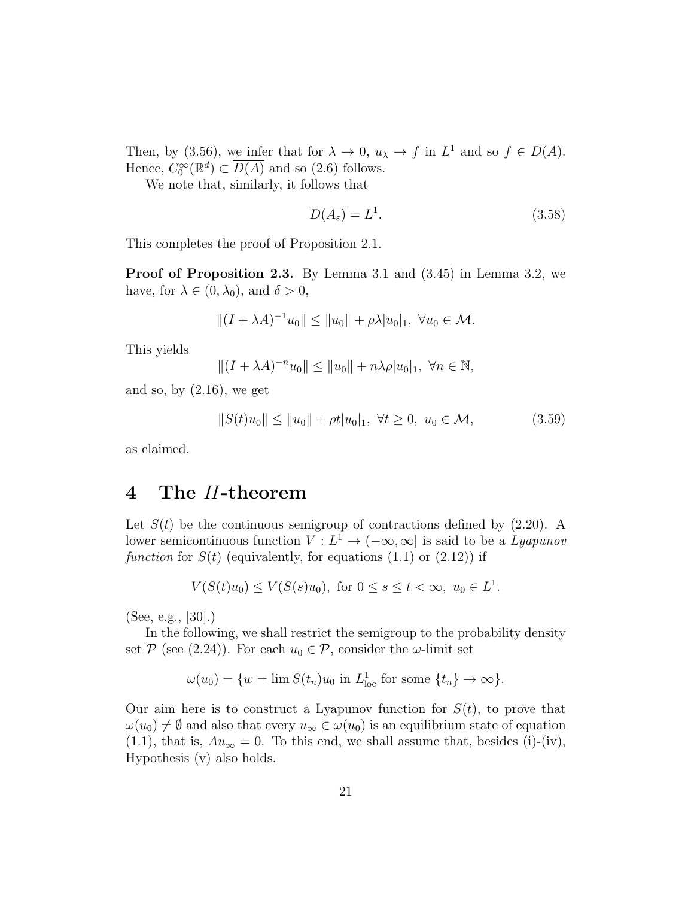Then, by (3.56), we infer that for $\lambda \to 0$, $u_\lambda \to f$ in $L^1$ and so $f \in \overline{D(A)}$. Hence, $C_0^\infty(\mathbb{R}^d) \subset \overline{D(A)}$ and so (2.6) follows.

We note that, similarly, it follows that

$$\overline{D(A_\varepsilon)} = L^1. \tag{3.58}$$

This completes the proof of Proposition 2.1.

**Proof of Proposition 2.3.** By Lemma 3.1 and (3.45) in Lemma 3.2, we have, for $\lambda \in (0, \lambda_0)$, and $\delta > 0$,

$$\|(I + \lambda A)^{-1} u_0\| \le \|u_0\| + \rho\lambda |u_0|_1, \ \forall u_0 \in \mathcal{M}.$$

This yields

$$\|(I + \lambda A)^{-n} u_0\| \le \|u_0\| + n\lambda\rho |u_0|_1, \ \forall n \in \mathbb{N},$$

and so, by (2.16), we get

$$\|S(t)u_0\| \le \|u_0\| + \rho t |u_0|_1, \ \forall t \ge 0, \ u_0 \in \mathcal{M}, \tag{3.59}$$

as claimed.

# 4 The $H$-theorem

Let $S(t)$ be the continuous semigroup of contractions defined by (2.20). A lower semicontinuous function $V : L^1 \to (-\infty, \infty]$ is said to be a *Lyapunov function* for $S(t)$ (equivalently, for equations (1.1) or (2.12)) if

$$V(S(t)u_0) \le V(S(s)u_0), \ \text{for } 0 \le s \le t < \infty, \ u_0 \in L^1.$$

(See, e.g., [30].)

In the following, we shall restrict the semigroup to the probability density set $\mathcal{P}$ (see (2.24)). For each $u_0 \in \mathcal{P}$, consider the $\omega$-limit set

$$\omega(u_0) = \{w = \lim S(t_n)u_0 \text{ in } L^1_{\text{loc}} \text{ for some } \{t_n\} \to \infty\}.$$

Our aim here is to construct a Lyapunov function for $S(t)$, to prove that $\omega(u_0) \ne \emptyset$ and also that every $u_\infty \in \omega(u_0)$ is an equilibrium state of equation (1.1), that is, $Au_\infty = 0$. To this end, we shall assume that, besides (i)-(iv), Hypothesis (v) also holds.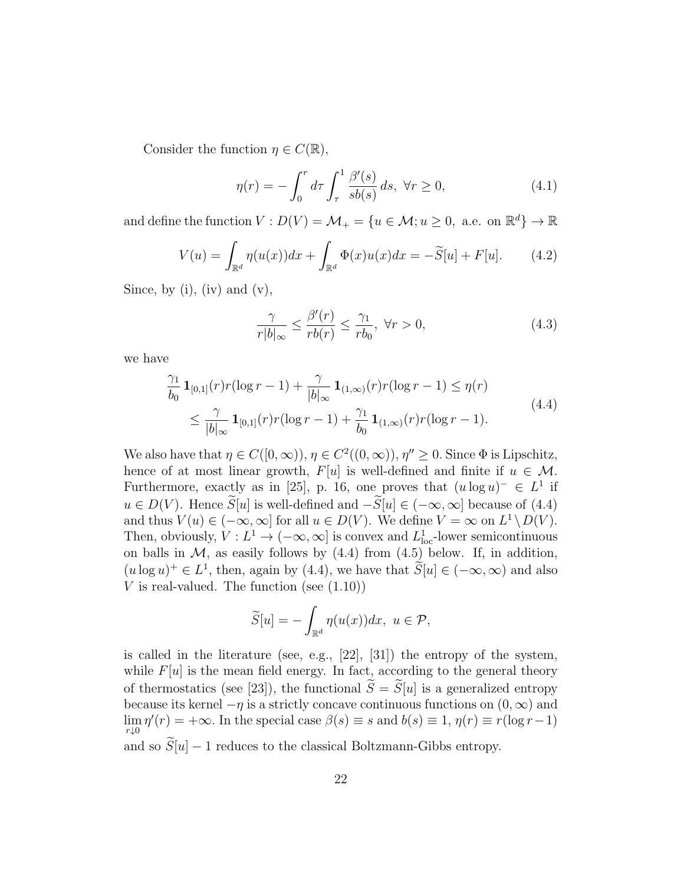Consider the function $\eta \in C(\mathbb{R})$,

$$
\eta(r) = -\int_0^r d\tau \int_\tau^1 \frac{\beta'(s)}{sb(s)}\,ds,\ \forall r \geq 0, \tag{4.1}
$$

and define the function $V : D(V) = \mathcal{M}_+ = \{u \in \mathcal{M}; u \geq 0,\ \text{a.e. on } \mathbb{R}^d\} \to \mathbb{R}$

$$
V(u) = \int_{\mathbb{R}^d} \eta(u(x))dx + \int_{\mathbb{R}^d} \Phi(x)u(x)dx = -\widetilde{S}[u] + F[u]. \tag{4.2}
$$

Since, by (i), (iv) and (v),

$$
\frac{\gamma}{r|b|_\infty} \leq \frac{\beta'(r)}{rb(r)} \leq \frac{\gamma_1}{rb_0},\ \forall r > 0, \tag{4.3}
$$

we have

$$
\begin{aligned}
&\frac{\gamma_1}{b_0}\,\mathbf{1}_{[0,1]}(r)r(\log r - 1) + \frac{\gamma}{|b|_\infty}\,\mathbf{1}_{(1,\infty)}(r)r(\log r - 1) \leq \eta(r) \\
&\quad \leq \frac{\gamma}{|b|_\infty}\,\mathbf{1}_{[0,1]}(r)r(\log r - 1) + \frac{\gamma_1}{b_0}\,\mathbf{1}_{(1,\infty)}(r)r(\log r - 1).
\end{aligned} \tag{4.4}
$$

We also have that $\eta \in C([0,\infty))$, $\eta \in C^2((0,\infty))$, $\eta'' \geq 0$. Since $\Phi$ is Lipschitz, hence of at most linear growth, $F[u]$ is well-defined and finite if $u \in \mathcal{M}$. Furthermore, exactly as in [25], p. 16, one proves that $(u\log u)^- \in L^1$ if $u \in D(V)$. Hence $\widetilde{S}[u]$ is well-defined and $-\widetilde{S}[u] \in (-\infty,\infty]$ because of (4.4) and thus $V(u) \in (-\infty,\infty]$ for all $u \in D(V)$. We define $V = \infty$ on $L^1 \setminus D(V)$. Then, obviously, $V : L^1 \to (-\infty,\infty]$ is convex and $L^1_{\text{loc}}$-lower semicontinuous on balls in $\mathcal{M}$, as easily follows by (4.4) from (4.5) below. If, in addition, $(u\log u)^+ \in L^1$, then, again by (4.4), we have that $\widetilde{S}[u] \in (-\infty,\infty)$ and also $V$ is real-valued. The function (see (1.10))

$$
\widetilde{S}[u] = -\int_{\mathbb{R}^d} \eta(u(x))dx,\ u \in \mathcal{P},
$$

is called in the literature (see, e.g., [22], [31]) the entropy of the system, while $F[u]$ is the mean field energy. In fact, according to the general theory of thermostatics (see [23]), the functional $\widetilde{S} = \widetilde{S}[u]$ is a generalized entropy because its kernel $-\eta$ is a strictly concave continuous functions on $(0,\infty)$ and $\lim\limits_{r\downarrow 0} \eta'(r) = +\infty$. In the special case $\beta(s) \equiv s$ and $b(s) \equiv 1$, $\eta(r) \equiv r(\log r - 1)$ and so $\widetilde{S}[u] - 1$ reduces to the classical Boltzmann-Gibbs entropy.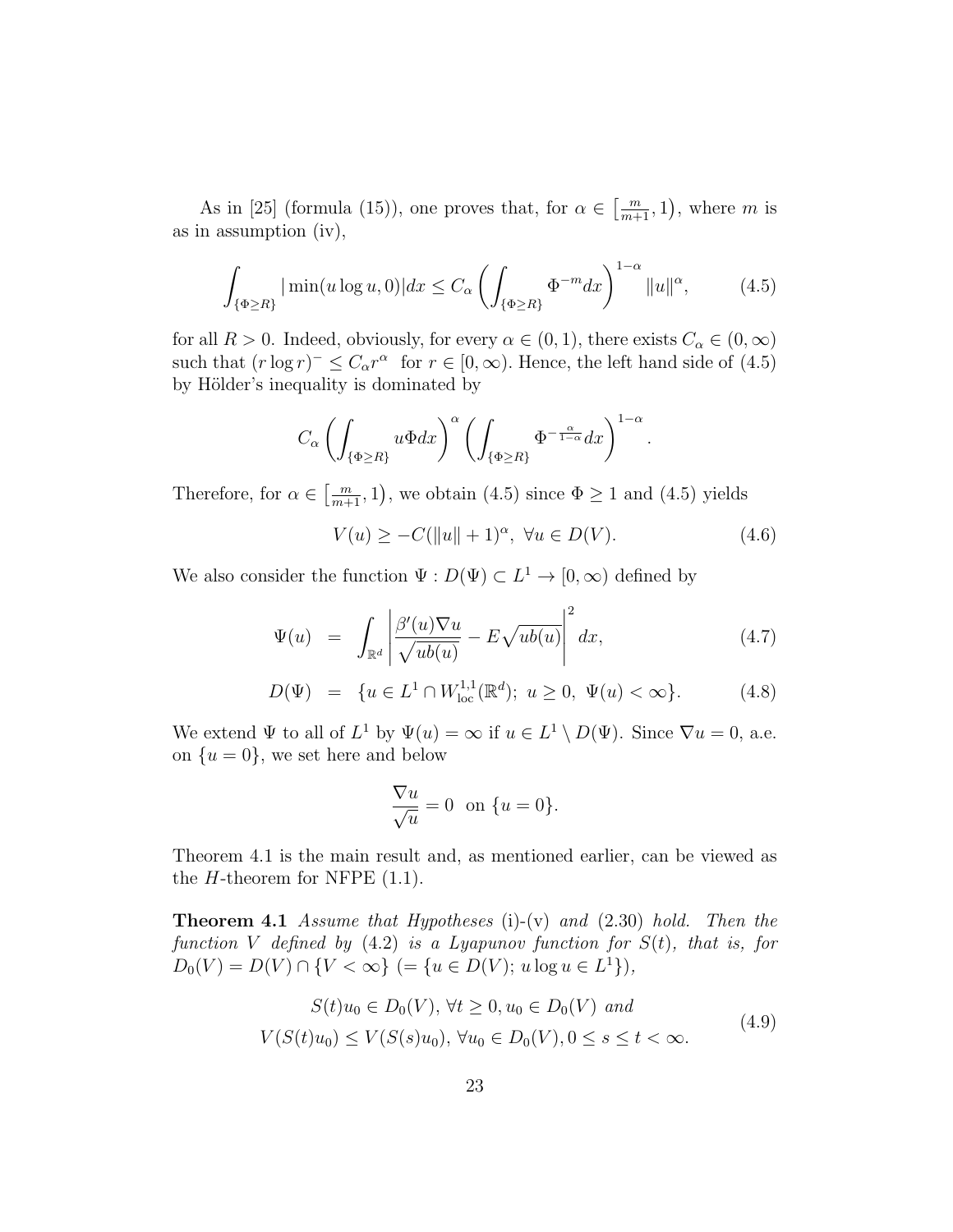As in [25] (formula (15)), one proves that, for $\alpha \in \left[\frac{m}{m+1}, 1\right)$, where $m$ is as in assumption (iv),

$$\int_{\{\Phi \geq R\}} |\min(u \log u, 0)| dx \leq C_\alpha \left( \int_{\{\Phi \geq R\}} \Phi^{-m} dx \right)^{1-\alpha} \|u\|^\alpha, \tag{4.5}$$

for all $R > 0$. Indeed, obviously, for every $\alpha \in (0,1)$, there exists $C_\alpha \in (0, \infty)$ such that $(r \log r)^- \leq C_\alpha r^\alpha$ for $r \in [0, \infty)$. Hence, the left hand side of (4.5) by Hölder's inequality is dominated by

$$C_\alpha \left( \int_{\{\Phi \geq R\}} u \Phi dx \right)^\alpha \left( \int_{\{\Phi \geq R\}} \Phi^{-\frac{\alpha}{1-\alpha}} dx \right)^{1-\alpha}.$$

Therefore, for $\alpha \in \left[\frac{m}{m+1}, 1\right)$, we obtain (4.5) since $\Phi \geq 1$ and (4.5) yields

$$V(u) \geq -C(\|u\| + 1)^\alpha, \ \forall u \in D(V). \tag{4.6}$$

We also consider the function $\Psi : D(\Psi) \subset L^1 \to [0, \infty)$ defined by

$$\Psi(u) = \int_{\mathbb{R}^d} \left| \frac{\beta'(u) \nabla u}{\sqrt{u b(u)}} - E \sqrt{u b(u)} \right|^2 dx, \tag{4.7}$$

$$D(\Psi) = \{u \in L^1 \cap W^{1,1}_{\rm loc}(\mathbb{R}^d);\ u \geq 0,\ \Psi(u) < \infty\}. \tag{4.8}$$

We extend $\Psi$ to all of $L^1$ by $\Psi(u) = \infty$ if $u \in L^1 \setminus D(\Psi)$. Since $\nabla u = 0$, a.e. on $\{u = 0\}$, we set here and below

$$\frac{\nabla u}{\sqrt{u}} = 0 \ \text{ on } \{u = 0\}.$$

Theorem 4.1 is the main result and, as mentioned earlier, can be viewed as the $H$-theorem for NFPE (1.1).

**Theorem 4.1** *Assume that Hypotheses* (i)-(v) *and* (2.30) *hold. Then the function $V$ defined by* (4.2) *is a Lyapunov function for $S(t)$, that is, for $D_0(V) = D(V) \cap \{V < \infty\}$ $(= \{u \in D(V);\, u \log u \in L^1\})$,*

$$\begin{gathered} S(t)u_0 \in D_0(V),\ \forall t \geq 0, u_0 \in D_0(V) \text{ and} \\ V(S(t)u_0) \leq V(S(s)u_0),\ \forall u_0 \in D_0(V), 0 \leq s \leq t < \infty. \end{gathered} \tag{4.9}$$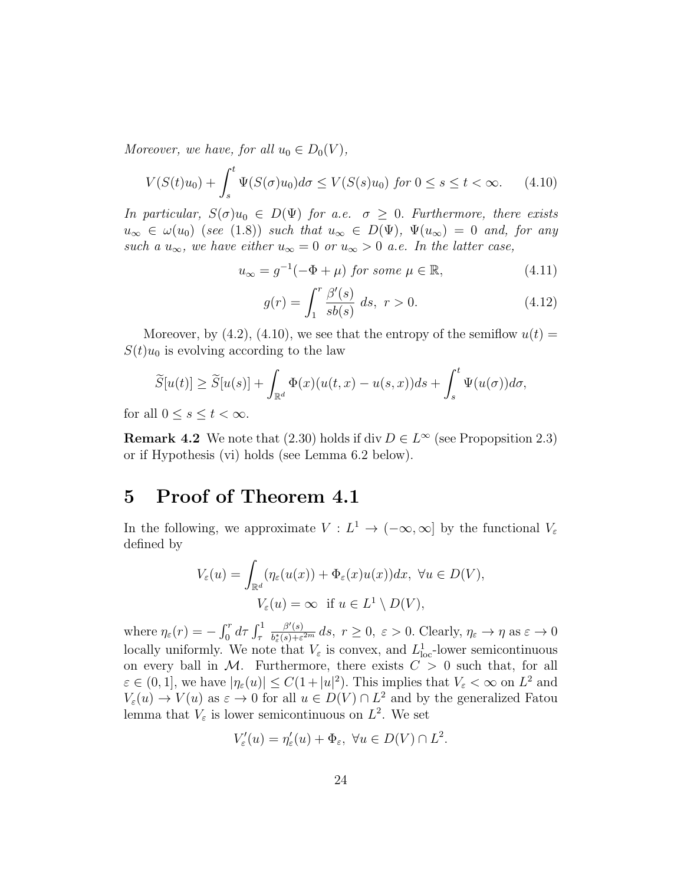*Moreover, we have, for all $u_0 \in D_0(V)$,*

$$V(S(t)u_0) + \int_s^t \Psi(S(\sigma)u_0)d\sigma \le V(S(s)u_0) \text{ for } 0 \le s \le t < \infty. \tag{4.10}$$

*In particular, $S(\sigma)u_0 \in D(\Psi)$ for a.e. $\sigma \ge 0$. Furthermore, there exists $u_\infty \in \omega(u_0)$ (see (1.8)) such that $u_\infty \in D(\Psi)$, $\Psi(u_\infty) = 0$ and, for any such a $u_\infty$, we have either $u_\infty = 0$ or $u_\infty > 0$ a.e. In the latter case,*

$$u_\infty = g^{-1}(-\Phi + \mu) \text{ for some } \mu \in \mathbb{R}, \tag{4.11}$$

$$g(r) = \int_1^r \frac{\beta'(s)}{sb(s)}\, ds,\ r > 0. \tag{4.12}$$

Moreover, by (4.2), (4.10), we see that the entropy of the semiflow $u(t) = S(t)u_0$ is evolving according to the law

$$\widetilde{S}[u(t)] \ge \widetilde{S}[u(s)] + \int_{\mathbb{R}^d} \Phi(x)(u(t,x) - u(s,x))ds + \int_s^t \Psi(u(\sigma))d\sigma,$$

for all $0 \le s \le t < \infty$.

**Remark 4.2** We note that (2.30) holds if $\operatorname{div} D \in L^\infty$ (see Propopsition 2.3) or if Hypothesis (vi) holds (see Lemma 6.2 below).

# 5 Proof of Theorem 4.1

In the following, we approximate $V : L^1 \to (-\infty, \infty]$ by the functional $V_\varepsilon$ defined by

$$V_\varepsilon(u) = \int_{\mathbb{R}^d} (\eta_\varepsilon(u(x)) + \Phi_\varepsilon(x)u(x))dx,\ \forall u \in D(V),$$
$$V_\varepsilon(u) = \infty \ \text{ if } u \in L^1 \setminus D(V),$$

where $\eta_\varepsilon(r) = -\int_0^r d\tau \int_\tau^1 \frac{\beta'(s)}{b_\varepsilon^*(s)+\varepsilon^{2m}}\, ds,\ r \ge 0,\ \varepsilon > 0$. Clearly, $\eta_\varepsilon \to \eta$ as $\varepsilon \to 0$ locally uniformly. We note that $V_\varepsilon$ is convex, and $L^1_{\text{loc}}$-lower semicontinuous on every ball in $\mathcal{M}$. Furthermore, there exists $C > 0$ such that, for all $\varepsilon \in (0,1]$, we have $|\eta_\varepsilon(u)| \le C(1+|u|^2)$. This implies that $V_\varepsilon < \infty$ on $L^2$ and $V_\varepsilon(u) \to V(u)$ as $\varepsilon \to 0$ for all $u \in D(V) \cap L^2$ and by the generalized Fatou lemma that $V_\varepsilon$ is lower semicontinuous on $L^2$. We set

$$V'_\varepsilon(u) = \eta'_\varepsilon(u) + \Phi_\varepsilon,\ \forall u \in D(V) \cap L^2.$$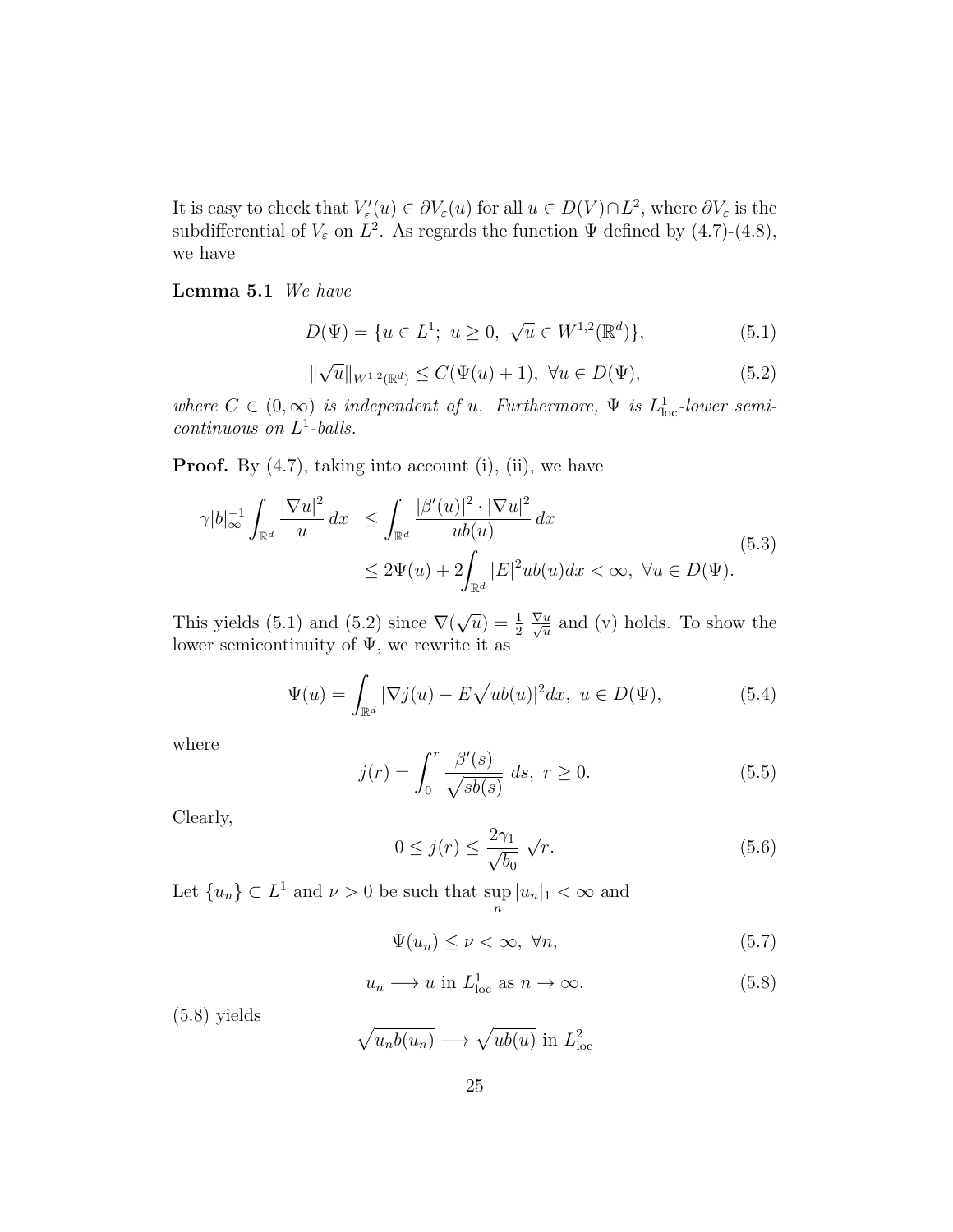It is easy to check that $V_\varepsilon'(u) \in \partial V_\varepsilon(u)$ for all $u \in D(V) \cap L^2$, where $\partial V_\varepsilon$ is the subdifferential of $V_\varepsilon$ on $L^2$. As regards the function $\Psi$ defined by (4.7)-(4.8), we have

**Lemma 5.1** *We have*

$$D(\Psi) = \{u \in L^1;\ u \geq 0,\ \sqrt{u} \in W^{1,2}(\mathbb{R}^d)\}, \tag{5.1}$$

$$\|\sqrt{u}\|_{W^{1,2}(\mathbb{R}^d)} \leq C(\Psi(u)+1),\ \forall u \in D(\Psi), \tag{5.2}$$

*where $C \in (0,\infty)$ is independent of $u$. Furthermore, $\Psi$ is $L^1_{\rm loc}$-lower semicontinuous on $L^1$-balls.*

**Proof.** By (4.7), taking into account (i), (ii), we have

$$\begin{aligned}
\gamma |b|_\infty^{-1} \int_{\mathbb{R}^d} \frac{|\nabla u|^2}{u}\,dx &\leq \int_{\mathbb{R}^d} \frac{|\beta'(u)|^2 \cdot |\nabla u|^2}{u b(u)}\,dx \\
&\leq 2\Psi(u) + 2\int_{\mathbb{R}^d} |E|^2 u b(u) dx < \infty,\ \forall u \in D(\Psi).
\end{aligned} \tag{5.3}$$

This yields (5.1) and (5.2) since $\nabla(\sqrt{u}) = \frac{1}{2}\,\frac{\nabla u}{\sqrt{u}}$ and (v) holds. To show the lower semicontinuity of $\Psi$, we rewrite it as

$$\Psi(u) = \int_{\mathbb{R}^d} |\nabla j(u) - E\sqrt{ub(u)}|^2 dx,\ u \in D(\Psi), \tag{5.4}$$

where

$$j(r) = \int_0^r \frac{\beta'(s)}{\sqrt{sb(s)}}\ ds,\ r \geq 0. \tag{5.5}$$

Clearly,

$$0 \leq j(r) \leq \frac{2\gamma_1}{\sqrt{b_0}}\ \sqrt{r}. \tag{5.6}$$

Let $\{u_n\} \subset L^1$ and $\nu > 0$ be such that $\sup\limits_n |u_n|_1 < \infty$ and

$$\Psi(u_n) \leq \nu < \infty,\ \forall n, \tag{5.7}$$

$$u_n \longrightarrow u \text{ in } L^1_{\rm loc} \text{ as } n \to \infty. \tag{5.8}$$

(5.8) yields

$$\sqrt{u_n b(u_n)} \longrightarrow \sqrt{ub(u)} \text{ in } L^2_{\rm loc}$$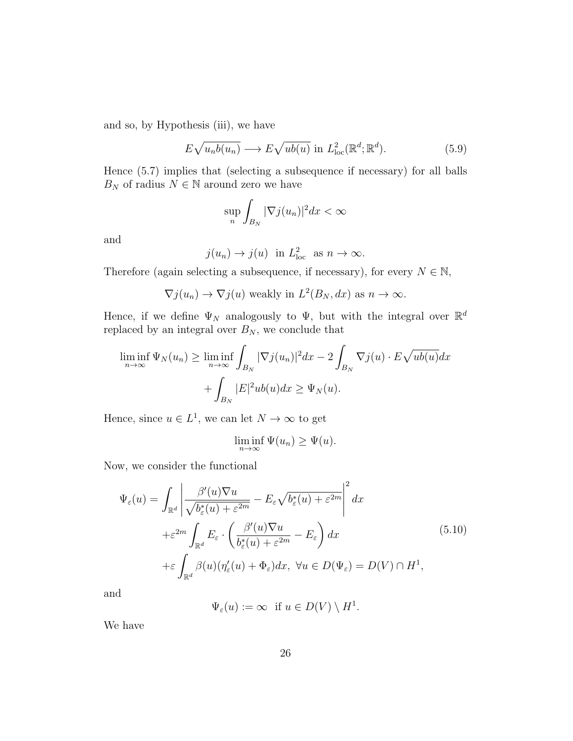and so, by Hypothesis (iii), we have

$$E\sqrt{u_n b(u_n)} \longrightarrow E\sqrt{ub(u)} \text{ in } L^2_{\rm loc}(\mathbb{R}^d;\mathbb{R}^d). \tag{5.9}$$

Hence (5.7) implies that (selecting a subsequence if necessary) for all balls $B_N$ of radius $N \in \mathbb{N}$ around zero we have

$$\sup_n \int_{B_N} |\nabla j(u_n)|^2 dx < \infty$$

and

$$j(u_n) \to j(u) \ \text{ in } L^2_{\rm loc} \ \text{ as } n \to \infty.$$

Therefore (again selecting a subsequence, if necessary), for every $N \in \mathbb{N}$,

$$\nabla j(u_n) \to \nabla j(u) \text{ weakly in } L^2(B_N, dx) \text{ as } n \to \infty.$$

Hence, if we define $\Psi_N$ analogously to $\Psi$, but with the integral over $\mathbb{R}^d$ replaced by an integral over $B_N$, we conclude that

$$\begin{aligned}\liminf_{n\to\infty} \Psi_N(u_n) \geq \liminf_{n\to\infty} \int_{B_N} |\nabla j(u_n)|^2 dx - 2\int_{B_N} \nabla j(u) \cdot E\sqrt{ub(u)} dx \\ + \int_{B_N} |E|^2 ub(u) dx \geq \Psi_N(u).\end{aligned}$$

Hence, since $u \in L^1$, we can let $N \to \infty$ to get

$$\liminf_{n\to\infty} \Psi(u_n) \geq \Psi(u).$$

Now, we consider the functional

$$\begin{aligned}\Psi_\varepsilon(u) = &\int_{\mathbb{R}^d} \left| \frac{\beta'(u)\nabla u}{\sqrt{b^*_\varepsilon(u)+\varepsilon^{2m}}} - E_\varepsilon \sqrt{b^*_\varepsilon(u)+\varepsilon^{2m}} \right|^2 dx \\ &+\varepsilon^{2m} \int_{\mathbb{R}^d} E_\varepsilon \cdot \left( \frac{\beta'(u)\nabla u}{b^*_\varepsilon(u)+\varepsilon^{2m}} - E_\varepsilon \right) dx \\ &+\varepsilon \int_{\mathbb{R}^d} \beta(u)(\eta'_\varepsilon(u)+\Phi_\varepsilon) dx,\ \forall u \in D(\Psi_\varepsilon) = D(V)\cap H^1,\end{aligned} \tag{5.10}$$

and

$$\Psi_\varepsilon(u) := \infty \ \text{ if } u \in D(V) \setminus H^1.$$

We have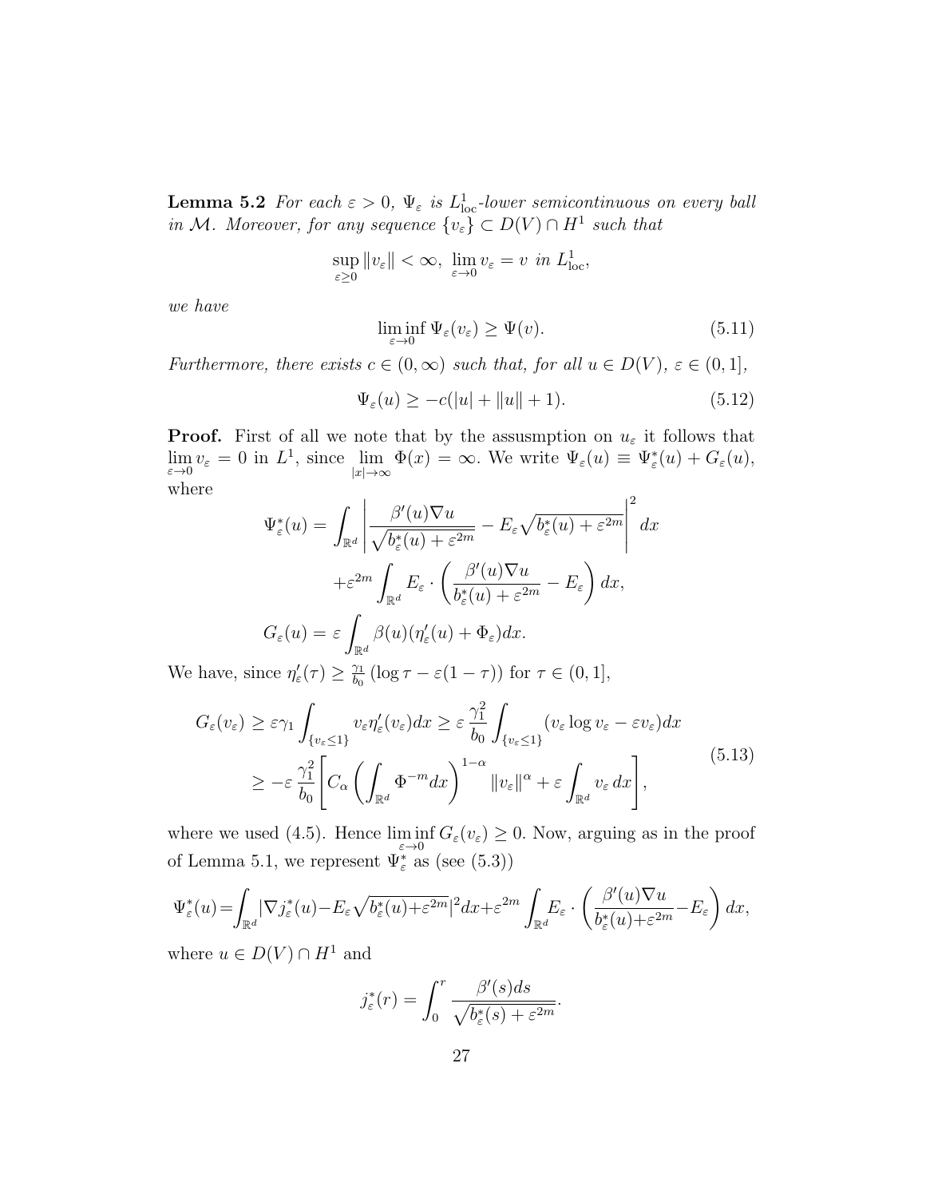**Lemma 5.2** *For each $\varepsilon > 0$, $\Psi_\varepsilon$ is $L^1_{\rm loc}$-lower semicontinuous on every ball in $\mathcal{M}$. Moreover, for any sequence $\{v_\varepsilon\} \subset D(V) \cap H^1$ such that*

$$\sup_{\varepsilon \geq 0} \|v_\varepsilon\| < \infty,\ \lim_{\varepsilon \to 0} v_\varepsilon = v \text{ in } L^1_{\rm loc},$$

*we have*

$$\liminf_{\varepsilon \to 0} \Psi_\varepsilon(v_\varepsilon) \geq \Psi(v). \tag{5.11}$$

*Furthermore, there exists $c \in (0, \infty)$ such that, for all $u \in D(V)$, $\varepsilon \in (0, 1]$,*

$$\Psi_\varepsilon(u) \geq -c(|u| + \|u\| + 1). \tag{5.12}$$

**Proof.** First of all we note that by the assusmption on $u_\varepsilon$ it follows that $\lim\limits_{\varepsilon \to 0} v_\varepsilon = 0$ in $L^1$, since $\lim\limits_{|x| \to \infty} \Phi(x) = \infty$. We write $\Psi_\varepsilon(u) \equiv \Psi^*_\varepsilon(u) + G_\varepsilon(u)$, where

$$\begin{aligned}
\Psi^*_\varepsilon(u) = &\int_{\mathbb{R}^d} \left| \frac{\beta'(u)\nabla u}{\sqrt{b^*_\varepsilon(u) + \varepsilon^{2m}}} - E_\varepsilon \sqrt{b^*_\varepsilon(u) + \varepsilon^{2m}} \right|^2 dx \\
&+ \varepsilon^{2m} \int_{\mathbb{R}^d} E_\varepsilon \cdot \left( \frac{\beta'(u)\nabla u}{b^*_\varepsilon(u) + \varepsilon^{2m}} - E_\varepsilon \right) dx, \\
G_\varepsilon(u) = &\ \varepsilon \int_{\mathbb{R}^d} \beta(u)(\eta'_\varepsilon(u) + \Phi_\varepsilon) dx.
\end{aligned}$$

We have, since $\eta'_\varepsilon(\tau) \geq \frac{\gamma_1}{b_0}(\log \tau - \varepsilon(1 - \tau))$ for $\tau \in (0, 1]$,

$$\begin{aligned}
G_\varepsilon(v_\varepsilon) &\geq \varepsilon\gamma_1 \int_{\{v_\varepsilon \leq 1\}} v_\varepsilon \eta'_\varepsilon(v_\varepsilon) dx \geq \varepsilon \frac{\gamma_1^2}{b_0} \int_{\{v_\varepsilon \leq 1\}} (v_\varepsilon \log v_\varepsilon - \varepsilon v_\varepsilon) dx \\
&\geq -\varepsilon \frac{\gamma_1^2}{b_0} \left[ C_\alpha \left( \int_{\mathbb{R}^d} \Phi^{-m} dx \right)^{1-\alpha} \|v_\varepsilon\|^\alpha + \varepsilon \int_{\mathbb{R}^d} v_\varepsilon \, dx \right],
\end{aligned} \tag{5.13}$$

where we used (4.5). Hence $\liminf\limits_{\varepsilon \to 0} G_\varepsilon(v_\varepsilon) \geq 0$. Now, arguing as in the proof of Lemma 5.1, we represent $\Psi^*_\varepsilon$ as (see (5.3))

$$\Psi^*_\varepsilon(u) = \int_{\mathbb{R}^d} |\nabla j^*_\varepsilon(u) - E_\varepsilon \sqrt{b^*_\varepsilon(u) + \varepsilon^{2m}}|^2 dx + \varepsilon^{2m} \int_{\mathbb{R}^d} E_\varepsilon \cdot \left( \frac{\beta'(u)\nabla u}{b^*_\varepsilon(u) + \varepsilon^{2m}} - E_\varepsilon \right) dx,$$

where $u \in D(V) \cap H^1$ and

$$j^*_\varepsilon(r) = \int_0^r \frac{\beta'(s) ds}{\sqrt{b^*_\varepsilon(s) + \varepsilon^{2m}}}.$$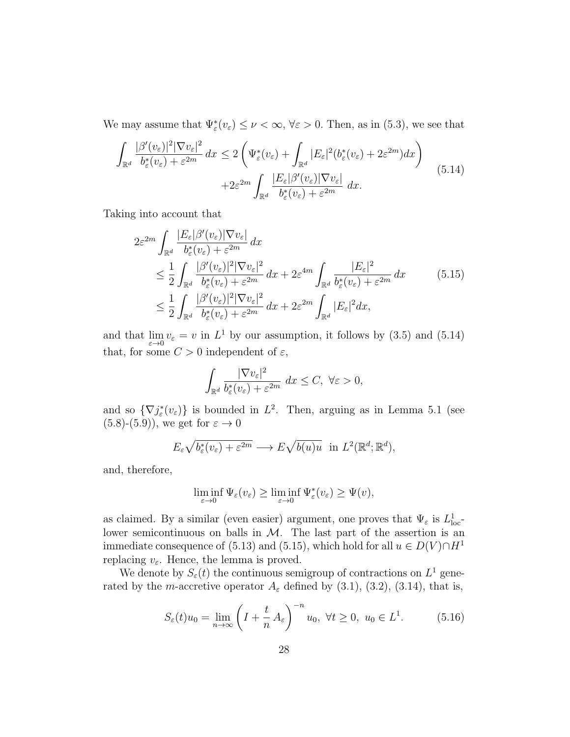We may assume that $\Psi^*_\varepsilon(v_\varepsilon)\le\nu<\infty$, $\forall\,\varepsilon>0$. Then, as in (5.3), we see that

$$
\begin{aligned}
\int_{\mathbb{R}^d}\frac{|\beta'(v_\varepsilon)|^2|\nabla v_\varepsilon|^2}{b^*_\varepsilon(v_\varepsilon)+\varepsilon^{2m}}\,dx &\le 2\left(\Psi^*_\varepsilon(v_\varepsilon)+\int_{\mathbb{R}^d}|E_\varepsilon|^2(b^*_\varepsilon(v_\varepsilon)+2\varepsilon^{2m})dx\right)\\
&\qquad +2\varepsilon^{2m}\int_{\mathbb{R}^d}\frac{|E_\varepsilon|\beta'(v_\varepsilon)|\nabla v_\varepsilon|}{b^*_\varepsilon(v_\varepsilon)+\varepsilon^{2m}}\,dx.
\end{aligned}
\tag{5.14}
$$

Taking into account that

$$
\begin{aligned}
2\varepsilon^{2m}&\int_{\mathbb{R}^d}\frac{|E_\varepsilon|\beta'(v_\varepsilon)|\nabla v_\varepsilon|}{b^*_\varepsilon(v_\varepsilon)+\varepsilon^{2m}}\,dx\\
&\le\frac12\int_{\mathbb{R}^d}\frac{|\beta'(v_\varepsilon)|^2|\nabla v_\varepsilon|^2}{b^*_\varepsilon(v_\varepsilon)+\varepsilon^{2m}}\,dx+2\varepsilon^{4m}\int_{\mathbb{R}^d}\frac{|E_\varepsilon|^2}{b^*_\varepsilon(v_\varepsilon)+\varepsilon^{2m}}\,dx\\
&\le\frac12\int_{\mathbb{R}^d}\frac{|\beta'(v_\varepsilon)|^2|\nabla v_\varepsilon|^2}{b^*_\varepsilon(v_\varepsilon)+\varepsilon^{2m}}\,dx+2\varepsilon^{2m}\int_{\mathbb{R}^d}|E_\varepsilon|^2dx,
\end{aligned}
\tag{5.15}
$$

and that $\lim\limits_{\varepsilon\to0}v_\varepsilon=v$ in $L^1$ by our assumption, it follows by (3.5) and (5.14) that, for some $C>0$ independent of $\varepsilon$,

$$
\int_{\mathbb{R}^d}\frac{|\nabla v_\varepsilon|^2}{b^*_\varepsilon(v_\varepsilon)+\varepsilon^{2m}}\,dx\le C,\ \forall\,\varepsilon>0,
$$

and so $\{\nabla j^*_\varepsilon(v_\varepsilon)\}$ is bounded in $L^2$. Then, arguing as in Lemma 5.1 (see (5.8)-(5.9)), we get for $\varepsilon\to0$

$$
E_\varepsilon\sqrt{b^*_\varepsilon(v_\varepsilon)+\varepsilon^{2m}}\longrightarrow E\sqrt{b(u)u}\ \text{ in } L^2(\mathbb{R}^d;\mathbb{R}^d),
$$

and, therefore,

$$
\liminf_{\varepsilon\to0}\Psi_\varepsilon(v_\varepsilon)\ge\liminf_{\varepsilon\to0}\Psi^*_\varepsilon(v_\varepsilon)\ge\Psi(v),
$$

as claimed. By a similar (even easier) argument, one proves that $\Psi_\varepsilon$ is $L^1_{\rm loc}$-lower semicontinuous on balls in $\mathcal{M}$. The last part of the assertion is an immediate consequence of (5.13) and (5.15), which hold for all $u\in D(V)\cap H^1$ replacing $v_\varepsilon$. Hence, the lemma is proved.

We denote by $S_\varepsilon(t)$ the continuous semigroup of contractions on $L^1$ generated by the $m$-accretive operator $A_\varepsilon$ defined by (3.1), (3.2), (3.14), that is,

$$
S_\varepsilon(t)u_0=\lim_{n\to\infty}\left(I+\frac tn\,A_\varepsilon\right)^{-n}u_0,\ \forall\,t\ge0,\ u_0\in L^1.
\tag{5.16}
$$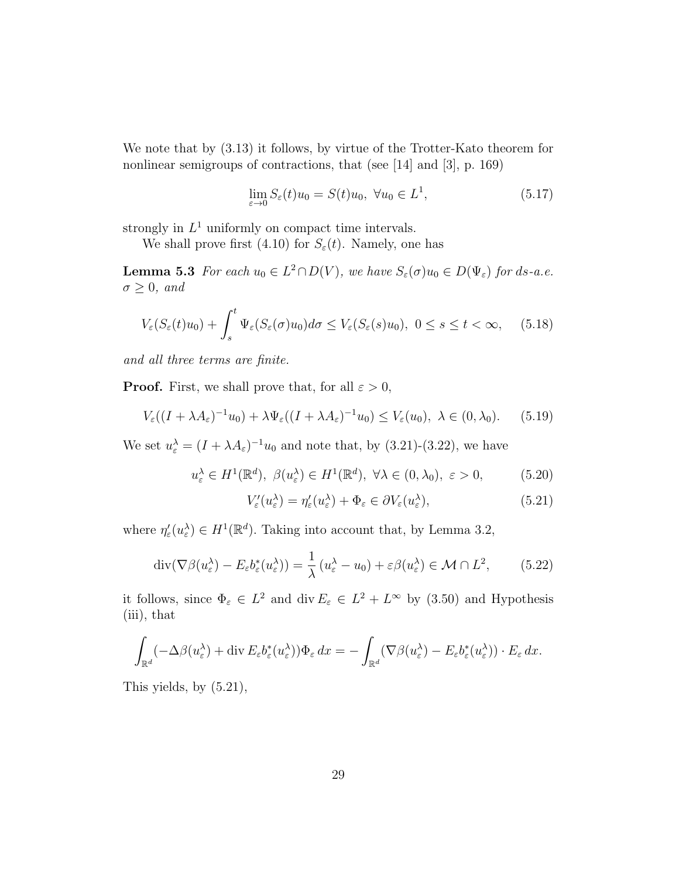We note that by (3.13) it follows, by virtue of the Trotter-Kato theorem for nonlinear semigroups of contractions, that (see [14] and [3], p. 169)

$$\lim_{\varepsilon\to 0} S_\varepsilon(t)u_0 = S(t)u_0,\ \forall u_0 \in L^1, \tag{5.17}$$

strongly in $L^1$ uniformly on compact time intervals.

We shall prove first (4.10) for $S_\varepsilon(t)$. Namely, one has

**Lemma 5.3** *For each $u_0 \in L^2 \cap D(V)$, we have $S_\varepsilon(\sigma)u_0 \in D(\Psi_\varepsilon)$ for ds-a.e. $\sigma \geq 0$, and*

$$V_\varepsilon(S_\varepsilon(t)u_0) + \int_s^t \Psi_\varepsilon(S_\varepsilon(\sigma)u_0)d\sigma \leq V_\varepsilon(S_\varepsilon(s)u_0),\ 0 \leq s \leq t < \infty, \tag{5.18}$$

*and all three terms are finite.*

**Proof.** First, we shall prove that, for all $\varepsilon > 0$,

$$V_\varepsilon((I + \lambda A_\varepsilon)^{-1}u_0) + \lambda\Psi_\varepsilon((I + \lambda A_\varepsilon)^{-1}u_0) \leq V_\varepsilon(u_0),\ \lambda \in (0, \lambda_0). \tag{5.19}$$

We set $u_\varepsilon^\lambda = (I + \lambda A_\varepsilon)^{-1}u_0$ and note that, by (3.21)-(3.22), we have

$$u_\varepsilon^\lambda \in H^1(\mathbb{R}^d),\ \beta(u_\varepsilon^\lambda) \in H^1(\mathbb{R}^d),\ \forall\lambda \in (0, \lambda_0),\ \varepsilon > 0, \tag{5.20}$$

$$V_\varepsilon'(u_\varepsilon^\lambda) = \eta_\varepsilon'(u_\varepsilon^\lambda) + \Phi_\varepsilon \in \partial V_\varepsilon(u_\varepsilon^\lambda), \tag{5.21}$$

where $\eta_\varepsilon'(u_\varepsilon^\lambda) \in H^1(\mathbb{R}^d)$. Taking into account that, by Lemma 3.2,

$$\operatorname{div}(\nabla\beta(u_\varepsilon^\lambda) - E_\varepsilon b_\varepsilon^*(u_\varepsilon^\lambda)) = \frac{1}{\lambda}\,(u_\varepsilon^\lambda - u_0) + \varepsilon\beta(u_\varepsilon^\lambda) \in \mathcal{M} \cap L^2, \tag{5.22}$$

it follows, since $\Phi_\varepsilon \in L^2$ and $\operatorname{div} E_\varepsilon \in L^2 + L^\infty$ by (3.50) and Hypothesis (iii), that

$$\int_{\mathbb{R}^d} (-\Delta\beta(u_\varepsilon^\lambda) + \operatorname{div} E_\varepsilon b_\varepsilon^*(u_\varepsilon^\lambda))\Phi_\varepsilon\, dx = -\int_{\mathbb{R}^d} (\nabla\beta(u_\varepsilon^\lambda) - E_\varepsilon b_\varepsilon^*(u_\varepsilon^\lambda)) \cdot E_\varepsilon\, dx.$$

This yields, by (5.21),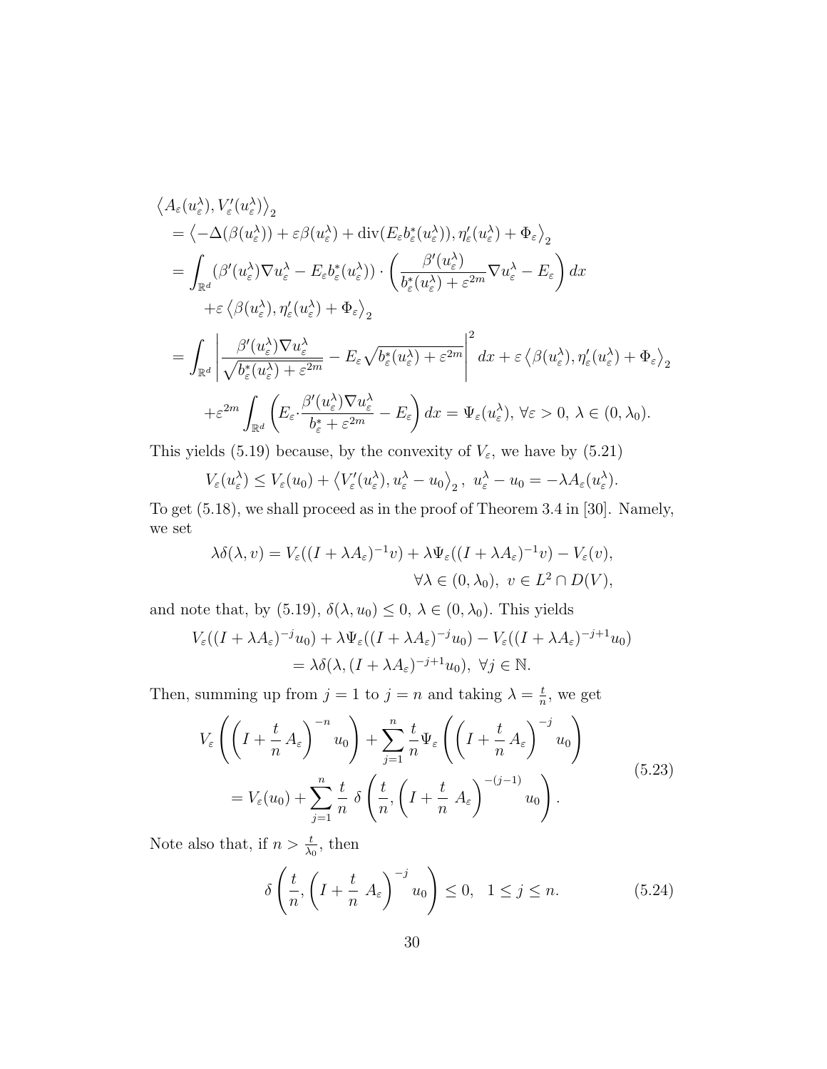$$
\begin{aligned}
&\left\langle A_\varepsilon(u_\varepsilon^\lambda), V_\varepsilon'(u_\varepsilon^\lambda)\right\rangle_2 \\
&= \left\langle -\Delta(\beta(u_\varepsilon^\lambda)) + \varepsilon\beta(u_\varepsilon^\lambda) + \operatorname{div}(E_\varepsilon b_\varepsilon^*(u_\varepsilon^\lambda)), \eta_\varepsilon'(u_\varepsilon^\lambda) + \Phi_\varepsilon\right\rangle_2 \\
&= \int_{\mathbb{R}^d} (\beta'(u_\varepsilon^\lambda)\nabla u_\varepsilon^\lambda - E_\varepsilon b_\varepsilon^*(u_\varepsilon^\lambda)) \cdot \left(\frac{\beta'(u_\varepsilon^\lambda)}{b_\varepsilon^*(u_\varepsilon^\lambda) + \varepsilon^{2m}} \nabla u_\varepsilon^\lambda - E_\varepsilon\right) dx \\
&\quad + \varepsilon \left\langle \beta(u_\varepsilon^\lambda), \eta_\varepsilon'(u_\varepsilon^\lambda) + \Phi_\varepsilon\right\rangle_2 \\
&= \int_{\mathbb{R}^d} \left| \frac{\beta'(u_\varepsilon^\lambda)\nabla u_\varepsilon^\lambda}{\sqrt{b_\varepsilon^*(u_\varepsilon^\lambda) + \varepsilon^{2m}}} - E_\varepsilon \sqrt{b_\varepsilon^*(u_\varepsilon^\lambda) + \varepsilon^{2m}} \right|^2 dx + \varepsilon \left\langle \beta(u_\varepsilon^\lambda), \eta_\varepsilon'(u_\varepsilon^\lambda) + \Phi_\varepsilon\right\rangle_2 \\
&\quad + \varepsilon^{2m} \int_{\mathbb{R}^d} \left( E_\varepsilon \cdot \frac{\beta'(u_\varepsilon^\lambda)\nabla u_\varepsilon^\lambda}{b_\varepsilon^* + \varepsilon^{2m}} - E_\varepsilon \right) dx = \Psi_\varepsilon(u_\varepsilon^\lambda),\ \forall \varepsilon > 0,\ \lambda \in (0, \lambda_0).
\end{aligned}
$$

This yields (5.19) because, by the convexity of $V_\varepsilon$, we have by (5.21)

$$
V_\varepsilon(u_\varepsilon^\lambda) \le V_\varepsilon(u_0) + \left\langle V_\varepsilon'(u_\varepsilon^\lambda), u_\varepsilon^\lambda - u_0\right\rangle_2,\ \ u_\varepsilon^\lambda - u_0 = -\lambda A_\varepsilon(u_\varepsilon^\lambda).
$$

To get (5.18), we shall proceed as in the proof of Theorem 3.4 in [30]. Namely, we set

$$
\begin{aligned}
\lambda\delta(\lambda, v) = V_\varepsilon((I + \lambda A_\varepsilon)^{-1}v) + \lambda\Psi_\varepsilon((I + \lambda A_\varepsilon)^{-1}v) - V_\varepsilon(v), \\
\forall \lambda \in (0, \lambda_0),\ v \in L^2 \cap D(V),
\end{aligned}
$$

and note that, by (5.19), $\delta(\lambda, u_0) \le 0$, $\lambda \in (0, \lambda_0)$. This yields

$$
\begin{aligned}
V_\varepsilon((I + \lambda A_\varepsilon)^{-j}u_0) + \lambda\Psi_\varepsilon((I + \lambda A_\varepsilon)^{-j}u_0) - V_\varepsilon((I + \lambda A_\varepsilon)^{-j+1}u_0) \\
= \lambda\delta(\lambda, (I + \lambda A_\varepsilon)^{-j+1}u_0),\ \forall j \in \mathbb{N}.
\end{aligned}
$$

Then, summing up from $j = 1$ to $j = n$ and taking $\lambda = \frac{t}{n}$, we get

$$
\begin{aligned}
V_\varepsilon\left(\left(I + \frac{t}{n}\,A_\varepsilon\right)^{-n} u_0\right) + \sum_{j=1}^n \frac{t}{n} \Psi_\varepsilon\left(\left(I + \frac{t}{n}\,A_\varepsilon\right)^{-j} u_0\right) \\
= V_\varepsilon(u_0) + \sum_{j=1}^n \frac{t}{n}\ \delta\left(\frac{t}{n}, \left(I + \frac{t}{n}\ A_\varepsilon\right)^{-(j-1)} u_0\right).
\end{aligned}
\tag{5.23}
$$

Note also that, if $n > \frac{t}{\lambda_0}$, then

$$
\delta\left(\frac{t}{n}, \left(I + \frac{t}{n}\ A_\varepsilon\right)^{-j} u_0\right) \le 0, \quad 1 \le j \le n. \tag{5.24}
$$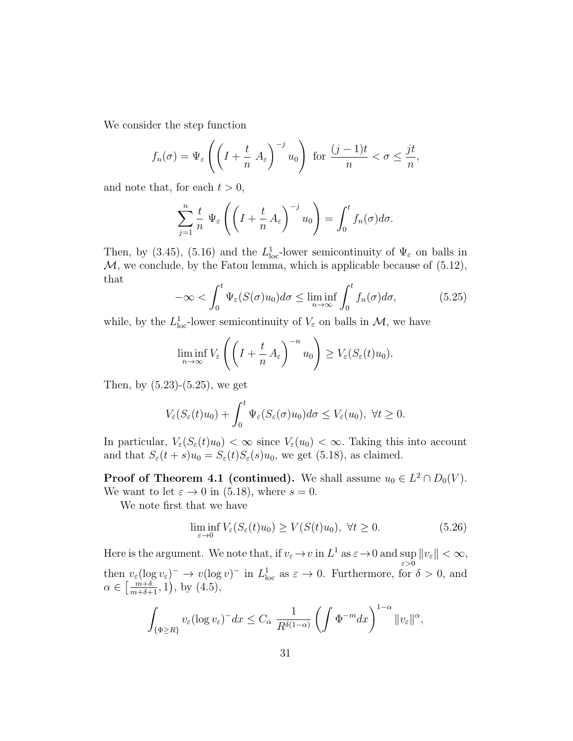We consider the step function

$$f_n(\sigma) = \Psi_\varepsilon\left(\left(I + \frac{t}{n}\, A_\varepsilon\right)^{-j} u_0\right) \text{ for } \frac{(j-1)t}{n} < \sigma \le \frac{jt}{n},$$

and note that, for each $t > 0$,

$$\sum_{j=1}^{n} \frac{t}{n}\; \Psi_\varepsilon\left(\left(I + \frac{t}{n}\, A_\varepsilon\right)^{-j} u_0\right) = \int_0^t f_n(\sigma) d\sigma.$$

Then, by (3.45), (5.16) and the $L^1_{\rm loc}$-lower semicontinuity of $\Psi_\varepsilon$ on balls in $\mathcal{M}$, we conclude, by the Fatou lemma, which is applicable because of (5.12), that

$$-\infty < \int_0^t \Psi_\varepsilon(S(\sigma)u_0)d\sigma \le \liminf_{n\to\infty} \int_0^t f_n(\sigma)d\sigma, \tag{5.25}$$

while, by the $L^1_{\rm loc}$-lower semicontinuity of $V_\varepsilon$ on balls in $\mathcal{M}$, we have

$$\liminf_{n\to\infty} V_\varepsilon\left(\left(I + \frac{t}{n}\, A_\varepsilon\right)^{-n} u_0\right) \ge V_\varepsilon(S_\varepsilon(t)u_0).$$

Then, by (5.23)-(5.25), we get

$$V_\varepsilon(S_\varepsilon(t)u_0) + \int_0^t \Psi_\varepsilon(S_\varepsilon(\sigma)u_0)d\sigma \le V_\varepsilon(u_0),\ \forall t \ge 0.$$

In particular, $V_\varepsilon(S_\varepsilon(t)u_0) < \infty$ since $V_\varepsilon(u_0) < \infty$. Taking this into account and that $S_\varepsilon(t+s)u_0 = S_\varepsilon(t)S_\varepsilon(s)u_0$, we get (5.18), as claimed.

**Proof of Theorem 4.1 (continued).** We shall assume $u_0 \in L^2 \cap D_0(V)$. We want to let $\varepsilon \to 0$ in (5.18), where $s = 0$.

We note first that we have

$$\liminf_{\varepsilon\to 0} V_\varepsilon(S_\varepsilon(t)u_0) \ge V(S(t)u_0),\ \forall t \ge 0. \tag{5.26}$$

Here is the argument. We note that, if $v_\varepsilon \to v$ in $L^1$ as $\varepsilon \to 0$ and $\sup\limits_{\varepsilon>0} \|v_\varepsilon\| < \infty$, then $v_\varepsilon(\log v_\varepsilon)^- \to v(\log v)^-$ in $L^1_{\rm loc}$ as $\varepsilon \to 0$. Furthermore, for $\delta > 0$, and $\alpha \in \left[\frac{m+\delta}{m+\delta+1}, 1\right)$, by (4.5),

$$\int_{\{\Phi \ge R\}} v_\varepsilon(\log v_\varepsilon)^- dx \le C_\alpha\ \frac{1}{R^{\delta(1-\alpha)}} \left(\int \Phi^{-m} dx\right)^{1-\alpha} \|v_\varepsilon\|^\alpha,$$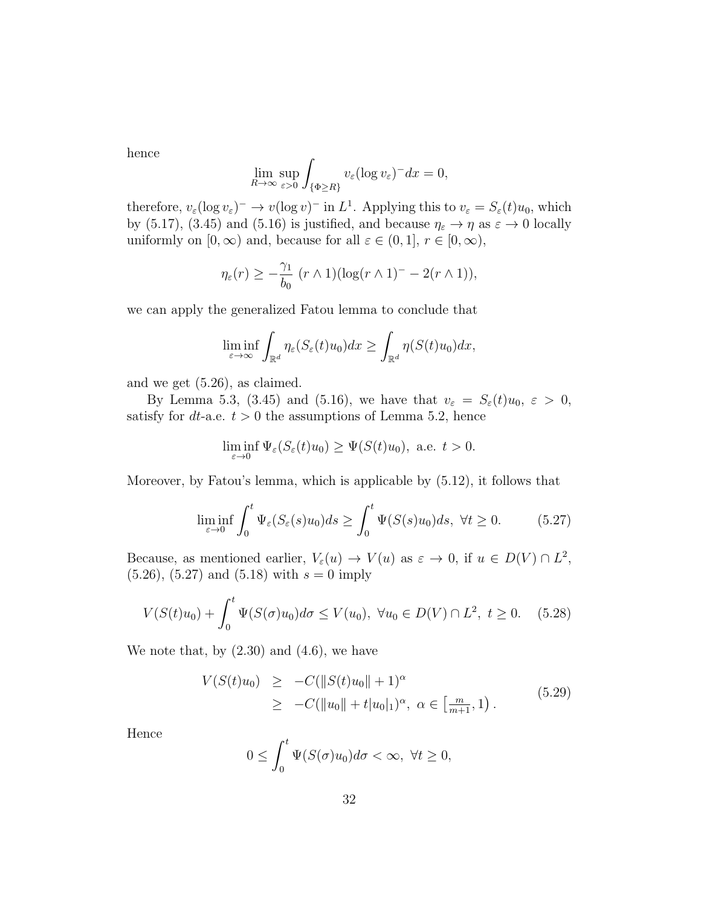hence

$$\lim_{R\to\infty} \sup_{\varepsilon>0} \int_{\{\Phi\geq R\}} v_\varepsilon (\log v_\varepsilon)^- dx = 0,$$

therefore, $v_\varepsilon (\log v_\varepsilon)^- \to v(\log v)^-$ in $L^1$. Applying this to $v_\varepsilon = S_\varepsilon(t)u_0$, which by (5.17), (3.45) and (5.16) is justified, and because $\eta_\varepsilon \to \eta$ as $\varepsilon \to 0$ locally uniformly on $[0,\infty)$ and, because for all $\varepsilon \in (0,1]$, $r \in [0,\infty)$,

$$\eta_\varepsilon(r) \geq -\frac{\gamma_1}{b_0}\ (r \wedge 1)(\log(r\wedge 1)^- - 2(r\wedge 1)),$$

we can apply the generalized Fatou lemma to conclude that

$$\liminf_{\varepsilon\to\infty} \int_{\mathbb{R}^d} \eta_\varepsilon(S_\varepsilon(t)u_0)dx \geq \int_{\mathbb{R}^d} \eta(S(t)u_0)dx,$$

and we get (5.26), as claimed.

By Lemma 5.3, (3.45) and (5.16), we have that $v_\varepsilon = S_\varepsilon(t)u_0$, $\varepsilon > 0$, satisfy for $dt$-a.e. $t > 0$ the assumptions of Lemma 5.2, hence

$$\liminf_{\varepsilon\to 0} \Psi_\varepsilon(S_\varepsilon(t)u_0) \geq \Psi(S(t)u_0), \text{ a.e. } t > 0.$$

Moreover, by Fatou's lemma, which is applicable by (5.12), it follows that

$$\liminf_{\varepsilon\to 0} \int_0^t \Psi_\varepsilon(S_\varepsilon(s)u_0)ds \geq \int_0^t \Psi(S(s)u_0)ds,\ \forall t \geq 0. \tag{5.27}$$

Because, as mentioned earlier, $V_\varepsilon(u) \to V(u)$ as $\varepsilon \to 0$, if $u \in D(V)\cap L^2$, (5.26), (5.27) and (5.18) with $s = 0$ imply

$$V(S(t)u_0) + \int_0^t \Psi(S(\sigma)u_0)d\sigma \leq V(u_0),\ \forall u_0 \in D(V)\cap L^2,\ t \geq 0. \tag{5.28}$$

We note that, by (2.30) and (4.6), we have

$$\begin{aligned} V(S(t)u_0) &\geq -C(\|S(t)u_0\| + 1)^\alpha \\ &\geq -C(\|u_0\| + t|u_0|_1)^\alpha,\ \alpha \in \left[\tfrac{m}{m+1}, 1\right). \end{aligned} \tag{5.29}$$

Hence

$$0 \leq \int_0^t \Psi(S(\sigma)u_0)d\sigma < \infty,\ \forall t \geq 0,$$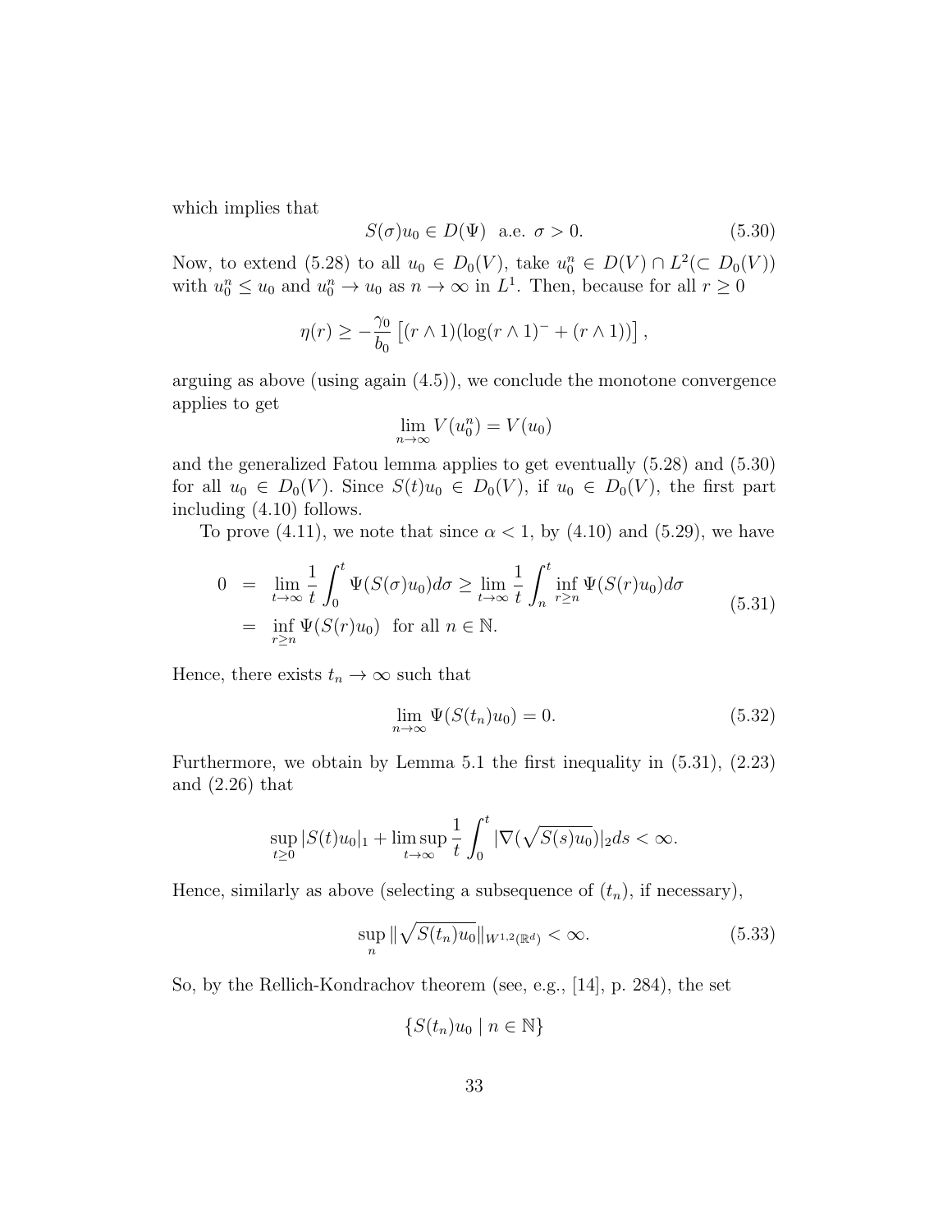which implies that

$$S(\sigma)u_0 \in D(\Psi) \ \text{ a.e. } \sigma > 0. \tag{5.30}$$

Now, to extend (5.28) to all $u_0 \in D_0(V)$, take $u_0^n \in D(V) \cap L^2 (\subset D_0(V))$ with $u_0^n \leq u_0$ and $u_0^n \to u_0$ as $n \to \infty$ in $L^1$. Then, because for all $r \geq 0$

$$\eta(r) \geq -\frac{\gamma_0}{b_0}\left[(r \wedge 1)(\log(r \wedge 1)^- + (r \wedge 1))\right],$$

arguing as above (using again (4.5)), we conclude the monotone convergence applies to get

$$\lim_{n\to\infty} V(u_0^n) = V(u_0)$$

and the generalized Fatou lemma applies to get eventually (5.28) and (5.30) for all $u_0 \in D_0(V)$. Since $S(t)u_0 \in D_0(V)$, if $u_0 \in D_0(V)$, the first part including (4.10) follows.

To prove (4.11), we note that since $\alpha < 1$, by (4.10) and (5.29), we have

$$\begin{aligned} 0 &= \lim_{t\to\infty} \frac{1}{t}\int_0^t \Psi(S(\sigma)u_0)d\sigma \geq \lim_{t\to\infty} \frac{1}{t}\int_n^t \inf_{r\geq n} \Psi(S(r)u_0)d\sigma \\ &= \inf_{r\geq n} \Psi(S(r)u_0) \ \text{ for all } n \in \mathbb{N}. \end{aligned} \tag{5.31}$$

Hence, there exists $t_n \to \infty$ such that

$$\lim_{n\to\infty} \Psi(S(t_n)u_0) = 0. \tag{5.32}$$

Furthermore, we obtain by Lemma 5.1 the first inequality in (5.31), (2.23) and (2.26) that

$$\sup_{t\geq 0} |S(t)u_0|_1 + \limsup_{t\to\infty} \frac{1}{t}\int_0^t |\nabla(\sqrt{S(s)u_0})|_2 ds < \infty.$$

Hence, similarly as above (selecting a subsequence of $(t_n)$, if necessary),

$$\sup_n \|\sqrt{S(t_n)u_0}\|_{W^{1,2}(\mathbb{R}^d)} < \infty. \tag{5.33}$$

So, by the Rellich-Kondrachov theorem (see, e.g., [14], p. 284), the set

$$\{S(t_n)u_0 \mid n \in \mathbb{N}\}$$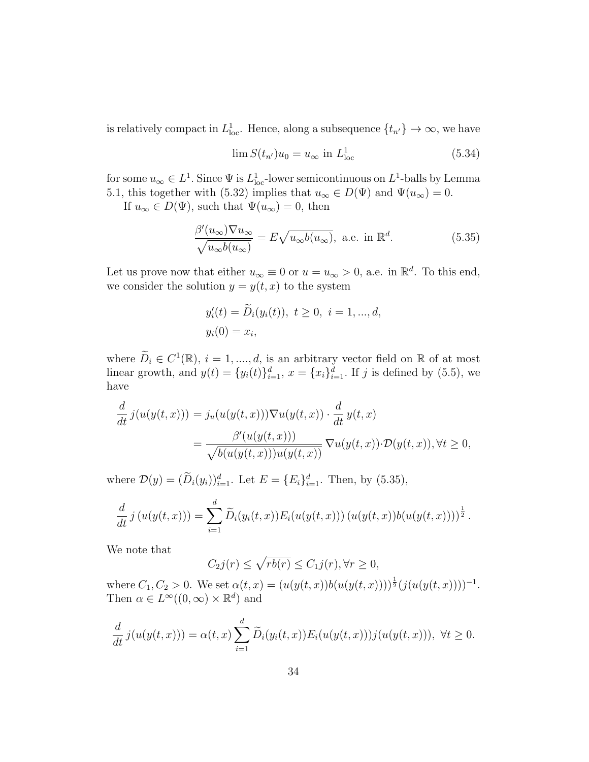is relatively compact in $L^1_{\rm loc}$. Hence, along a subsequence $\{t_{n'}\}\to\infty$, we have

$$\lim S(t_{n'})u_0=u_\infty \text{ in } L^1_{\rm loc} \tag{5.34}$$

for some $u_\infty\in L^1$. Since $\Psi$ is $L^1_{\rm loc}$-lower semicontinuous on $L^1$-balls by Lemma 5.1, this together with (5.32) implies that $u_\infty\in D(\Psi)$ and $\Psi(u_\infty)=0$.

If $u_\infty\in D(\Psi)$, such that $\Psi(u_\infty)=0$, then

$$\frac{\beta'(u_\infty)\nabla u_\infty}{\sqrt{u_\infty b(u_\infty)}}=E\sqrt{u_\infty b(u_\infty)}, \text{ a.e. in } \mathbb{R}^d. \tag{5.35}$$

Let us prove now that either $u_\infty\equiv 0$ or $u=u_\infty>0$, a.e. in $\mathbb{R}^d$. To this end, we consider the solution $y=y(t,x)$ to the system

$$\begin{aligned}
&y_i'(t)=\widetilde{D}_i(y_i(t)),\ t\ge 0,\ i=1,...,d,\\
&y_i(0)=x_i,
\end{aligned}$$

where $\widetilde{D}_i\in C^1(\mathbb{R})$, $i=1,....,d$, is an arbitrary vector field on $\mathbb{R}$ of at most linear growth, and $y(t)=\{y_i(t)\}_{i=1}^d$, $x=\{x_i\}_{i=1}^d$. If $j$ is defined by (5.5), we have

$$\begin{aligned}
\frac{d}{dt}\,j(u(y(t,x)))&=j_u(u(y(t,x)))\nabla u(y(t,x))\cdot\frac{d}{dt}\,y(t,x)\\
&=\frac{\beta'(u(y(t,x)))}{\sqrt{b(u(y(t,x)))u(y(t,x))}}\,\nabla u(y(t,x))\cdot\mathcal{D}(y(t,x)),\forall t\ge 0,
\end{aligned}$$

where $\mathcal{D}(y)=(\widetilde{D}_i(y_i))_{i=1}^d$. Let $E=\{E_i\}_{i=1}^d$. Then, by (5.35),

$$\frac{d}{dt}\,j\left(u(y(t,x))\right)=\sum_{i=1}^d\widetilde{D}_i(y_i(t,x))E_i(u(y(t,x)))\left(u(y(t,x))b(u(y(t,x)))\right)^{\frac12}.$$

We note that

$$C_2 j(r)\le\sqrt{rb(r)}\le C_1 j(r),\forall r\ge 0,$$

where $C_1,C_2>0$. We set $\alpha(t,x)=(u(y(t,x))b(u(y(t,x))))^{\frac12}(j(u(y(t,x))))^{-1}$. Then $\alpha\in L^\infty((0,\infty)\times\mathbb{R}^d)$ and

$$\frac{d}{dt}\,j(u(y(t,x)))=\alpha(t,x)\sum_{i=1}^d\widetilde{D}_i(y_i(t,x))E_i(u(y(t,x)))j(u(y(t,x))),\ \forall t\ge 0.$$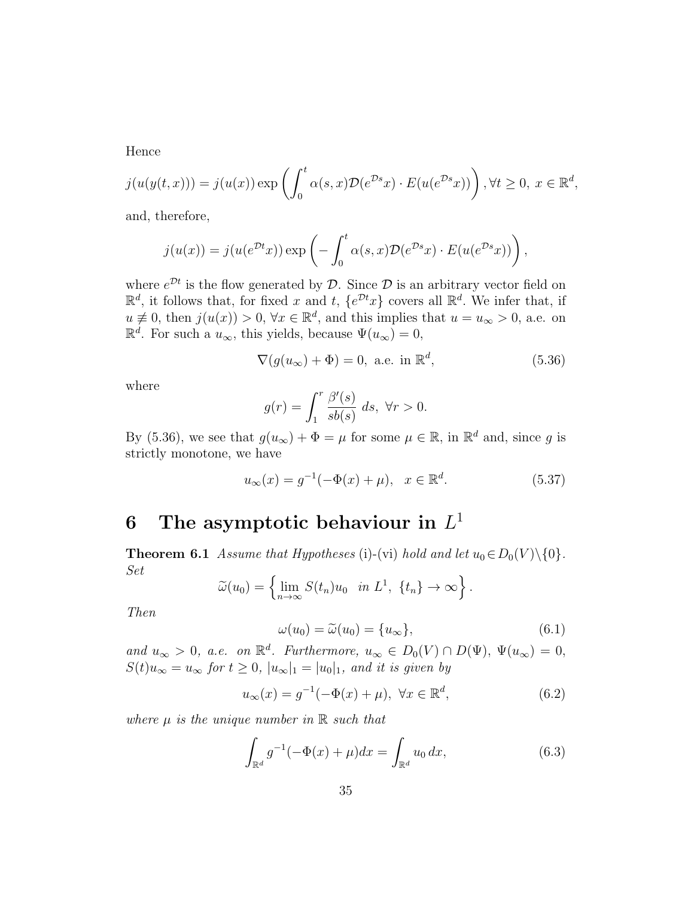Hence

$$j(u(y(t,x))) = j(u(x)) \exp\left(\int_0^t \alpha(s,x)\mathcal{D}(e^{\mathcal{D}s}x)\cdot E(u(e^{\mathcal{D}s}x))\right), \forall t \geq 0,\ x \in \mathbb{R}^d,$$

and, therefore,

$$j(u(x)) = j(u(e^{\mathcal{D}t}x)) \exp\left(-\int_0^t \alpha(s,x)\mathcal{D}(e^{\mathcal{D}s}x)\cdot E(u(e^{\mathcal{D}s}x))\right),$$

where $e^{\mathcal{D}t}$ is the flow generated by $\mathcal{D}$. Since $\mathcal{D}$ is an arbitrary vector field on $\mathbb{R}^d$, it follows that, for fixed $x$ and $t$, $\{e^{\mathcal{D}t}x\}$ covers all $\mathbb{R}^d$. We infer that, if $u \not\equiv 0$, then $j(u(x)) > 0$, $\forall x \in \mathbb{R}^d$, and this implies that $u = u_\infty > 0$, a.e. on $\mathbb{R}^d$. For such a $u_\infty$, this yields, because $\Psi(u_\infty) = 0$,

$$\nabla(g(u_\infty) + \Phi) = 0, \text{ a.e. in } \mathbb{R}^d, \tag{5.36}$$

where

$$g(r) = \int_1^r \frac{\beta'(s)}{sb(s)}\, ds,\ \forall r > 0.$$

By (5.36), we see that $g(u_\infty) + \Phi = \mu$ for some $\mu \in \mathbb{R}$, in $\mathbb{R}^d$ and, since $g$ is strictly monotone, we have

$$u_\infty(x) = g^{-1}(-\Phi(x) + \mu),\quad x \in \mathbb{R}^d. \tag{5.37}$$

# 6 The asymptotic behaviour in $L^1$

**Theorem 6.1** *Assume that Hypotheses* (i)-(vi) *hold and let* $u_0 \in D_0(V)\setminus\{0\}$. *Set*

$$\widetilde{\omega}(u_0) = \left\{\lim_{n\to\infty} S(t_n)u_0 \ \text{ in } L^1,\ \{t_n\} \to \infty\right\}.$$

*Then*

$$\omega(u_0) = \widetilde{\omega}(u_0) = \{u_\infty\}, \tag{6.1}$$

*and* $u_\infty > 0$, *a.e. on* $\mathbb{R}^d$. *Furthermore,* $u_\infty \in D_0(V) \cap D(\Psi)$, $\Psi(u_\infty) = 0$, $S(t)u_\infty = u_\infty$ *for* $t \geq 0$, $|u_\infty|_1 = |u_0|_1$, *and it is given by*

$$u_\infty(x) = g^{-1}(-\Phi(x) + \mu),\ \forall x \in \mathbb{R}^d, \tag{6.2}$$

*where* $\mu$ *is the unique number in* $\mathbb{R}$ *such that*

$$\int_{\mathbb{R}^d} g^{-1}(-\Phi(x) + \mu)dx = \int_{\mathbb{R}^d} u_0\, dx, \tag{6.3}$$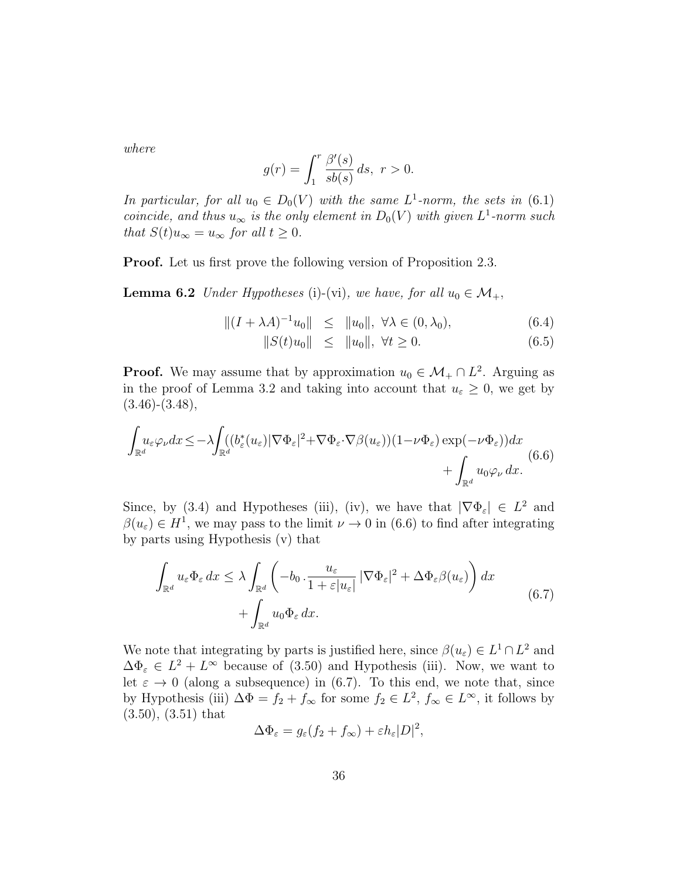*where*

$$g(r) = \int_1^r \frac{\beta'(s)}{sb(s)}\,ds,\ r > 0.$$

*In particular, for all $u_0 \in D_0(V)$ with the same $L^1$-norm, the sets in (6.1) coincide, and thus $u_\infty$ is the only element in $D_0(V)$ with given $L^1$-norm such that $S(t)u_\infty = u_\infty$ for all $t \geq 0$.*

**Proof.** Let us first prove the following version of Proposition 2.3.

**Lemma 6.2** *Under Hypotheses* (i)-(vi)*, we have, for all $u_0 \in \mathcal{M}_+$,*

$$\|(I + \lambda A)^{-1} u_0\| \leq \|u_0\|,\ \forall \lambda \in (0, \lambda_0), \tag{6.4}$$

$$\|S(t)u_0\| \leq \|u_0\|,\ \forall t \geq 0. \tag{6.5}$$

**Proof.** We may assume that by approximation $u_0 \in \mathcal{M}_+ \cap L^2$. Arguing as in the proof of Lemma 3.2 and taking into account that $u_\varepsilon \geq 0$, we get by (3.46)-(3.48),

$$\int_{\mathbb{R}^d} u_\varepsilon \varphi_\nu dx \leq -\lambda \int_{\mathbb{R}^d} ((b^*_\varepsilon(u_\varepsilon)|\nabla \Phi_\varepsilon|^2 + \nabla \Phi_\varepsilon \cdot \nabla \beta(u_\varepsilon))(1 - \nu \Phi_\varepsilon)\exp(-\nu \Phi_\varepsilon))dx + \int_{\mathbb{R}^d} u_0 \varphi_\nu\, dx. \tag{6.6}$$

Since, by (3.4) and Hypotheses (iii), (iv), we have that $|\nabla \Phi_\varepsilon| \in L^2$ and $\beta(u_\varepsilon) \in H^1$, we may pass to the limit $\nu \to 0$ in (6.6) to find after integrating by parts using Hypothesis (v) that

$$\int_{\mathbb{R}^d} u_\varepsilon \Phi_\varepsilon\, dx \leq \lambda \int_{\mathbb{R}^d} \left( -b_0 \cdot \frac{u_\varepsilon}{1 + \varepsilon |u_\varepsilon|}\, |\nabla \Phi_\varepsilon|^2 + \Delta \Phi_\varepsilon \beta(u_\varepsilon) \right) dx + \int_{\mathbb{R}^d} u_0 \Phi_\varepsilon\, dx. \tag{6.7}$$

We note that integrating by parts is justified here, since $\beta(u_\varepsilon) \in L^1 \cap L^2$ and $\Delta \Phi_\varepsilon \in L^2 + L^\infty$ because of (3.50) and Hypothesis (iii). Now, we want to let $\varepsilon \to 0$ (along a subsequence) in (6.7). To this end, we note that, since by Hypothesis (iii) $\Delta \Phi = f_2 + f_\infty$ for some $f_2 \in L^2$, $f_\infty \in L^\infty$, it follows by (3.50), (3.51) that

$$\Delta \Phi_\varepsilon = g_\varepsilon(f_2 + f_\infty) + \varepsilon h_\varepsilon |D|^2,$$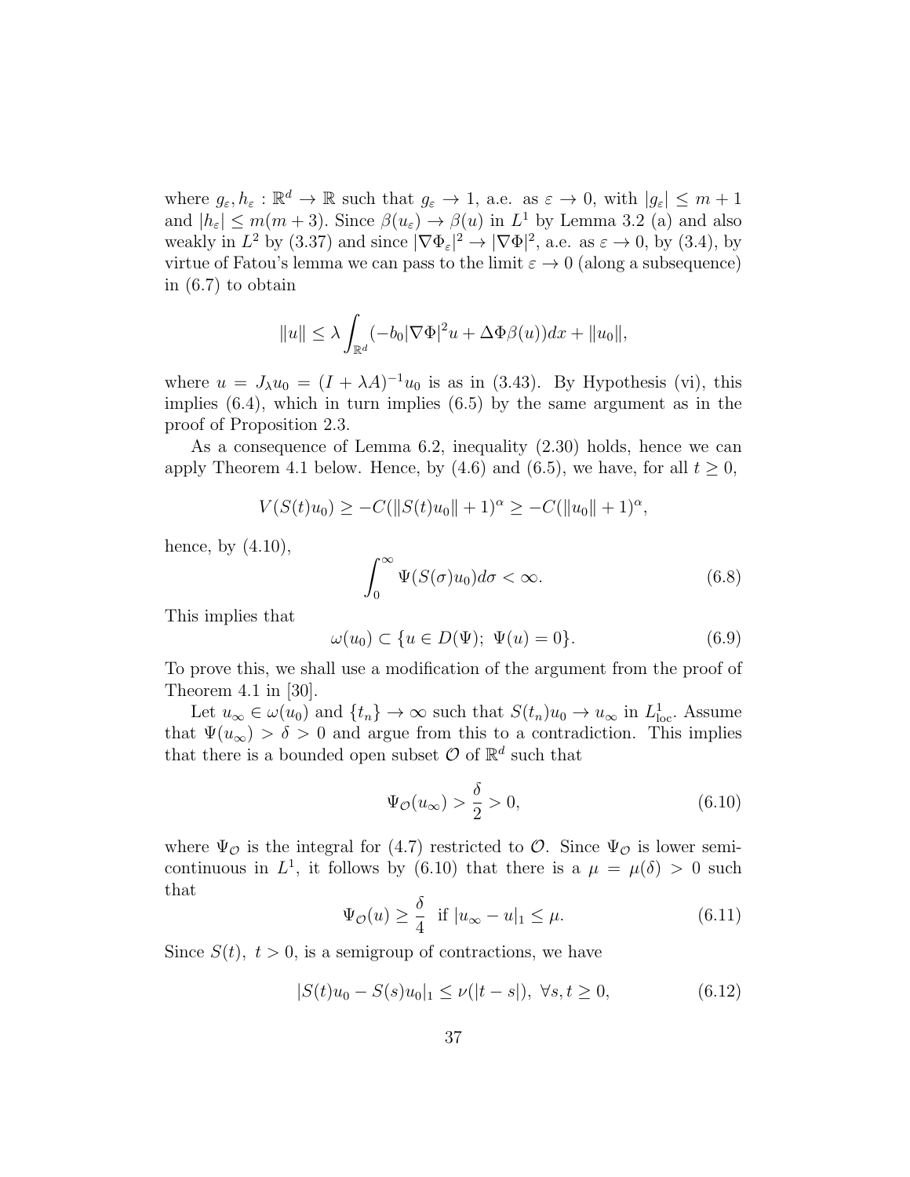where $g_\varepsilon, h_\varepsilon : \mathbb{R}^d \to \mathbb{R}$ such that $g_\varepsilon \to 1$, a.e. as $\varepsilon \to 0$, with $|g_\varepsilon| \le m+1$ and $|h_\varepsilon| \le m(m+3)$. Since $\beta(u_\varepsilon) \to \beta(u)$ in $L^1$ by Lemma 3.2 (a) and also weakly in $L^2$ by (3.37) and since $|\nabla\Phi_\varepsilon|^2 \to |\nabla\Phi|^2$, a.e. as $\varepsilon \to 0$, by (3.4), by virtue of Fatou's lemma we can pass to the limit $\varepsilon \to 0$ (along a subsequence) in (6.7) to obtain

$$\|u\| \le \lambda \int_{\mathbb{R}^d} (-b_0|\nabla\Phi|^2 u + \Delta\Phi\beta(u))dx + \|u_0\|,$$

where $u = J_\lambda u_0 = (I + \lambda A)^{-1} u_0$ is as in (3.43). By Hypothesis (vi), this implies (6.4), which in turn implies (6.5) by the same argument as in the proof of Proposition 2.3.

As a consequence of Lemma 6.2, inequality (2.30) holds, hence we can apply Theorem 4.1 below. Hence, by (4.6) and (6.5), we have, for all $t \ge 0$,

$$V(S(t)u_0) \ge -C(\|S(t)u_0\| + 1)^\alpha \ge -C(\|u_0\| + 1)^\alpha,$$

hence, by (4.10),

$$\int_0^\infty \Psi(S(\sigma)u_0)d\sigma < \infty. \tag{6.8}$$

This implies that

$$\omega(u_0) \subset \{u \in D(\Psi);\ \Psi(u) = 0\}. \tag{6.9}$$

To prove this, we shall use a modification of the argument from the proof of Theorem 4.1 in [30].

Let $u_\infty \in \omega(u_0)$ and $\{t_n\} \to \infty$ such that $S(t_n)u_0 \to u_\infty$ in $L^1_{\rm loc}$. Assume that $\Psi(u_\infty) > \delta > 0$ and argue from this to a contradiction. This implies that there is a bounded open subset $\mathcal{O}$ of $\mathbb{R}^d$ such that

$$\Psi_{\mathcal{O}}(u_\infty) > \frac{\delta}{2} > 0, \tag{6.10}$$

where $\Psi_{\mathcal{O}}$ is the integral for (4.7) restricted to $\mathcal{O}$. Since $\Psi_{\mathcal{O}}$ is lower semicontinuous in $L^1$, it follows by (6.10) that there is a $\mu = \mu(\delta) > 0$ such that

$$\Psi_{\mathcal{O}}(u) \ge \frac{\delta}{4} \ \text{ if } |u_\infty - u|_1 \le \mu. \tag{6.11}$$

Since $S(t),\ t > 0$, is a semigroup of contractions, we have

$$|S(t)u_0 - S(s)u_0|_1 \le \nu(|t-s|),\ \forall s, t \ge 0, \tag{6.12}$$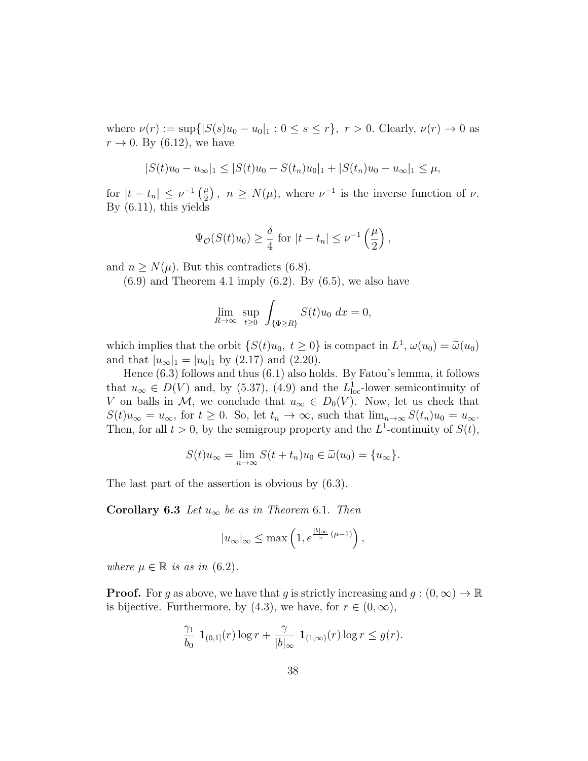where $\nu(r) := \sup\{|S(s)u_0 - u_0|_1 : 0 \le s \le r\},\ r > 0$. Clearly, $\nu(r) \to 0$ as $r \to 0$. By (6.12), we have

$$|S(t)u_0 - u_\infty|_1 \le |S(t)u_0 - S(t_n)u_0|_1 + |S(t_n)u_0 - u_\infty|_1 \le \mu,$$

for $|t - t_n| \le \nu^{-1}\left(\frac{\mu}{2}\right),\ n \ge N(\mu)$, where $\nu^{-1}$ is the inverse function of $\nu$. By (6.11), this yields

$$\Psi_{\mathcal{O}}(S(t)u_0) \ge \frac{\delta}{4} \text{ for } |t - t_n| \le \nu^{-1}\left(\frac{\mu}{2}\right),$$

and $n \ge N(\mu)$. But this contradicts (6.8).

(6.9) and Theorem 4.1 imply (6.2). By (6.5), we also have

$$\lim_{R\to\infty} \sup_{t\ge 0} \int_{\{\Phi \ge R\}} S(t)u_0\, dx = 0,$$

which implies that the orbit $\{S(t)u_0,\ t \ge 0\}$ is compact in $L^1$, $\omega(u_0) = \widetilde{\omega}(u_0)$ and that $|u_\infty|_1 = |u_0|_1$ by (2.17) and (2.20).

Hence (6.3) follows and thus (6.1) also holds. By Fatou's lemma, it follows that $u_\infty \in D(V)$ and, by (5.37), (4.9) and the $L^1_{\rm loc}$-lower semicontinuity of $V$ on balls in $\mathcal{M}$, we conclude that $u_\infty \in D_0(V)$. Now, let us check that $S(t)u_\infty = u_\infty$, for $t \ge 0$. So, let $t_n \to \infty$, such that $\lim_{n\to\infty} S(t_n)u_0 = u_\infty$. Then, for all $t > 0$, by the semigroup property and the $L^1$-continuity of $S(t)$,

$$S(t)u_\infty = \lim_{n\to\infty} S(t + t_n)u_0 \in \widetilde{\omega}(u_0) = \{u_\infty\}.$$

The last part of the assertion is obvious by (6.3).

**Corollary 6.3** *Let $u_\infty$ be as in Theorem* 6.1. *Then*

$$|u_\infty|_\infty \le \max\left(1, e^{\frac{|b|_\infty}{\gamma}(\mu - 1)}\right),$$

*where $\mu \in \mathbb{R}$ is as in* (6.2).

**Proof.** For $g$ as above, we have that $g$ is strictly increasing and $g : (0, \infty) \to \mathbb{R}$ is bijective. Furthermore, by (4.3), we have, for $r \in (0, \infty)$,

$$\frac{\gamma_1}{b_0}\ \mathbf{1}_{(0,1]}(r) \log r + \frac{\gamma}{|b|_\infty}\ \mathbf{1}_{(1,\infty)}(r) \log r \le g(r).$$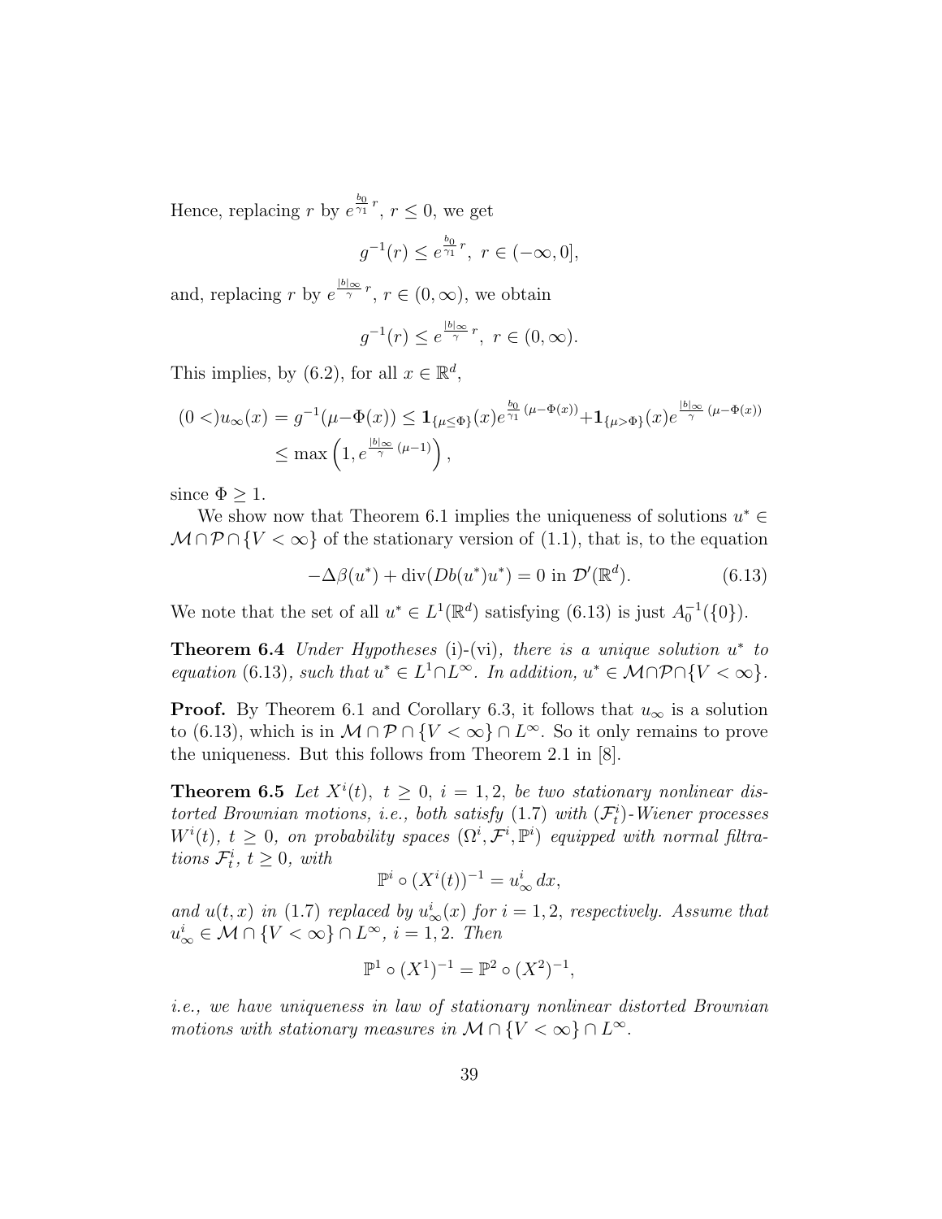Hence, replacing $r$ by $e^{\frac{b_0}{\gamma_1}r}$, $r \leq 0$, we get

$$g^{-1}(r) \leq e^{\frac{b_0}{\gamma_1}r},\ r \in (-\infty, 0],$$

and, replacing $r$ by $e^{\frac{|b|_\infty}{\gamma}r}$, $r \in (0,\infty)$, we obtain

$$g^{-1}(r) \leq e^{\frac{|b|_\infty}{\gamma}r},\ r \in (0,\infty).$$

This implies, by (6.2), for all $x \in \mathbb{R}^d$,

$$\begin{aligned}(0<)u_\infty(x) = g^{-1}(\mu - \Phi(x)) &\leq \mathbf{1}_{\{\mu \leq \Phi\}}(x)e^{\frac{b_0}{\gamma_1}(\mu-\Phi(x))} + \mathbf{1}_{\{\mu > \Phi\}}(x)e^{\frac{|b|_\infty}{\gamma}(\mu-\Phi(x))} \\ &\leq \max\left(1, e^{\frac{|b|_\infty}{\gamma}(\mu-1)}\right),\end{aligned}$$

since $\Phi \geq 1$.

We show now that Theorem 6.1 implies the uniqueness of solutions $u^* \in \mathcal{M} \cap \mathcal{P} \cap \{V < \infty\}$ of the stationary version of (1.1), that is, to the equation

$$-\Delta\beta(u^*) + \operatorname{div}(Db(u^*)u^*) = 0 \text{ in } \mathcal{D}'(\mathbb{R}^d). \tag{6.13}$$

We note that the set of all $u^* \in L^1(\mathbb{R}^d)$ satisfying (6.13) is just $A_0^{-1}(\{0\})$.

**Theorem 6.4** *Under Hypotheses* (i)-(vi)*, there is a unique solution $u^*$ to equation* (6.13)*, such that $u^* \in L^1 \cap L^\infty$. In addition, $u^* \in \mathcal{M} \cap \mathcal{P} \cap \{V < \infty\}$.*

**Proof.** By Theorem 6.1 and Corollary 6.3, it follows that $u_\infty$ is a solution to (6.13), which is in $\mathcal{M} \cap \mathcal{P} \cap \{V < \infty\} \cap L^\infty$. So it only remains to prove the uniqueness. But this follows from Theorem 2.1 in [8].

**Theorem 6.5** *Let $X^i(t),\ t \geq 0,\ i = 1,2$, be two stationary nonlinear distorted Brownian motions, i.e., both satisfy* (1.7) *with $(\mathcal{F}_t^i)$-Wiener processes $W^i(t),\ t \geq 0$, on probability spaces $(\Omega^i, \mathcal{F}^i, \mathbb{P}^i)$ equipped with normal filtrations $\mathcal{F}_t^i$, $t \geq 0$, with*

$$\mathbb{P}^i \circ (X^i(t))^{-1} = u_\infty^i\, dx,$$

*and $u(t,x)$ in* (1.7) *replaced by $u_\infty^i(x)$ for $i = 1,2$, respectively. Assume that $u_\infty^i \in \mathcal{M} \cap \{V < \infty\} \cap L^\infty$, $i = 1,2$. Then*

$$\mathbb{P}^1 \circ (X^1)^{-1} = \mathbb{P}^2 \circ (X^2)^{-1},$$

*i.e., we have uniqueness in law of stationary nonlinear distorted Brownian motions with stationary measures in $\mathcal{M} \cap \{V < \infty\} \cap L^\infty$.*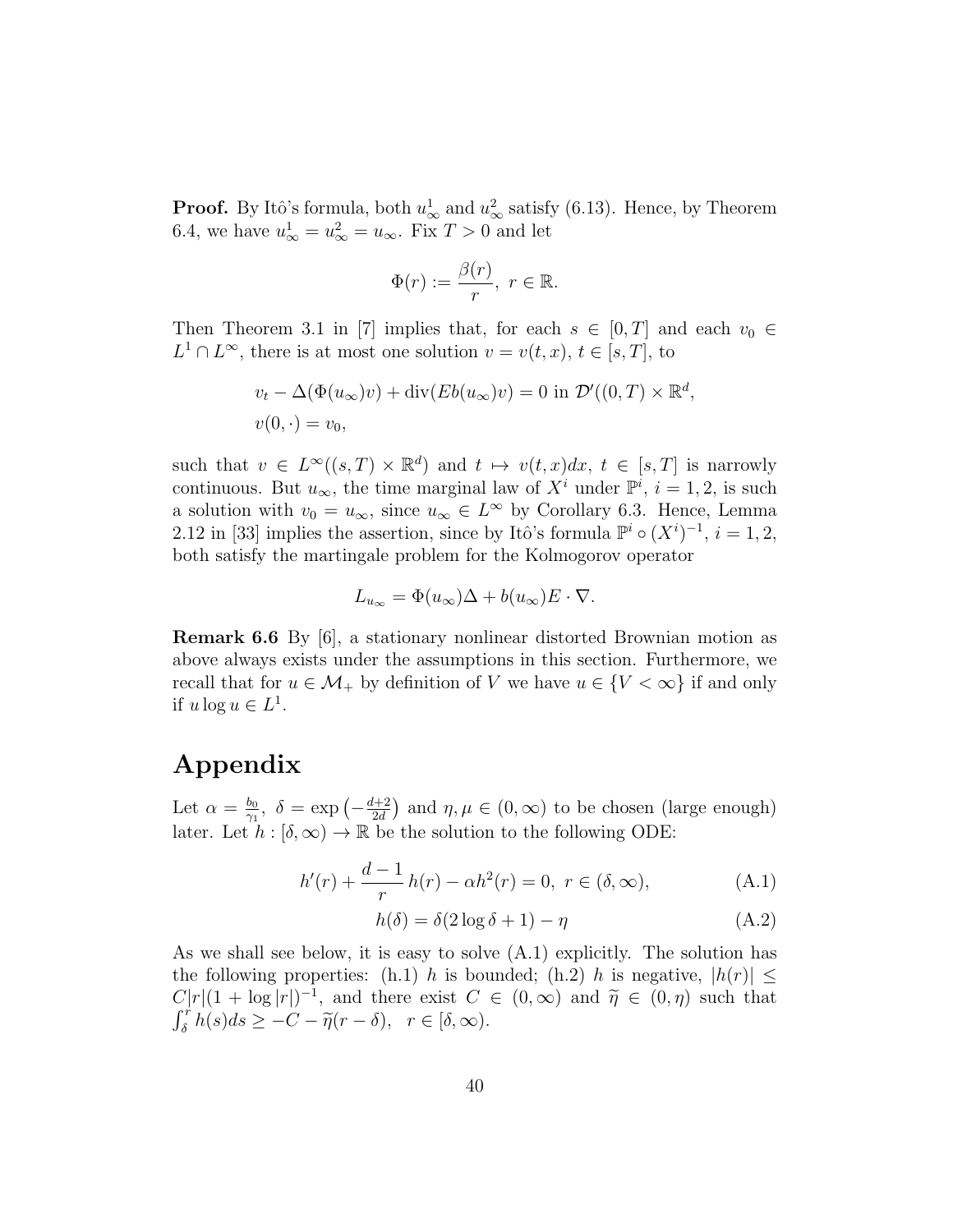**Proof.** By Itô's formula, both $u^1_\infty$ and $u^2_\infty$ satisfy (6.13). Hence, by Theorem 6.4, we have $u^1_\infty = u^2_\infty = u_\infty$. Fix $T > 0$ and let

$$\Phi(r) := \frac{\beta(r)}{r},\ r \in \mathbb{R}.$$

Then Theorem 3.1 in [7] implies that, for each $s \in [0, T]$ and each $v_0 \in L^1 \cap L^\infty$, there is at most one solution $v = v(t, x)$, $t \in [s, T]$, to

$$\begin{aligned}
&v_t - \Delta(\Phi(u_\infty)v) + \operatorname{div}(Eb(u_\infty)v) = 0 \text{ in } \mathcal{D}'((0,T) \times \mathbb{R}^d, \\
&v(0, \cdot) = v_0,
\end{aligned}$$

such that $v \in L^\infty((s, T) \times \mathbb{R}^d)$ and $t \mapsto v(t, x)dx$, $t \in [s, T]$ is narrowly continuous. But $u_\infty$, the time marginal law of $X^i$ under $\mathbb{P}^i$, $i = 1, 2$, is such a solution with $v_0 = u_\infty$, since $u_\infty \in L^\infty$ by Corollary 6.3. Hence, Lemma 2.12 in [33] implies the assertion, since by Itô's formula $\mathbb{P}^i \circ (X^i)^{-1}$, $i = 1, 2$, both satisfy the martingale problem for the Kolmogorov operator

$$L_{u_\infty} = \Phi(u_\infty)\Delta + b(u_\infty)E \cdot \nabla.$$

**Remark 6.6** By [6], a stationary nonlinear distorted Brownian motion as above always exists under the assumptions in this section. Furthermore, we recall that for $u \in \mathcal{M}_+$ by definition of $V$ we have $u \in \{V < \infty\}$ if and only if $u \log u \in L^1$.

# Appendix

Let $\alpha = \frac{b_0}{\gamma_1}$, $\delta = \exp\left(-\frac{d+2}{2d}\right)$ and $\eta, \mu \in (0, \infty)$ to be chosen (large enough) later. Let $h : [\delta, \infty) \to \mathbb{R}$ be the solution to the following ODE:

$$h'(r) + \frac{d-1}{r}\,h(r) - \alpha h^2(r) = 0,\ r \in (\delta, \infty), \tag{A.1}$$

$$h(\delta) = \delta(2\log\delta + 1) - \eta \tag{A.2}$$

As we shall see below, it is easy to solve (A.1) explicitly. The solution has the following properties: (h.1) $h$ is bounded; (h.2) $h$ is negative, $|h(r)| \leq C|r|(1 + \log|r|)^{-1}$, and there exist $C \in (0, \infty)$ and $\widetilde{\eta} \in (0, \eta)$ such that $\int_\delta^r h(s)ds \geq -C - \widetilde{\eta}(r - \delta)$, $\ r \in [\delta, \infty)$.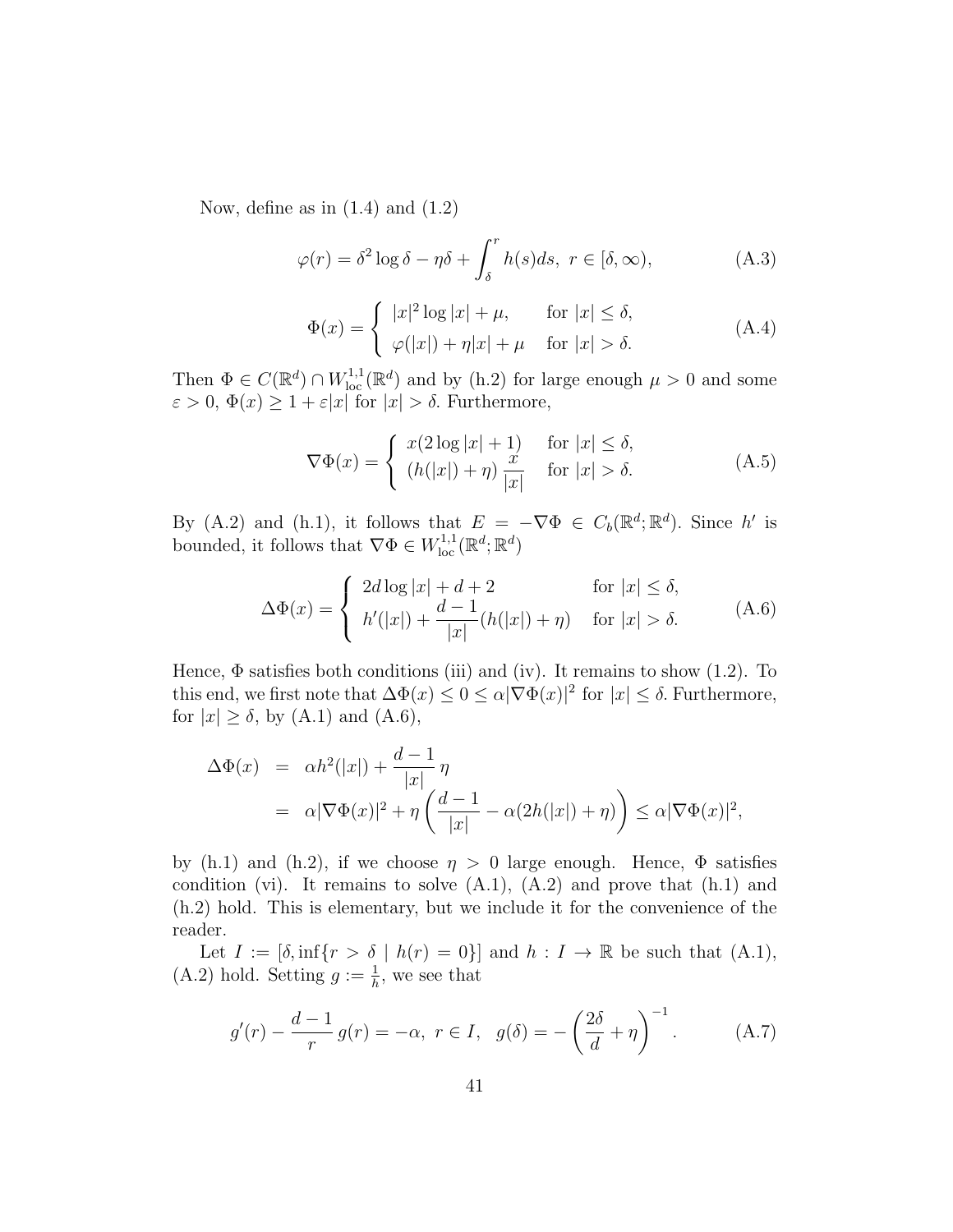Now, define as in (1.4) and (1.2)

$$\varphi(r) = \delta^2 \log \delta - \eta\delta + \int_\delta^r h(s)ds, \ r \in [\delta, \infty), \tag{A.3}$$

$$\Phi(x) = \begin{cases} |x|^2 \log |x| + \mu, & \text{for } |x| \leq \delta, \\ \varphi(|x|) + \eta|x| + \mu & \text{for } |x| > \delta. \end{cases} \tag{A.4}$$

Then $\Phi \in C(\mathbb{R}^d) \cap W^{1,1}_{\rm loc}(\mathbb{R}^d)$ and by (h.2) for large enough $\mu > 0$ and some $\varepsilon > 0$, $\Phi(x) \geq 1 + \varepsilon|x|$ for $|x| > \delta$. Furthermore,

$$\nabla\Phi(x) = \begin{cases} x(2\log|x| + 1) & \text{for } |x| \leq \delta, \\ (h(|x|) + \eta)\,\dfrac{x}{|x|} & \text{for } |x| > \delta. \end{cases} \tag{A.5}$$

By (A.2) and (h.1), it follows that $E = -\nabla\Phi \in C_b(\mathbb{R}^d; \mathbb{R}^d)$. Since $h'$ is bounded, it follows that $\nabla\Phi \in W^{1,1}_{\rm loc}(\mathbb{R}^d; \mathbb{R}^d)$

$$\Delta\Phi(x) = \begin{cases} 2d\log|x| + d + 2 & \text{for } |x| \leq \delta, \\ h'(|x|) + \dfrac{d-1}{|x|}(h(|x|) + \eta) & \text{for } |x| > \delta. \end{cases} \tag{A.6}$$

Hence, $\Phi$ satisfies both conditions (iii) and (iv). It remains to show (1.2). To this end, we first note that $\Delta\Phi(x) \leq 0 \leq \alpha|\nabla\Phi(x)|^2$ for $|x| \leq \delta$. Furthermore, for $|x| \geq \delta$, by (A.1) and (A.6),

$$\begin{aligned} \Delta\Phi(x) &= \alpha h^2(|x|) + \frac{d-1}{|x|}\,\eta \\ &= \alpha|\nabla\Phi(x)|^2 + \eta\left(\frac{d-1}{|x|} - \alpha(2h(|x|) + \eta)\right) \leq \alpha|\nabla\Phi(x)|^2, \end{aligned}$$

by (h.1) and (h.2), if we choose $\eta > 0$ large enough. Hence, $\Phi$ satisfies condition (vi). It remains to solve (A.1), (A.2) and prove that (h.1) and (h.2) hold. This is elementary, but we include it for the convenience of the reader.

Let $I := [\delta, \inf\{r > \delta \mid h(r) = 0\}]$ and $h : I \to \mathbb{R}$ be such that (A.1), (A.2) hold. Setting $g := \frac{1}{h}$, we see that

$$g'(r) - \frac{d-1}{r}\,g(r) = -\alpha, \ r \in I, \quad g(\delta) = -\left(\frac{2\delta}{d} + \eta\right)^{-1}. \tag{A.7}$$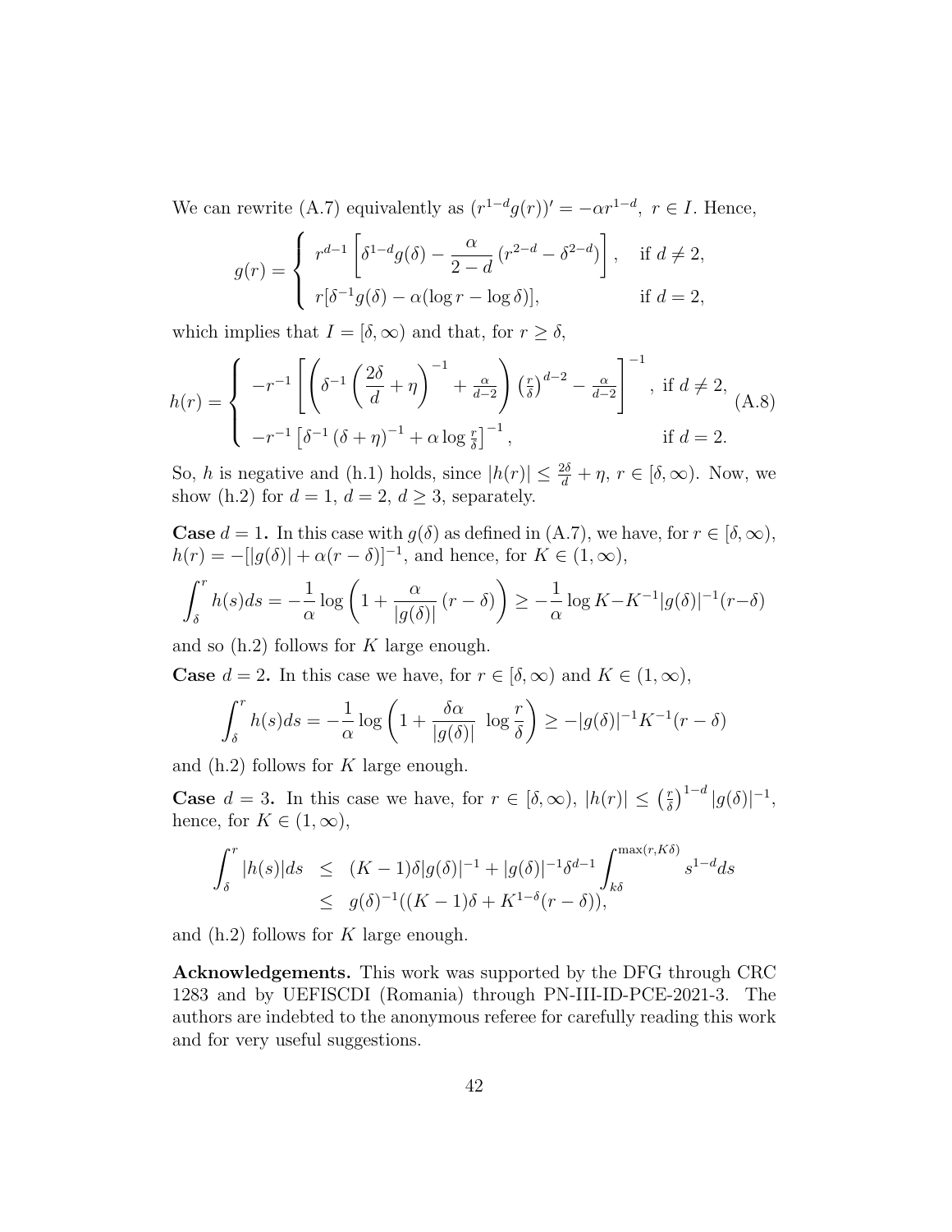We can rewrite (A.7) equivalently as $(r^{1-d}g(r))' = -\alpha r^{1-d},\ r \in I$. Hence,

$$
g(r) = \begin{cases} r^{d-1}\left[\delta^{1-d}g(\delta) - \dfrac{\alpha}{2-d}\left(r^{2-d} - \delta^{2-d}\right)\right], & \text{if } d \neq 2, \\ r[\delta^{-1}g(\delta) - \alpha(\log r - \log \delta)], & \text{if } d = 2, \end{cases}
$$

which implies that $I = [\delta, \infty)$ and that, for $r \geq \delta$,

$$
h(r) = \begin{cases} -r^{-1}\left[\left(\delta^{-1}\left(\dfrac{2\delta}{d} + \eta\right)^{-1} + \frac{\alpha}{d-2}\right)\left(\frac{r}{\delta}\right)^{d-2} - \frac{\alpha}{d-2}\right]^{-1}, & \text{if } d \neq 2, \\ -r^{-1}\left[\delta^{-1}\left(\delta + \eta\right)^{-1} + \alpha \log \frac{r}{\delta}\right]^{-1}, & \text{if } d = 2. \end{cases} \tag{A.8}
$$

So, $h$ is negative and (h.1) holds, since $|h(r)| \leq \frac{2\delta}{d} + \eta,\ r \in [\delta, \infty)$. Now, we show (h.2) for $d = 1$, $d = 2$, $d \geq 3$, separately.

**Case $d = 1$.** In this case with $g(\delta)$ as defined in (A.7), we have, for $r \in [\delta, \infty)$, $h(r) = -[|g(\delta)| + \alpha(r - \delta)]^{-1}$, and hence, for $K \in (1, \infty)$,

$$
\int_\delta^r h(s)ds = -\frac{1}{\alpha}\log\left(1 + \frac{\alpha}{|g(\delta)|}(r - \delta)\right) \geq -\frac{1}{\alpha}\log K - K^{-1}|g(\delta)|^{-1}(r - \delta)
$$

and so (h.2) follows for $K$ large enough.

**Case $d = 2$.** In this case we have, for $r \in [\delta, \infty)$ and $K \in (1, \infty)$,

$$
\int_\delta^r h(s)ds = -\frac{1}{\alpha}\log\left(1 + \frac{\delta\alpha}{|g(\delta)|}\ \log\frac{r}{\delta}\right) \geq -|g(\delta)|^{-1}K^{-1}(r - \delta)
$$

and (h.2) follows for $K$ large enough.

**Case $d = 3$.** In this case we have, for $r \in [\delta, \infty)$, $|h(r)| \leq \left(\frac{r}{\delta}\right)^{1-d}|g(\delta)|^{-1}$, hence, for $K \in (1, \infty)$,

$$
\begin{aligned}
\int_\delta^r |h(s)|ds &\leq (K-1)\delta|g(\delta)|^{-1} + |g(\delta)|^{-1}\delta^{d-1}\int_{k\delta}^{\max(r, K\delta)} s^{1-d}ds \\
&\leq g(\delta)^{-1}((K-1)\delta + K^{1-\delta}(r - \delta)),
\end{aligned}
$$

and (h.2) follows for $K$ large enough.

**Acknowledgements.** This work was supported by the DFG through CRC 1283 and by UEFISCDI (Romania) through PN-III-ID-PCE-2021-3. The authors are indebted to the anonymous referee for carefully reading this work and for very useful suggestions.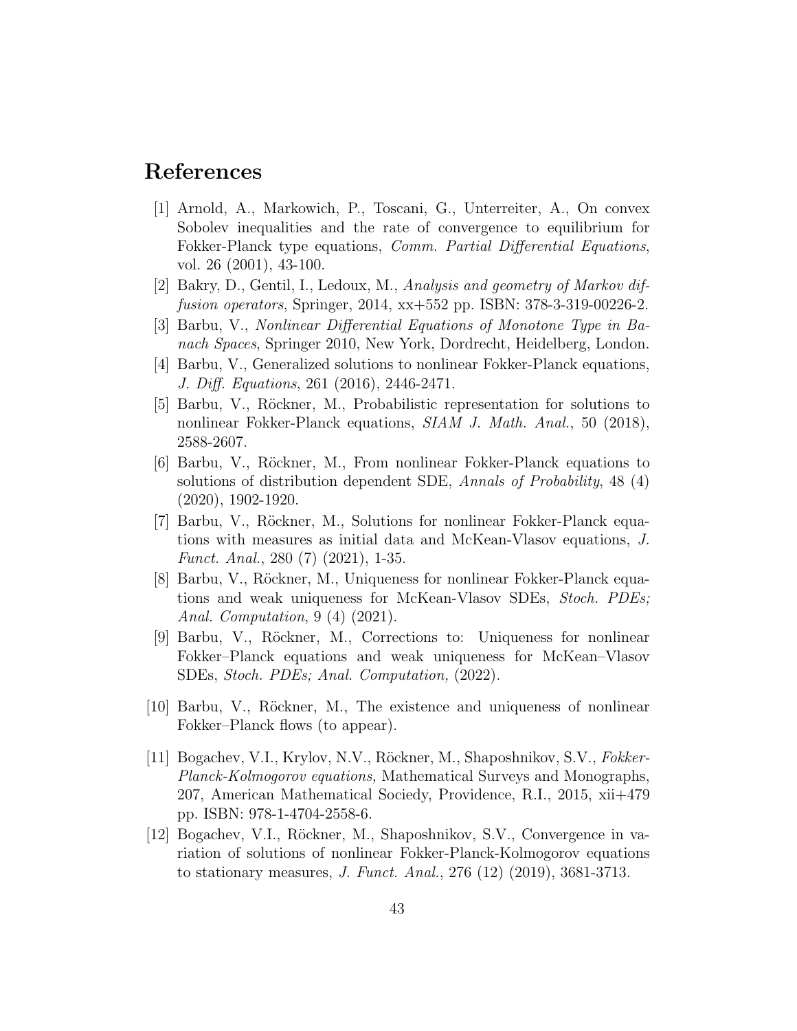# References

[1] Arnold, A., Markowich, P., Toscani, G., Unterreiter, A., On convex Sobolev inequalities and the rate of convergence to equilibrium for Fokker-Planck type equations, *Comm. Partial Differential Equations*, vol. 26 (2001), 43-100.

[2] Bakry, D., Gentil, I., Ledoux, M., *Analysis and geometry of Markov diffusion operators*, Springer, 2014, xx+552 pp. ISBN: 378-3-319-00226-2.

[3] Barbu, V., *Nonlinear Differential Equations of Monotone Type in Banach Spaces*, Springer 2010, New York, Dordrecht, Heidelberg, London.

[4] Barbu, V., Generalized solutions to nonlinear Fokker-Planck equations, *J. Diff. Equations*, 261 (2016), 2446-2471.

[5] Barbu, V., Röckner, M., Probabilistic representation for solutions to nonlinear Fokker-Planck equations, *SIAM J. Math. Anal.*, 50 (2018), 2588-2607.

[6] Barbu, V., Röckner, M., From nonlinear Fokker-Planck equations to solutions of distribution dependent SDE, *Annals of Probability*, 48 (4) (2020), 1902-1920.

[7] Barbu, V., Röckner, M., Solutions for nonlinear Fokker-Planck equations with measures as initial data and McKean-Vlasov equations, *J. Funct. Anal.*, 280 (7) (2021), 1-35.

[8] Barbu, V., Röckner, M., Uniqueness for nonlinear Fokker-Planck equations and weak uniqueness for McKean-Vlasov SDEs, *Stoch. PDEs; Anal. Computation*, 9 (4) (2021).

[9] Barbu, V., Röckner, M., Corrections to: Uniqueness for nonlinear Fokker–Planck equations and weak uniqueness for McKean–Vlasov SDEs, *Stoch. PDEs; Anal. Computation,* (2022).

[10] Barbu, V., Röckner, M., The existence and uniqueness of nonlinear Fokker–Planck flows (to appear).

[11] Bogachev, V.I., Krylov, N.V., Röckner, M., Shaposhnikov, S.V., *Fokker-Planck-Kolmogorov equations,* Mathematical Surveys and Monographs, 207, American Mathematical Sociedy, Providence, R.I., 2015, xii+479 pp. ISBN: 978-1-4704-2558-6.

[12] Bogachev, V.I., Röckner, M., Shaposhnikov, S.V., Convergence in variation of solutions of nonlinear Fokker-Planck-Kolmogorov equations to stationary measures, *J. Funct. Anal.*, 276 (12) (2019), 3681-3713.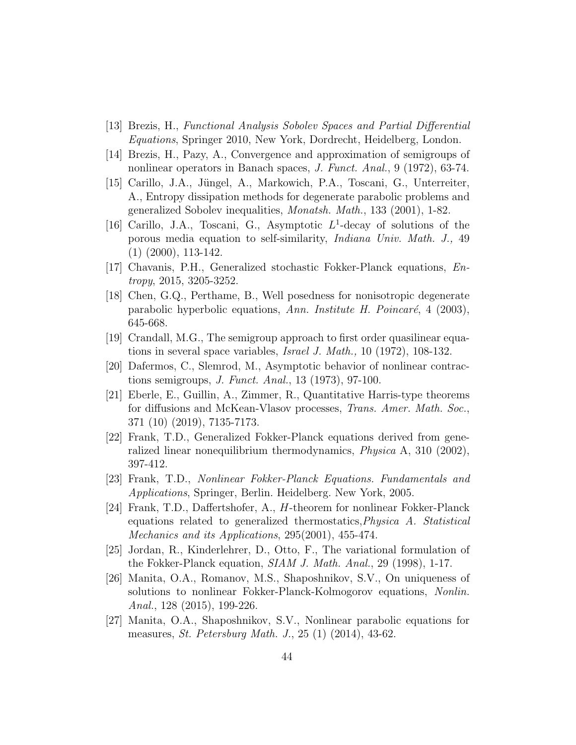[13] Brezis, H., *Functional Analysis Sobolev Spaces and Partial Differential Equations*, Springer 2010, New York, Dordrecht, Heidelberg, London.

[14] Brezis, H., Pazy, A., Convergence and approximation of semigroups of nonlinear operators in Banach spaces, *J. Funct. Anal.*, 9 (1972), 63-74.

[15] Carillo, J.A., Jüngel, A., Markowich, P.A., Toscani, G., Unterreiter, A., Entropy dissipation methods for degenerate parabolic problems and generalized Sobolev inequalities, *Monatsh. Math.*, 133 (2001), 1-82.

[16] Carillo, J.A., Toscani, G., Asymptotic $L^1$-decay of solutions of the porous media equation to self-similarity, *Indiana Univ. Math. J.,* 49 (1) (2000), 113-142.

[17] Chavanis, P.H., Generalized stochastic Fokker-Planck equations, *Entropy*, 2015, 3205-3252.

[18] Chen, G.Q., Perthame, B., Well posedness for nonisotropic degenerate parabolic hyperbolic equations, *Ann. Institute H. Poincaré*, 4 (2003), 645-668.

[19] Crandall, M.G., The semigroup approach to first order quasilinear equations in several space variables, *Israel J. Math.,* 10 (1972), 108-132.

[20] Dafermos, C., Slemrod, M., Asymptotic behavior of nonlinear contractions semigroups, *J. Funct. Anal.*, 13 (1973), 97-100.

[21] Eberle, E., Guillin, A., Zimmer, R., Quantitative Harris-type theorems for diffusions and McKean-Vlasov processes, *Trans. Amer. Math. Soc.*, 371 (10) (2019), 7135-7173.

[22] Frank, T.D., Generalized Fokker-Planck equations derived from generalized linear nonequilibrium thermodynamics, *Physica* A, 310 (2002), 397-412.

[23] Frank, T.D., *Nonlinear Fokker-Planck Equations. Fundamentals and Applications*, Springer, Berlin. Heidelberg. New York, 2005.

[24] Frank, T.D., Daffertshofer, A., $H$-theorem for nonlinear Fokker-Planck equations related to generalized thermostatics,*Physica A. Statistical Mechanics and its Applications*, 295(2001), 455-474.

[25] Jordan, R., Kinderlehrer, D., Otto, F., The variational formulation of the Fokker-Planck equation, *SIAM J. Math. Anal.*, 29 (1998), 1-17.

[26] Manita, O.A., Romanov, M.S., Shaposhnikov, S.V., On uniqueness of solutions to nonlinear Fokker-Planck-Kolmogorov equations, *Nonlin. Anal.*, 128 (2015), 199-226.

[27] Manita, O.A., Shaposhnikov, S.V., Nonlinear parabolic equations for measures, *St. Petersburg Math. J.*, 25 (1) (2014), 43-62.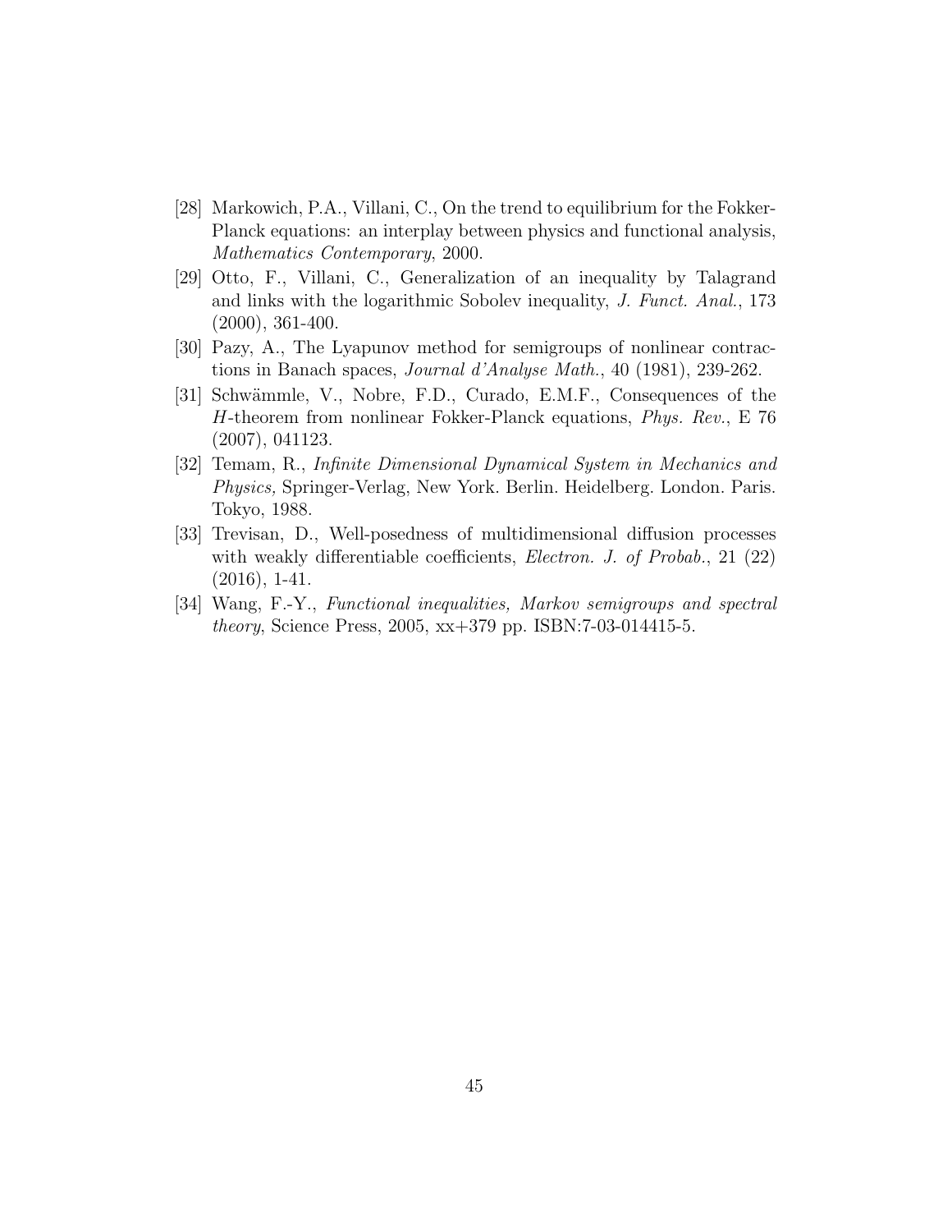[28] Markowich, P.A., Villani, C., On the trend to equilibrium for the Fokker-Planck equations: an interplay between physics and functional analysis, *Mathematics Contemporary*, 2000.

[29] Otto, F., Villani, C., Generalization of an inequality by Talagrand and links with the logarithmic Sobolev inequality, *J. Funct. Anal.*, 173 (2000), 361-400.

[30] Pazy, A., The Lyapunov method for semigroups of nonlinear contractions in Banach spaces, *Journal d'Analyse Math.*, 40 (1981), 239-262.

[31] Schwämmle, V., Nobre, F.D., Curado, E.M.F., Consequences of the $H$-theorem from nonlinear Fokker-Planck equations, *Phys. Rev.*, E 76 (2007), 041123.

[32] Temam, R., *Infinite Dimensional Dynamical System in Mechanics and Physics,* Springer-Verlag, New York. Berlin. Heidelberg. London. Paris. Tokyo, 1988.

[33] Trevisan, D., Well-posedness of multidimensional diffusion processes with weakly differentiable coefficients, *Electron. J. of Probab.*, 21 (22) (2016), 1-41.

[34] Wang, F.-Y., *Functional inequalities, Markov semigroups and spectral theory*, Science Press, 2005, xx+379 pp. ISBN:7-03-014415-5.